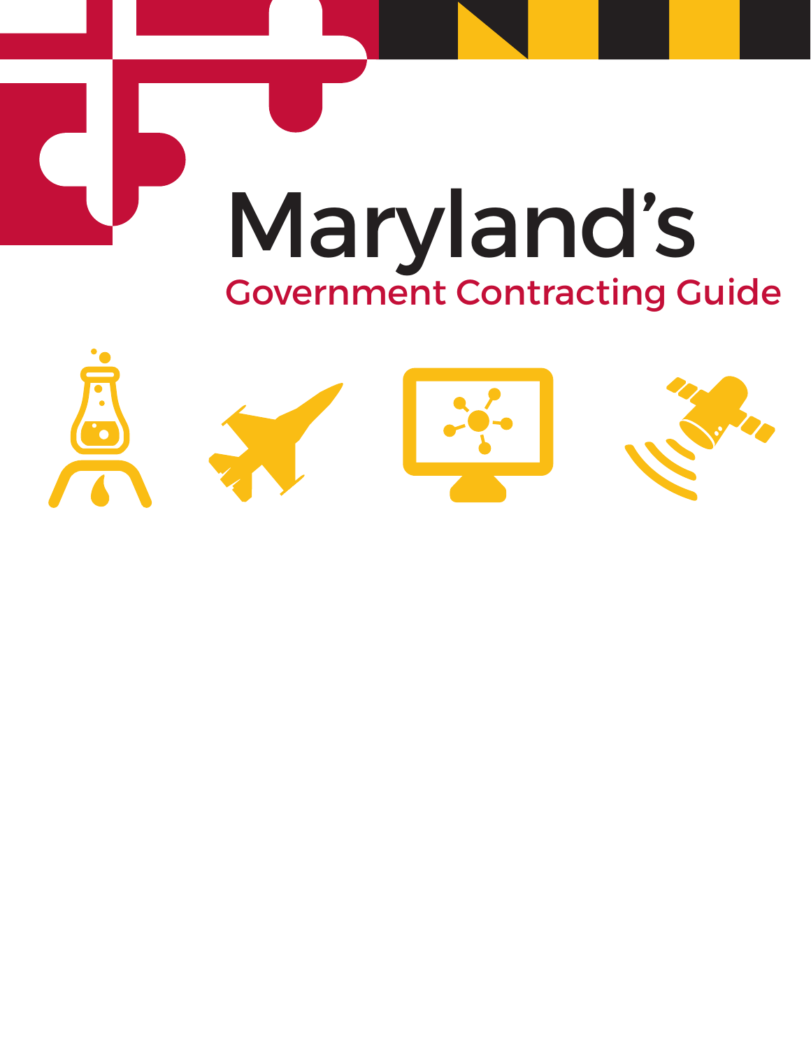# Maryland's

## Government Contracting Guide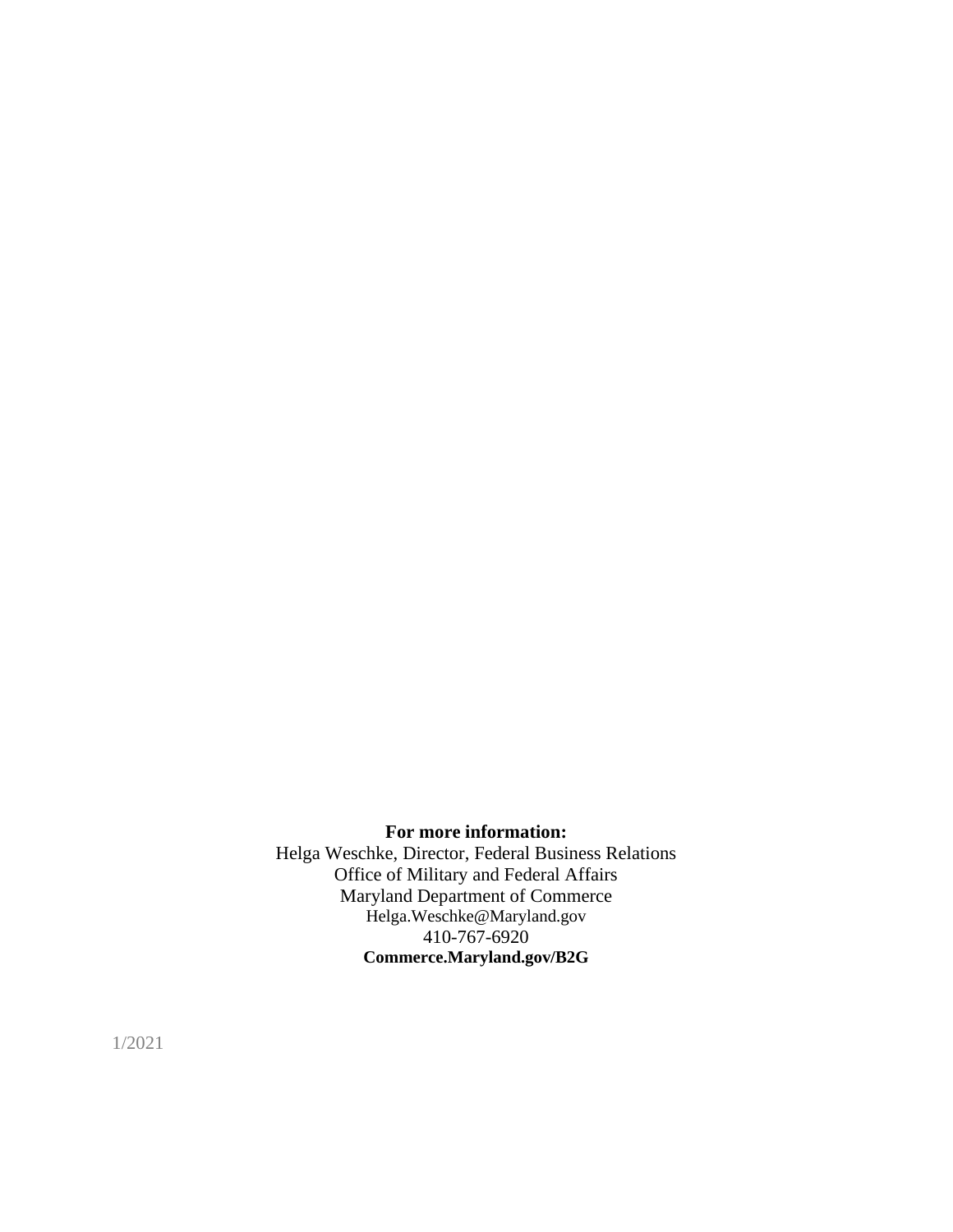**For more information:**

Helga Weschke, Director, Federal Business Relations
Office of Military and Federal Affairs
Maryland Department of Commerce
Helga.Weschke@Maryland.gov
410-767-6920
**Commerce.Maryland.gov/B2G**

1/2021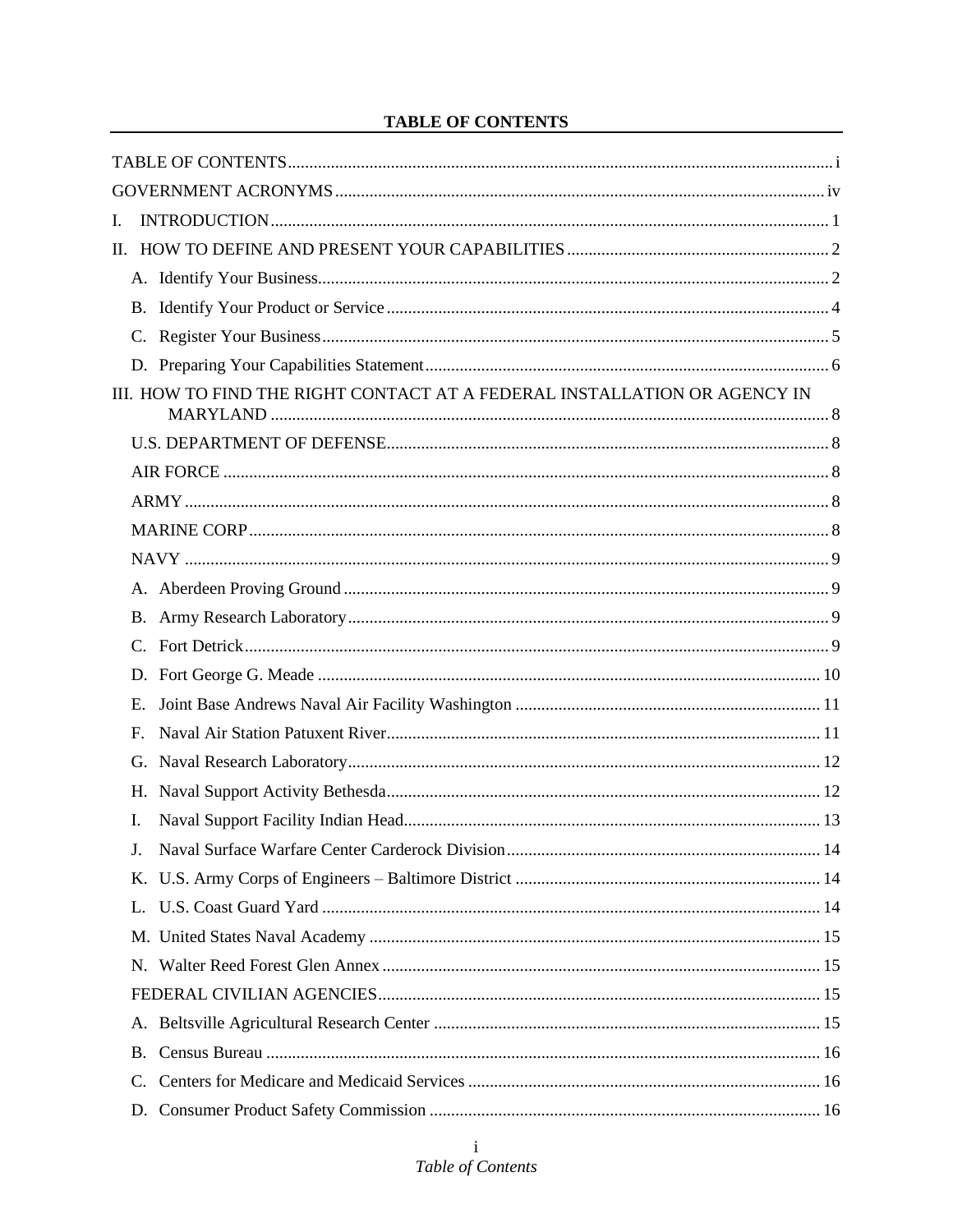**TABLE OF CONTENTS**

TABLE OF CONTENTS .......... i

GOVERNMENT ACRONYMS .......... iv

I. INTRODUCTION .......... 1

II. HOW TO DEFINE AND PRESENT YOUR CAPABILITIES .......... 2

- A. Identify Your Business .......... 2
- B. Identify Your Product or Service .......... 4
- C. Register Your Business .......... 5
- D. Preparing Your Capabilities Statement .......... 6

III. HOW TO FIND THE RIGHT CONTACT AT A FEDERAL INSTALLATION OR AGENCY IN MARYLAND .......... 8

- U.S. DEPARTMENT OF DEFENSE .......... 8
- AIR FORCE .......... 8
- ARMY .......... 8
- MARINE CORP .......... 8
- NAVY .......... 9
- A. Aberdeen Proving Ground .......... 9
- B. Army Research Laboratory .......... 9
- C. Fort Detrick .......... 9
- D. Fort George G. Meade .......... 10
- E. Joint Base Andrews Naval Air Facility Washington .......... 11
- F. Naval Air Station Patuxent River .......... 11
- G. Naval Research Laboratory .......... 12
- H. Naval Support Activity Bethesda .......... 12
- I. Naval Support Facility Indian Head .......... 13
- J. Naval Surface Warfare Center Carderock Division .......... 14
- K. U.S. Army Corps of Engineers – Baltimore District .......... 14
- L. U.S. Coast Guard Yard .......... 14
- M. United States Naval Academy .......... 15
- N. Walter Reed Forest Glen Annex .......... 15
- FEDERAL CIVILIAN AGENCIES .......... 15
- A. Beltsville Agricultural Research Center .......... 15
- B. Census Bureau .......... 16
- C. Centers for Medicare and Medicaid Services .......... 16
- D. Consumer Product Safety Commission .......... 16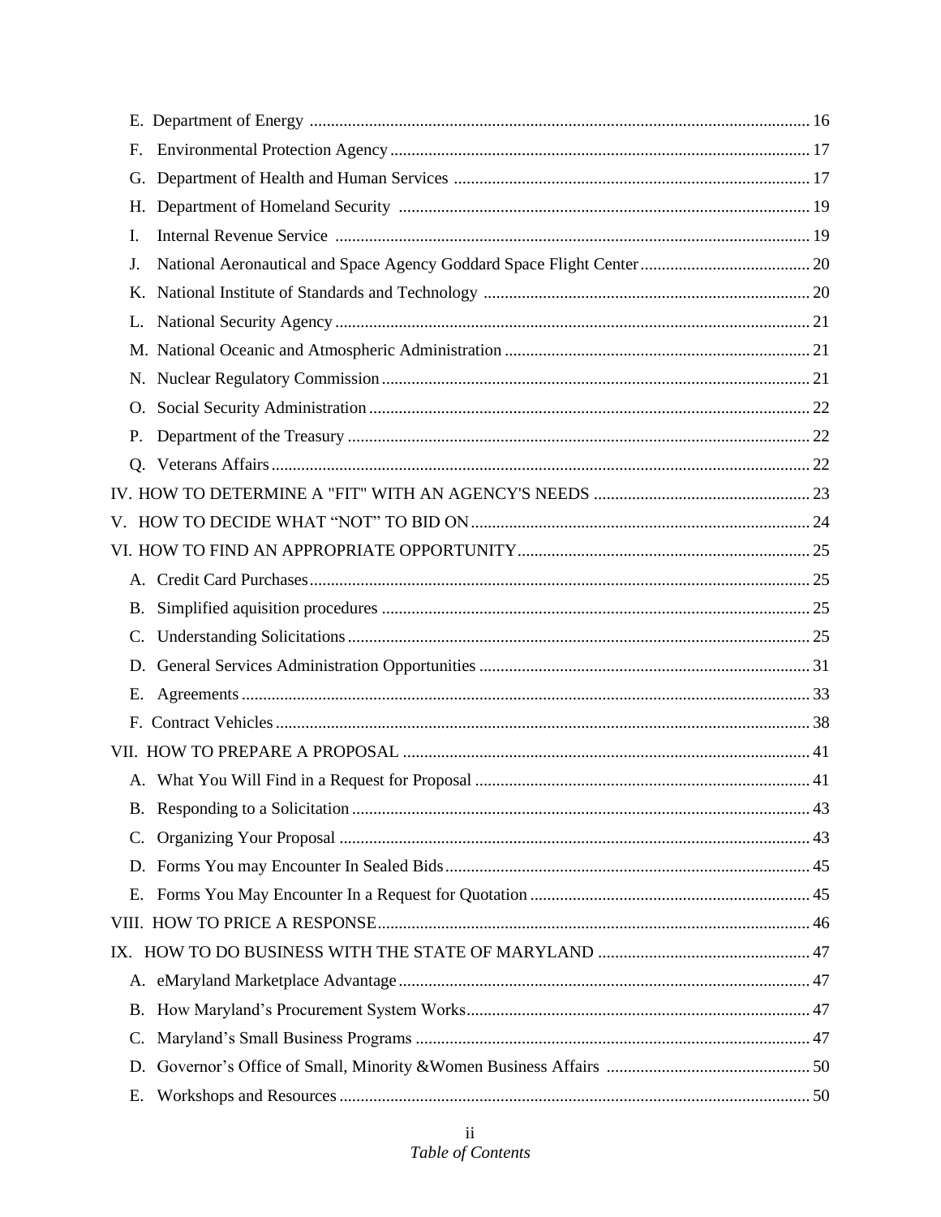E. Department of Energy ..................................................................................................................... 16

F. Environmental Protection Agency .................................................................................................. 17

G. Department of Health and Human Services ................................................................................... 17

H. Department of Homeland Security ................................................................................................ 19

I. Internal Revenue Service ............................................................................................................... 19

J. National Aeronautical and Space Agency Goddard Space Flight Center ........................................ 20

K. National Institute of Standards and Technology ............................................................................ 20

L. National Security Agency ............................................................................................................... 21

M. National Oceanic and Atmospheric Administration ....................................................................... 21

N. Nuclear Regulatory Commission .................................................................................................... 21

O. Social Security Administration ....................................................................................................... 22

P. Department of the Treasury ............................................................................................................ 22

Q. Veterans Affairs .............................................................................................................................. 22

IV. HOW TO DETERMINE A "FIT" WITH AN AGENCY'S NEEDS ................................................... 23

V. HOW TO DECIDE WHAT "NOT" TO BID ON ............................................................................... 24

VI. HOW TO FIND AN APPROPRIATE OPPORTUNITY .................................................................... 25

A. Credit Card Purchases ..................................................................................................................... 25

B. Simplified aquisition procedures .................................................................................................... 25

C. Understanding Solicitations ............................................................................................................ 25

D. General Services Administration Opportunities ............................................................................. 31

E. Agreements ..................................................................................................................................... 33

F. Contract Vehicles ............................................................................................................................. 38

VII. HOW TO PREPARE A PROPOSAL ............................................................................................... 41

A. What You Will Find in a Request for Proposal .............................................................................. 41

B. Responding to a Solicitation ........................................................................................................... 43

C. Organizing Your Proposal .............................................................................................................. 43

D. Forms You may Encounter In Sealed Bids ..................................................................................... 45

E. Forms You May Encounter In a Request for Quotation ................................................................. 45

VIII. HOW TO PRICE A RESPONSE ..................................................................................................... 46

IX. HOW TO DO BUSINESS WITH THE STATE OF MARYLAND ................................................. 47

A. eMaryland Marketplace Advantage ................................................................................................ 47

B. How Maryland's Procurement System Works ................................................................................ 47

C. Maryland's Small Business Programs ............................................................................................ 47

D. Governor's Office of Small, Minority &Women Business Affairs ................................................ 50

E. Workshops and Resources .............................................................................................................. 50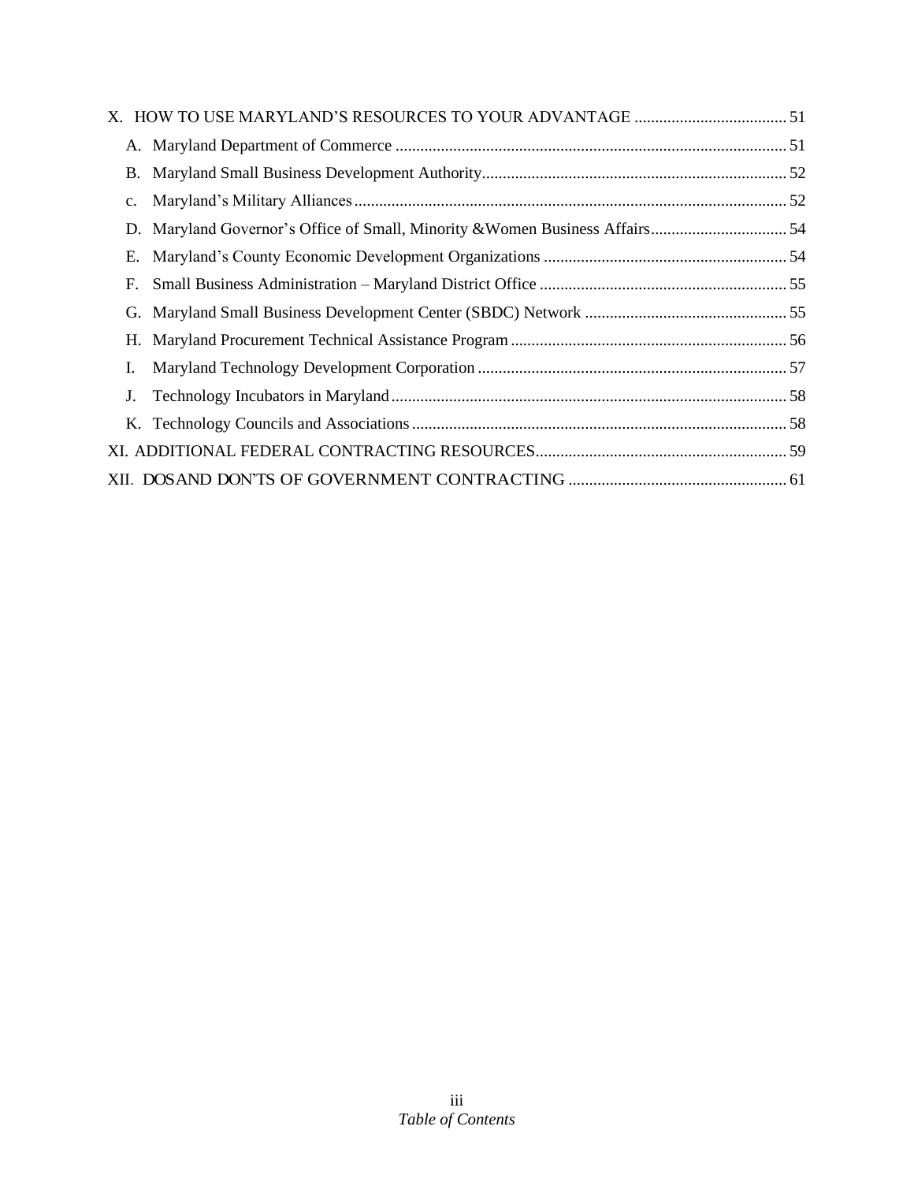X. HOW TO USE MARYLAND'S RESOURCES TO YOUR ADVANTAGE ..................................... 51

A. Maryland Department of Commerce ..................................... 51

B. Maryland Small Business Development Authority ..................................... 52

c. Maryland's Military Alliances ..................................... 52

D. Maryland Governor's Office of Small, Minority &Women Business Affairs ..................................... 54

E. Maryland's County Economic Development Organizations ..................................... 54

F. Small Business Administration – Maryland District Office ..................................... 55

G. Maryland Small Business Development Center (SBDC) Network ..................................... 55

H. Maryland Procurement Technical Assistance Program ..................................... 56

I. Maryland Technology Development Corporation ..................................... 57

J. Technology Incubators in Maryland ..................................... 58

K. Technology Councils and Associations ..................................... 58

XI. ADDITIONAL FEDERAL CONTRACTING RESOURCES ..................................... 59

XII. DOSAND DON'TS OF GOVERNMENT CONTRACTING ..................................... 61

*Table of Contents*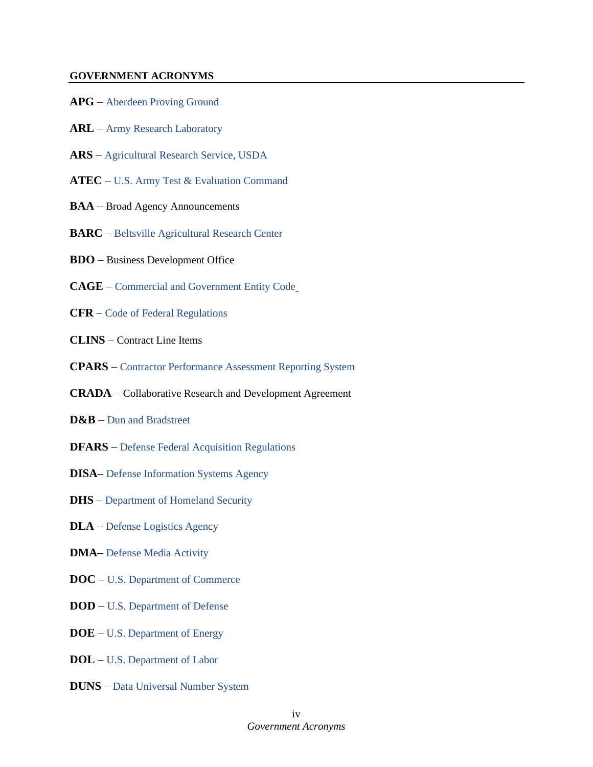## GOVERNMENT ACRONYMS

**APG** – Aberdeen Proving Ground

**ARL** – Army Research Laboratory

**ARS** – Agricultural Research Service, USDA

**ATEC** – U.S. Army Test & Evaluation Command

**BAA** – Broad Agency Announcements

**BARC** – Beltsville Agricultural Research Center

**BDO** – Business Development Office

**CAGE** – Commercial and Government Entity Code

**CFR** – Code of Federal Regulations

**CLINS** – Contract Line Items

**CPARS** – Contractor Performance Assessment Reporting System

**CRADA** – Collaborative Research and Development Agreement

**D&B** – Dun and Bradstreet

**DFARS** – Defense Federal Acquisition Regulations

**DISA–** Defense Information Systems Agency

**DHS** – Department of Homeland Security

**DLA** – Defense Logistics Agency

**DMA–** Defense Media Activity

**DOC** – U.S. Department of Commerce

**DOD** – U.S. Department of Defense

**DOE** – U.S. Department of Energy

**DOL** – U.S. Department of Labor

**DUNS** – Data Universal Number System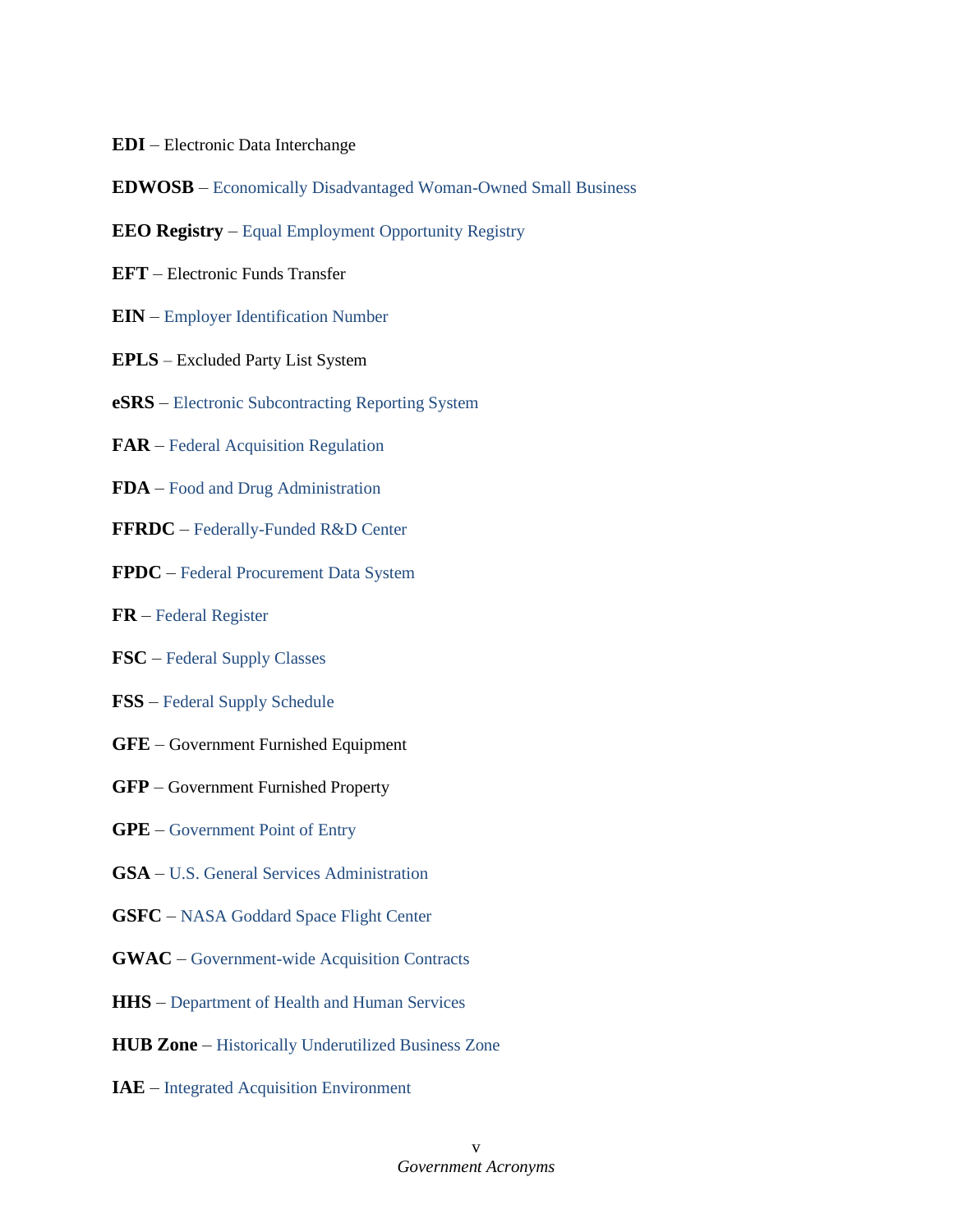**EDI** – Electronic Data Interchange

**EDWOSB** – Economically Disadvantaged Woman-Owned Small Business

**EEO Registry** – Equal Employment Opportunity Registry

**EFT** – Electronic Funds Transfer

**EIN** – Employer Identification Number

**EPLS** – Excluded Party List System

**eSRS** – Electronic Subcontracting Reporting System

**FAR** – Federal Acquisition Regulation

**FDA** – Food and Drug Administration

**FFRDC** – Federally-Funded R&D Center

**FPDC** – Federal Procurement Data System

**FR** – Federal Register

**FSC** – Federal Supply Classes

**FSS** – Federal Supply Schedule

**GFE** – Government Furnished Equipment

**GFP** – Government Furnished Property

**GPE** – Government Point of Entry

**GSA** – U.S. General Services Administration

**GSFC** – NASA Goddard Space Flight Center

**GWAC** – Government-wide Acquisition Contracts

**HHS** – Department of Health and Human Services

**HUB Zone** – Historically Underutilized Business Zone

**IAE** – Integrated Acquisition Environment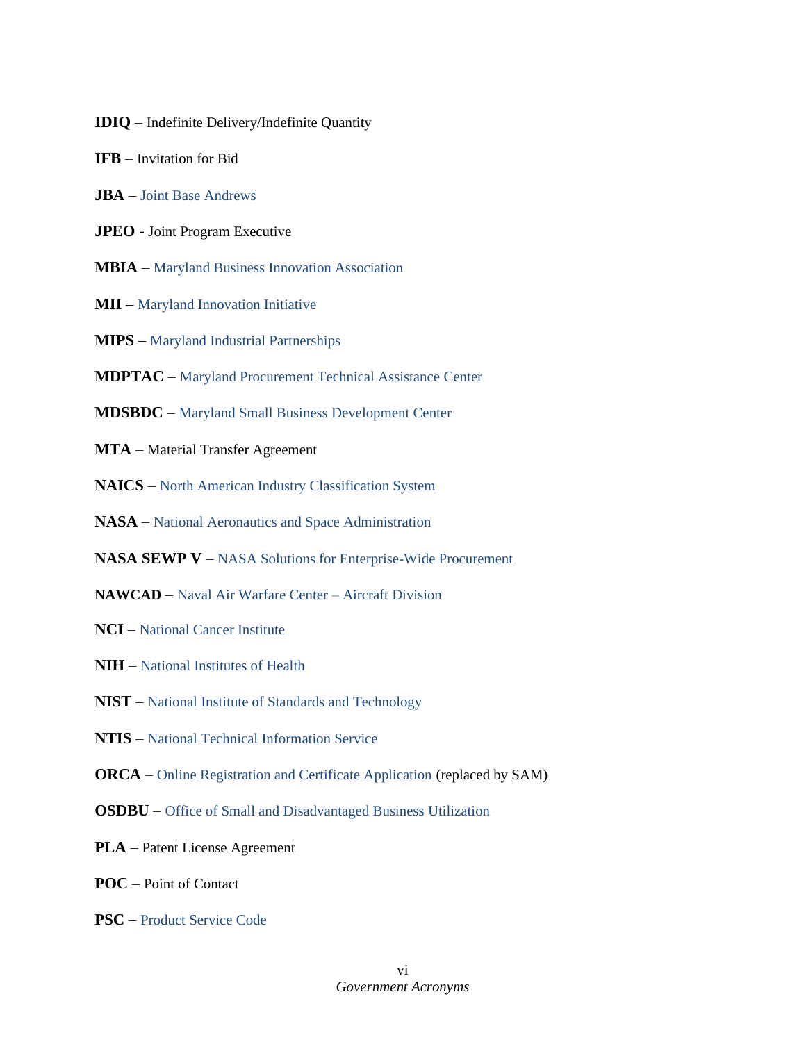**IDIQ** – Indefinite Delivery/Indefinite Quantity

**IFB** – Invitation for Bid

**JBA** – Joint Base Andrews

**JPEO -** Joint Program Executive

**MBIA** – Maryland Business Innovation Association

**MII –** Maryland Innovation Initiative

**MIPS –** Maryland Industrial Partnerships

**MDPTAC** – Maryland Procurement Technical Assistance Center

**MDSBDC** – Maryland Small Business Development Center

**MTA** – Material Transfer Agreement

**NAICS** – North American Industry Classification System

**NASA** – National Aeronautics and Space Administration

**NASA SEWP V** – NASA Solutions for Enterprise-Wide Procurement

**NAWCAD** – Naval Air Warfare Center – Aircraft Division

**NCI** – National Cancer Institute

**NIH** – National Institutes of Health

**NIST** – National Institute of Standards and Technology

**NTIS** – National Technical Information Service

**ORCA** – Online Registration and Certificate Application (replaced by SAM)

**OSDBU** – Office of Small and Disadvantaged Business Utilization

**PLA** – Patent License Agreement

**POC** – Point of Contact

**PSC** – Product Service Code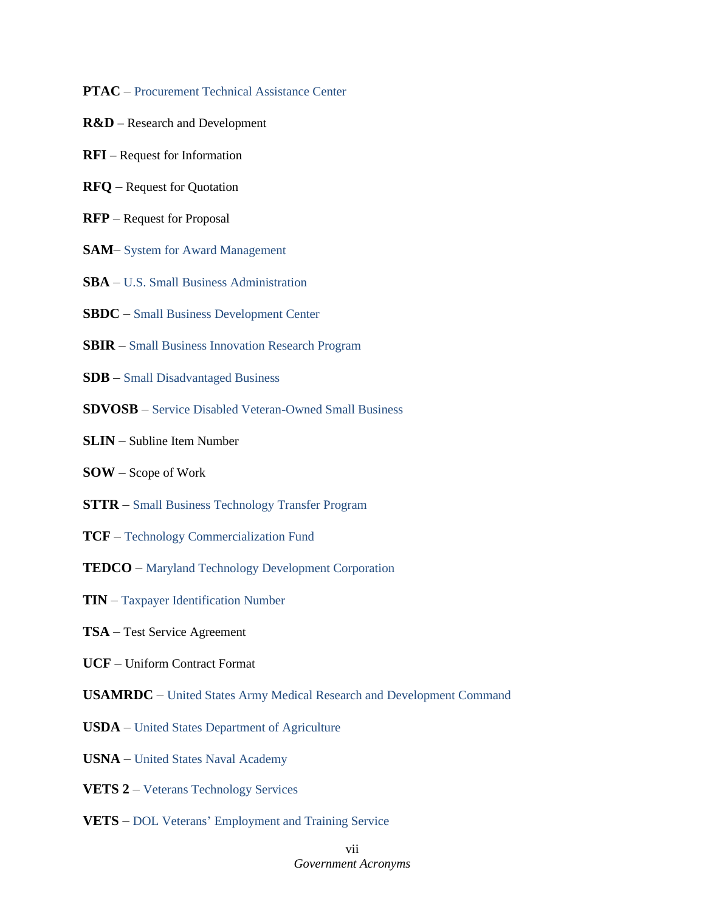**PTAC** – Procurement Technical Assistance Center

**R&D** – Research and Development

**RFI** – Request for Information

**RFQ** – Request for Quotation

**RFP** – Request for Proposal

**SAM**– System for Award Management

**SBA** – U.S. Small Business Administration

**SBDC** – Small Business Development Center

**SBIR** – Small Business Innovation Research Program

**SDB** – Small Disadvantaged Business

**SDVOSB** – Service Disabled Veteran-Owned Small Business

**SLIN** – Subline Item Number

**SOW** – Scope of Work

**STTR** – Small Business Technology Transfer Program

**TCF** – Technology Commercialization Fund

**TEDCO** – Maryland Technology Development Corporation

**TIN** – Taxpayer Identification Number

**TSA** – Test Service Agreement

**UCF** – Uniform Contract Format

**USAMRDC** – United States Army Medical Research and Development Command

**USDA** – United States Department of Agriculture

**USNA** – United States Naval Academy

**VETS 2** – Veterans Technology Services

**VETS** – DOL Veterans' Employment and Training Service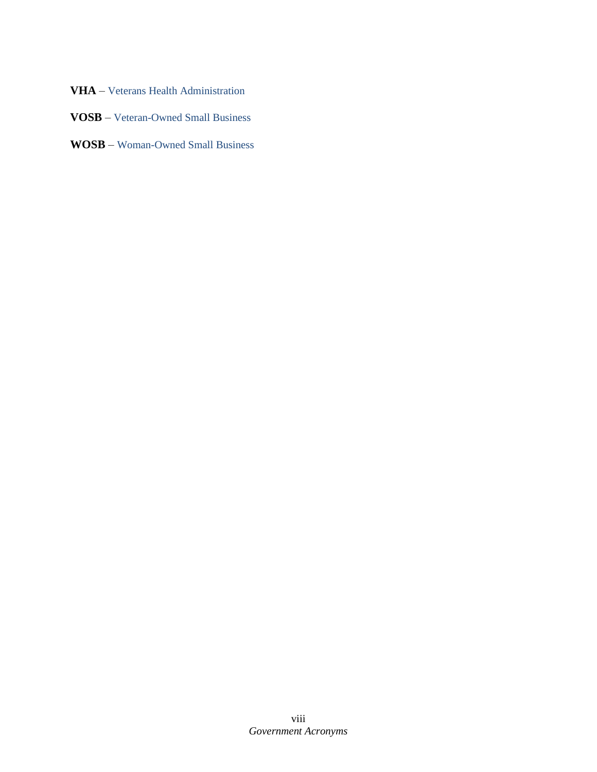**VHA** – Veterans Health Administration

**VOSB** – Veteran-Owned Small Business

**WOSB** – Woman-Owned Small Business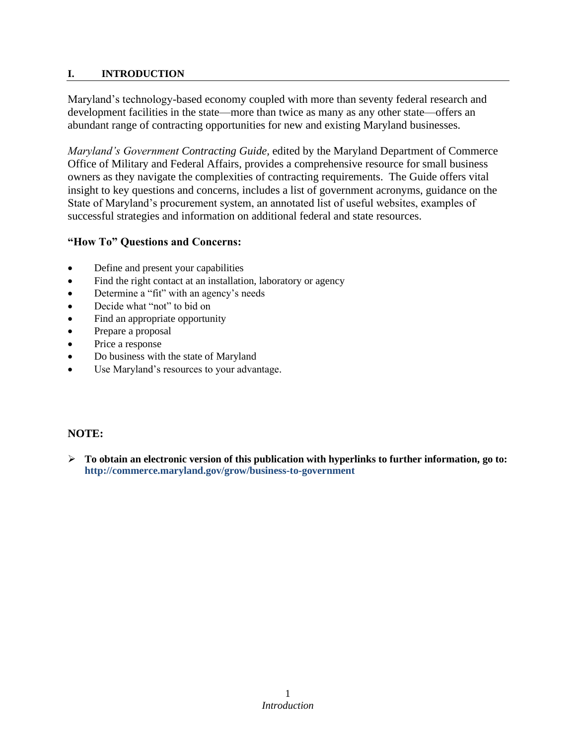## I. INTRODUCTION

Maryland's technology-based economy coupled with more than seventy federal research and development facilities in the state—more than twice as many as any other state—offers an abundant range of contracting opportunities for new and existing Maryland businesses.

*Maryland's Government Contracting Guide,* edited by the Maryland Department of Commerce Office of Military and Federal Affairs, provides a comprehensive resource for small business owners as they navigate the complexities of contracting requirements. The Guide offers vital insight to key questions and concerns, includes a list of government acronyms, guidance on the State of Maryland's procurement system, an annotated list of useful websites, examples of successful strategies and information on additional federal and state resources.

### "How To" Questions and Concerns:

- Define and present your capabilities
- Find the right contact at an installation, laboratory or agency
- Determine a "fit" with an agency's needs
- Decide what "not" to bid on
- Find an appropriate opportunity
- Prepare a proposal
- Price a response
- Do business with the state of Maryland
- Use Maryland's resources to your advantage.

### NOTE:

- **To obtain an electronic version of this publication with hyperlinks to further information, go to: http://commerce.maryland.gov/grow/business-to-government**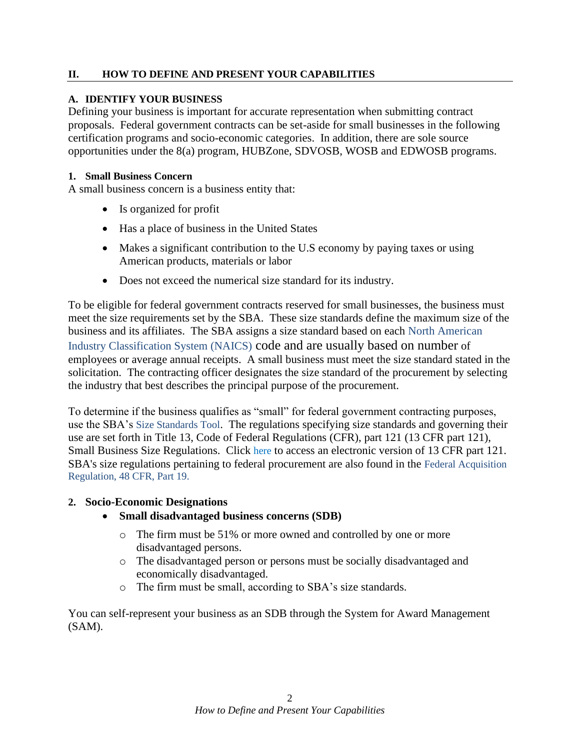## II. HOW TO DEFINE AND PRESENT YOUR CAPABILITIES

### A. IDENTIFY YOUR BUSINESS

Defining your business is important for accurate representation when submitting contract proposals. Federal government contracts can be set-aside for small businesses in the following certification programs and socio-economic categories. In addition, there are sole source opportunities under the 8(a) program, HUBZone, SDVOSB, WOSB and EDWOSB programs.

#### 1. Small Business Concern

A small business concern is a business entity that:

- Is organized for profit
- Has a place of business in the United States
- Makes a significant contribution to the U.S economy by paying taxes or using American products, materials or labor
- Does not exceed the numerical size standard for its industry.

To be eligible for federal government contracts reserved for small businesses, the business must meet the size requirements set by the SBA. These size standards define the maximum size of the business and its affiliates. The SBA assigns a size standard based on each North American Industry Classification System (NAICS) code and are usually based on number of employees or average annual receipts. A small business must meet the size standard stated in the solicitation. The contracting officer designates the size standard of the procurement by selecting the industry that best describes the principal purpose of the procurement.

To determine if the business qualifies as "small" for federal government contracting purposes, use the SBA's Size Standards Tool. The regulations specifying size standards and governing their use are set forth in Title 13, Code of Federal Regulations (CFR), part 121 (13 CFR part 121), Small Business Size Regulations. Click here to access an electronic version of 13 CFR part 121. SBA's size regulations pertaining to federal procurement are also found in the Federal Acquisition Regulation, 48 CFR, Part 19.

#### 2. Socio-Economic Designations

- **Small disadvantaged business concerns (SDB)**
  - The firm must be 51% or more owned and controlled by one or more disadvantaged persons.
  - The disadvantaged person or persons must be socially disadvantaged and economically disadvantaged.
  - The firm must be small, according to SBA's size standards.

You can self-represent your business as an SDB through the System for Award Management (SAM).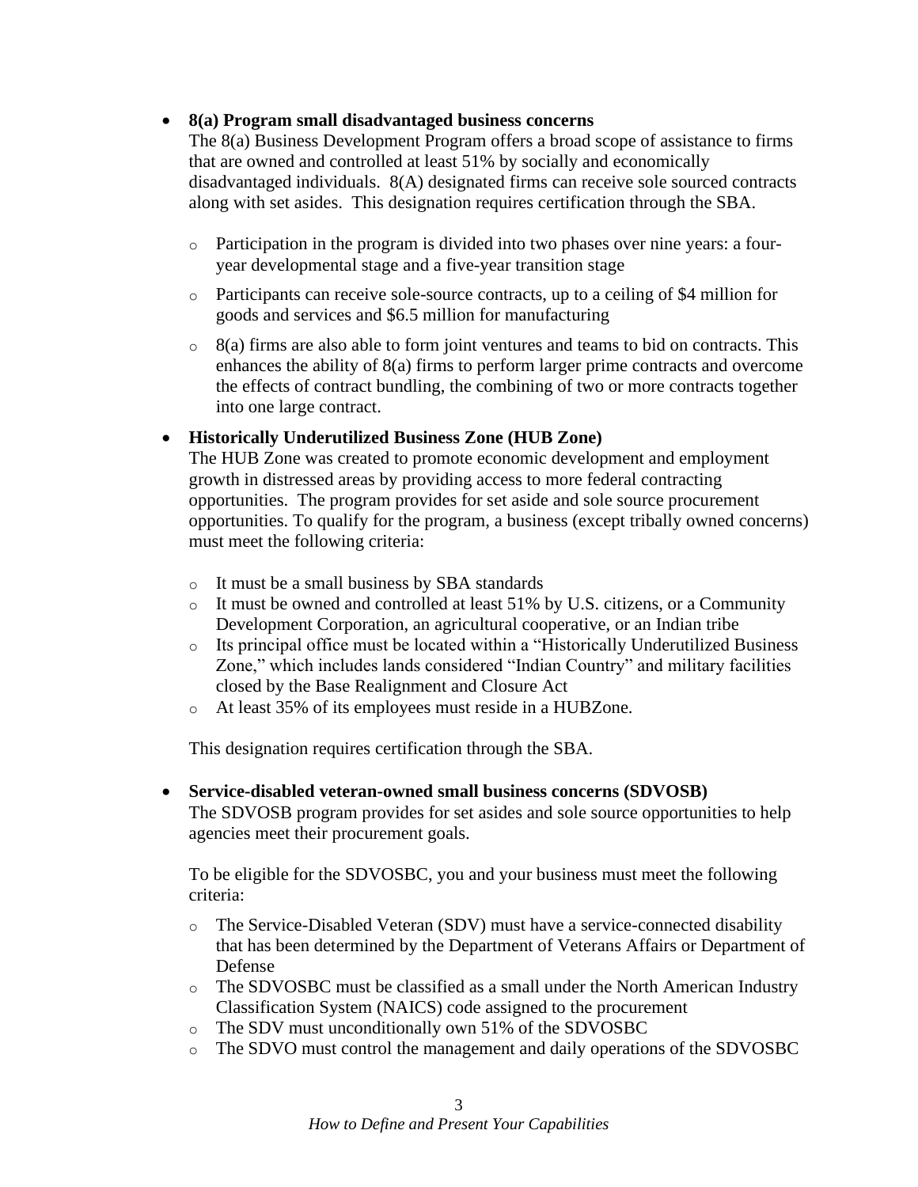- **8(a) Program small disadvantaged business concerns**
  The 8(a) Business Development Program offers a broad scope of assistance to firms that are owned and controlled at least 51% by socially and economically disadvantaged individuals. 8(A) designated firms can receive sole sourced contracts along with set asides. This designation requires certification through the SBA.

  - Participation in the program is divided into two phases over nine years: a four-year developmental stage and a five-year transition stage
  - Participants can receive sole-source contracts, up to a ceiling of $4 million for goods and services and $6.5 million for manufacturing
  - 8(a) firms are also able to form joint ventures and teams to bid on contracts. This enhances the ability of 8(a) firms to perform larger prime contracts and overcome the effects of contract bundling, the combining of two or more contracts together into one large contract.

- **Historically Underutilized Business Zone (HUB Zone)**
  The HUB Zone was created to promote economic development and employment growth in distressed areas by providing access to more federal contracting opportunities. The program provides for set aside and sole source procurement opportunities. To qualify for the program, a business (except tribally owned concerns) must meet the following criteria:

  - It must be a small business by SBA standards
  - It must be owned and controlled at least 51% by U.S. citizens, or a Community Development Corporation, an agricultural cooperative, or an Indian tribe
  - Its principal office must be located within a "Historically Underutilized Business Zone," which includes lands considered "Indian Country" and military facilities closed by the Base Realignment and Closure Act
  - At least 35% of its employees must reside in a HUBZone.

  This designation requires certification through the SBA.

- **Service-disabled veteran-owned small business concerns (SDVOSB)**
  The SDVOSB program provides for set asides and sole source opportunities to help agencies meet their procurement goals.

  To be eligible for the SDVOSBC, you and your business must meet the following criteria:

  - The Service-Disabled Veteran (SDV) must have a service-connected disability that has been determined by the Department of Veterans Affairs or Department of Defense
  - The SDVOSBC must be classified as a small under the North American Industry Classification System (NAICS) code assigned to the procurement
  - The SDV must unconditionally own 51% of the SDVOSBC
  - The SDVO must control the management and daily operations of the SDVOSBC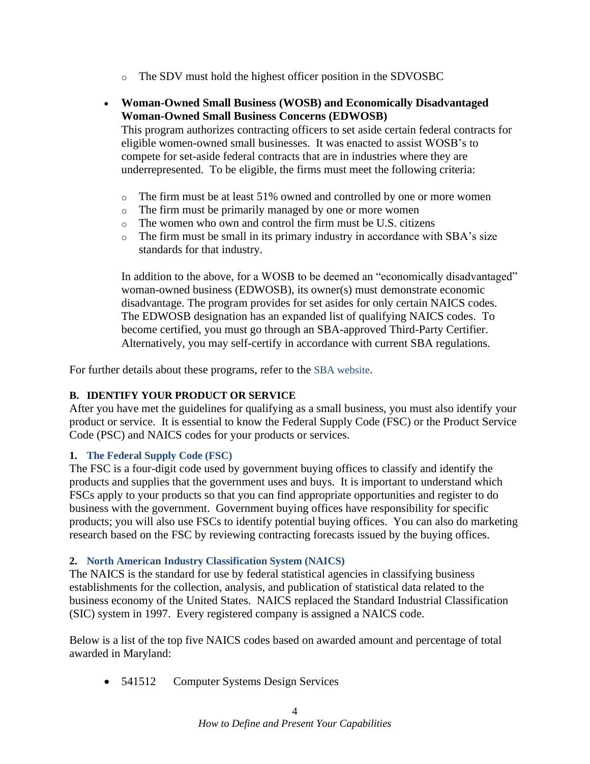- The SDV must hold the highest officer position in the SDVOSBC

- **Woman-Owned Small Business (WOSB) and Economically Disadvantaged Woman-Owned Small Business Concerns (EDWOSB)**
  This program authorizes contracting officers to set aside certain federal contracts for eligible women-owned small businesses. It was enacted to assist WOSB's to compete for set-aside federal contracts that are in industries where they are underrepresented. To be eligible, the firms must meet the following criteria:

  - The firm must be at least 51% owned and controlled by one or more women
  - The firm must be primarily managed by one or more women
  - The women who own and control the firm must be U.S. citizens
  - The firm must be small in its primary industry in accordance with SBA's size standards for that industry.

  In addition to the above, for a WOSB to be deemed an "economically disadvantaged" woman-owned business (EDWOSB), its owner(s) must demonstrate economic disadvantage. The program provides for set asides for only certain NAICS codes. The EDWOSB designation has an expanded list of qualifying NAICS codes. To become certified, you must go through an SBA-approved Third-Party Certifier. Alternatively, you may self-certify in accordance with current SBA regulations.

For further details about these programs, refer to the SBA website.

### B. IDENTIFY YOUR PRODUCT OR SERVICE

After you have met the guidelines for qualifying as a small business, you must also identify your product or service. It is essential to know the Federal Supply Code (FSC) or the Product Service Code (PSC) and NAICS codes for your products or services.

#### 1. The Federal Supply Code (FSC)

The FSC is a four-digit code used by government buying offices to classify and identify the products and supplies that the government uses and buys. It is important to understand which FSCs apply to your products so that you can find appropriate opportunities and register to do business with the government. Government buying offices have responsibility for specific products; you will also use FSCs to identify potential buying offices. You can also do marketing research based on the FSC by reviewing contracting forecasts issued by the buying offices.

#### 2. North American Industry Classification System (NAICS)

The NAICS is the standard for use by federal statistical agencies in classifying business establishments for the collection, analysis, and publication of statistical data related to the business economy of the United States. NAICS replaced the Standard Industrial Classification (SIC) system in 1997. Every registered company is assigned a NAICS code.

Below is a list of the top five NAICS codes based on awarded amount and percentage of total awarded in Maryland:

- 541512 Computer Systems Design Services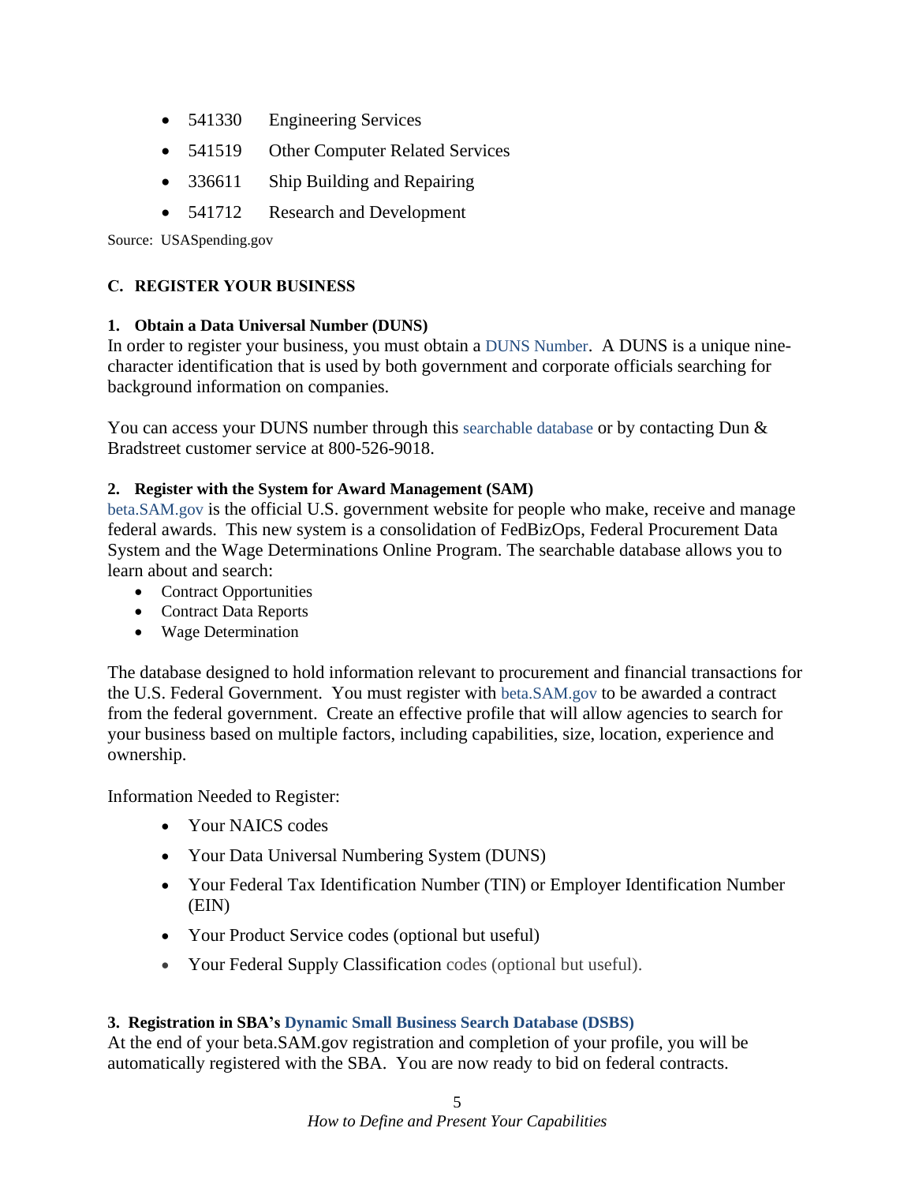- 541330 Engineering Services
- 541519 Other Computer Related Services
- 336611 Ship Building and Repairing
- 541712 Research and Development

Source: USASpending.gov

## C. REGISTER YOUR BUSINESS

### 1. Obtain a Data Universal Number (DUNS)

In order to register your business, you must obtain a DUNS Number. A DUNS is a unique nine-character identification that is used by both government and corporate officials searching for background information on companies.

You can access your DUNS number through this searchable database or by contacting Dun & Bradstreet customer service at 800-526-9018.

### 2. Register with the System for Award Management (SAM)

beta.SAM.gov is the official U.S. government website for people who make, receive and manage federal awards. This new system is a consolidation of FedBizOps, Federal Procurement Data System and the Wage Determinations Online Program. The searchable database allows you to learn about and search:

- Contract Opportunities
- Contract Data Reports
- Wage Determination

The database designed to hold information relevant to procurement and financial transactions for the U.S. Federal Government. You must register with beta.SAM.gov to be awarded a contract from the federal government. Create an effective profile that will allow agencies to search for your business based on multiple factors, including capabilities, size, location, experience and ownership.

Information Needed to Register:

- Your NAICS codes
- Your Data Universal Numbering System (DUNS)
- Your Federal Tax Identification Number (TIN) or Employer Identification Number (EIN)
- Your Product Service codes (optional but useful)
- Your Federal Supply Classification codes (optional but useful).

### 3. Registration in SBA's Dynamic Small Business Search Database (DSBS)

At the end of your beta.SAM.gov registration and completion of your profile, you will be automatically registered with the SBA. You are now ready to bid on federal contracts.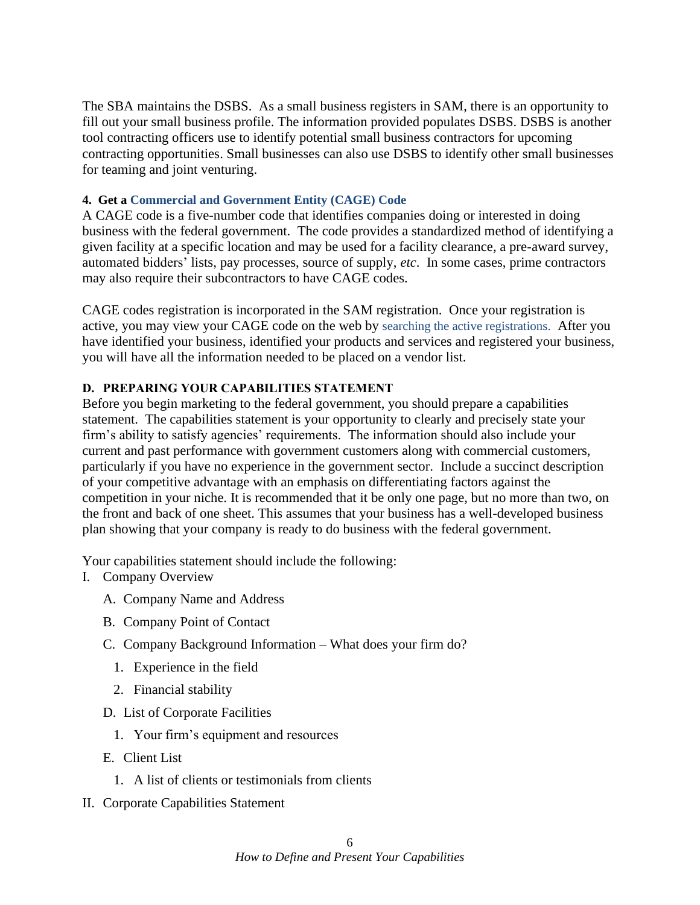The SBA maintains the DSBS. As a small business registers in SAM, there is an opportunity to fill out your small business profile. The information provided populates DSBS. DSBS is another tool contracting officers use to identify potential small business contractors for upcoming contracting opportunities. Small businesses can also use DSBS to identify other small businesses for teaming and joint venturing.

**4. Get a Commercial and Government Entity (CAGE) Code**

A CAGE code is a five-number code that identifies companies doing or interested in doing business with the federal government. The code provides a standardized method of identifying a given facility at a specific location and may be used for a facility clearance, a pre-award survey, automated bidders' lists, pay processes, source of supply, *etc*. In some cases, prime contractors may also require their subcontractors to have CAGE codes.

CAGE codes registration is incorporated in the SAM registration. Once your registration is active, you may view your CAGE code on the web by searching the active registrations. After you have identified your business, identified your products and services and registered your business, you will have all the information needed to be placed on a vendor list.

## D. PREPARING YOUR CAPABILITIES STATEMENT

Before you begin marketing to the federal government, you should prepare a capabilities statement. The capabilities statement is your opportunity to clearly and precisely state your firm's ability to satisfy agencies' requirements. The information should also include your current and past performance with government customers along with commercial customers, particularly if you have no experience in the government sector. Include a succinct description of your competitive advantage with an emphasis on differentiating factors against the competition in your niche. It is recommended that it be only one page, but no more than two, on the front and back of one sheet. This assumes that your business has a well-developed business plan showing that your company is ready to do business with the federal government.

Your capabilities statement should include the following:

I. Company Overview
   - A. Company Name and Address
   - B. Company Point of Contact
   - C. Company Background Information – What does your firm do?
     1. Experience in the field
     2. Financial stability
   - D. List of Corporate Facilities
     1. Your firm's equipment and resources
   - E. Client List
     1. A list of clients or testimonials from clients

II. Corporate Capabilities Statement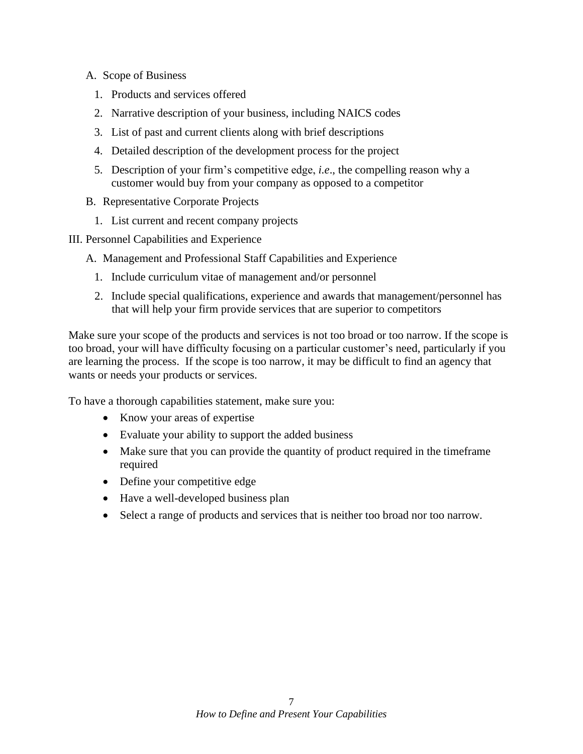A. Scope of Business

1. Products and services offered
2. Narrative description of your business, including NAICS codes
3. List of past and current clients along with brief descriptions
4. Detailed description of the development process for the project
5. Description of your firm's competitive edge, *i.e*., the compelling reason why a customer would buy from your company as opposed to a competitor

B. Representative Corporate Projects

1. List current and recent company projects

III. Personnel Capabilities and Experience

A. Management and Professional Staff Capabilities and Experience

1. Include curriculum vitae of management and/or personnel
2. Include special qualifications, experience and awards that management/personnel has that will help your firm provide services that are superior to competitors

Make sure your scope of the products and services is not too broad or too narrow. If the scope is too broad, your will have difficulty focusing on a particular customer's need, particularly if you are learning the process. If the scope is too narrow, it may be difficult to find an agency that wants or needs your products or services.

To have a thorough capabilities statement, make sure you:

- Know your areas of expertise
- Evaluate your ability to support the added business
- Make sure that you can provide the quantity of product required in the timeframe required
- Define your competitive edge
- Have a well-developed business plan
- Select a range of products and services that is neither too broad nor too narrow.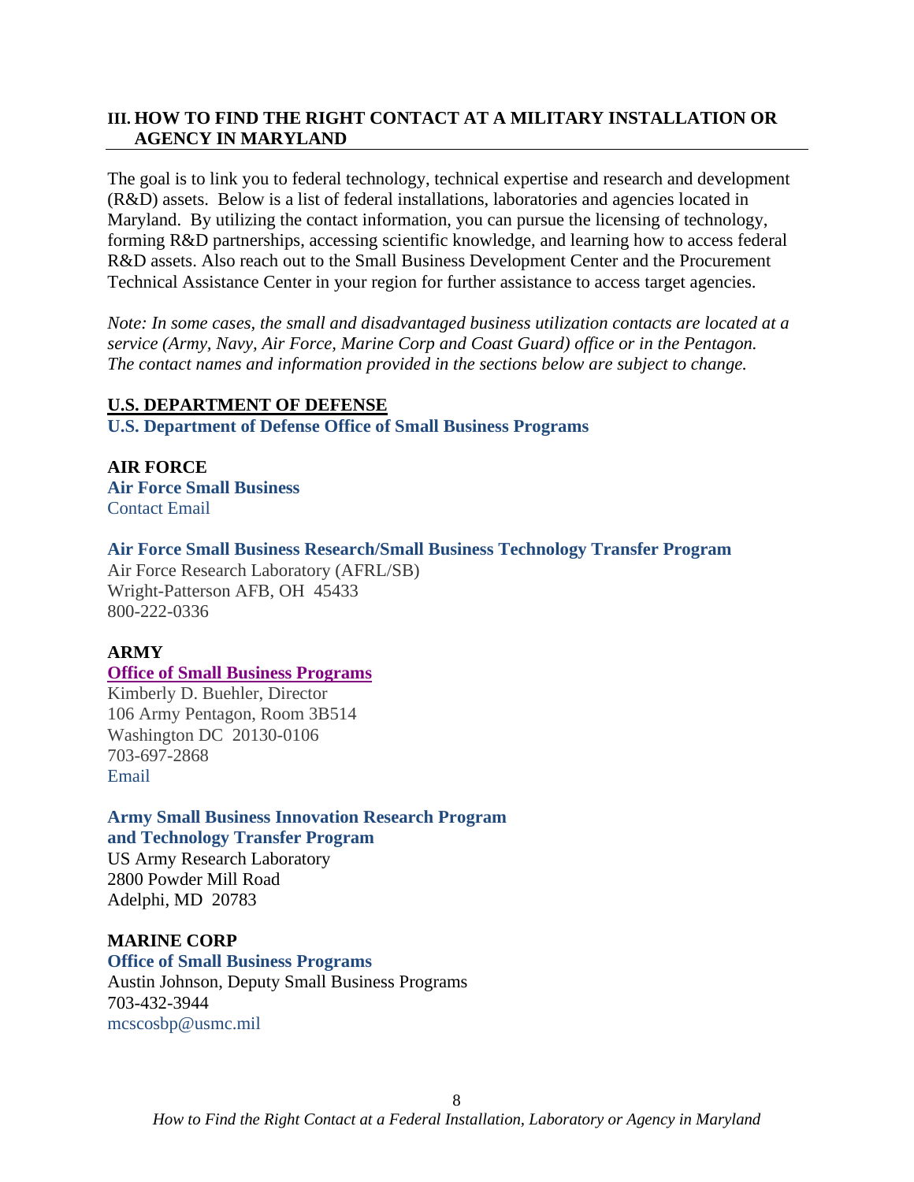## III. HOW TO FIND THE RIGHT CONTACT AT A MILITARY INSTALLATION OR AGENCY IN MARYLAND

The goal is to link you to federal technology, technical expertise and research and development (R&D) assets. Below is a list of federal installations, laboratories and agencies located in Maryland. By utilizing the contact information, you can pursue the licensing of technology, forming R&D partnerships, accessing scientific knowledge, and learning how to access federal R&D assets. Also reach out to the Small Business Development Center and the Procurement Technical Assistance Center in your region for further assistance to access target agencies.

*Note: In some cases, the small and disadvantaged business utilization contacts are located at a service (Army, Navy, Air Force, Marine Corp and Coast Guard) office or in the Pentagon. The contact names and information provided in the sections below are subject to change.*

### U.S. DEPARTMENT OF DEFENSE

**U.S. Department of Defense Office of Small Business Programs**

**AIR FORCE**

**Air Force Small Business**
Contact Email

**Air Force Small Business Research/Small Business Technology Transfer Program**
Air Force Research Laboratory (AFRL/SB)
Wright-Patterson AFB, OH 45433
800-222-0336

**ARMY**

**Office of Small Business Programs**
Kimberly D. Buehler, Director
106 Army Pentagon, Room 3B514
Washington DC 20130-0106
703-697-2868
Email

**Army Small Business Innovation Research Program and Technology Transfer Program**
US Army Research Laboratory
2800 Powder Mill Road
Adelphi, MD 20783

**MARINE CORP**

**Office of Small Business Programs**
Austin Johnson, Deputy Small Business Programs
703-432-3944
mcscosbp@usmc.mil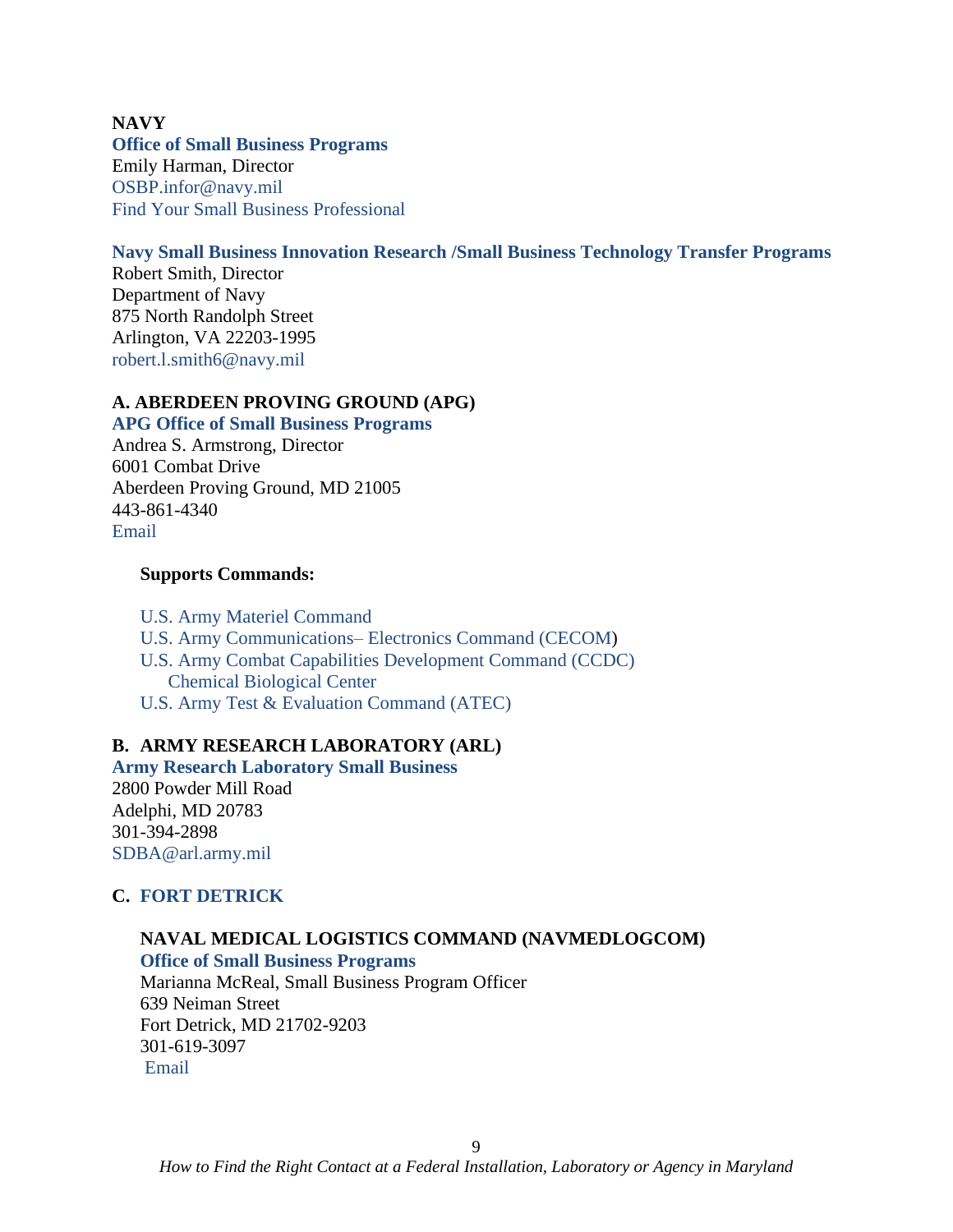**NAVY**

**Office of Small Business Programs**

Emily Harman, Director
OSBP.infor@navy.mil
Find Your Small Business Professional

**Navy Small Business Innovation Research /Small Business Technology Transfer Programs**

Robert Smith, Director
Department of Navy
875 North Randolph Street
Arlington, VA 22203-1995
robert.l.smith6@navy.mil

**A. ABERDEEN PROVING GROUND (APG)**

**APG Office of Small Business Programs**

Andrea S. Armstrong, Director
6001 Combat Drive
Aberdeen Proving Ground, MD 21005
443-861-4340
Email

**Supports Commands:**

- U.S. Army Materiel Command
- U.S. Army Communications– Electronics Command (CECOM)
- U.S. Army Combat Capabilities Development Command (CCDC) Chemical Biological Center
- U.S. Army Test & Evaluation Command (ATEC)

**B. ARMY RESEARCH LABORATORY (ARL)**

**Army Research Laboratory Small Business**

2800 Powder Mill Road
Adelphi, MD 20783
301-394-2898
SDBA@arl.army.mil

**C. FORT DETRICK**

**NAVAL MEDICAL LOGISTICS COMMAND (NAVMEDLOGCOM)**

**Office of Small Business Programs**

Marianna McReal, Small Business Program Officer
639 Neiman Street
Fort Detrick, MD 21702-9203
301-619-3097
Email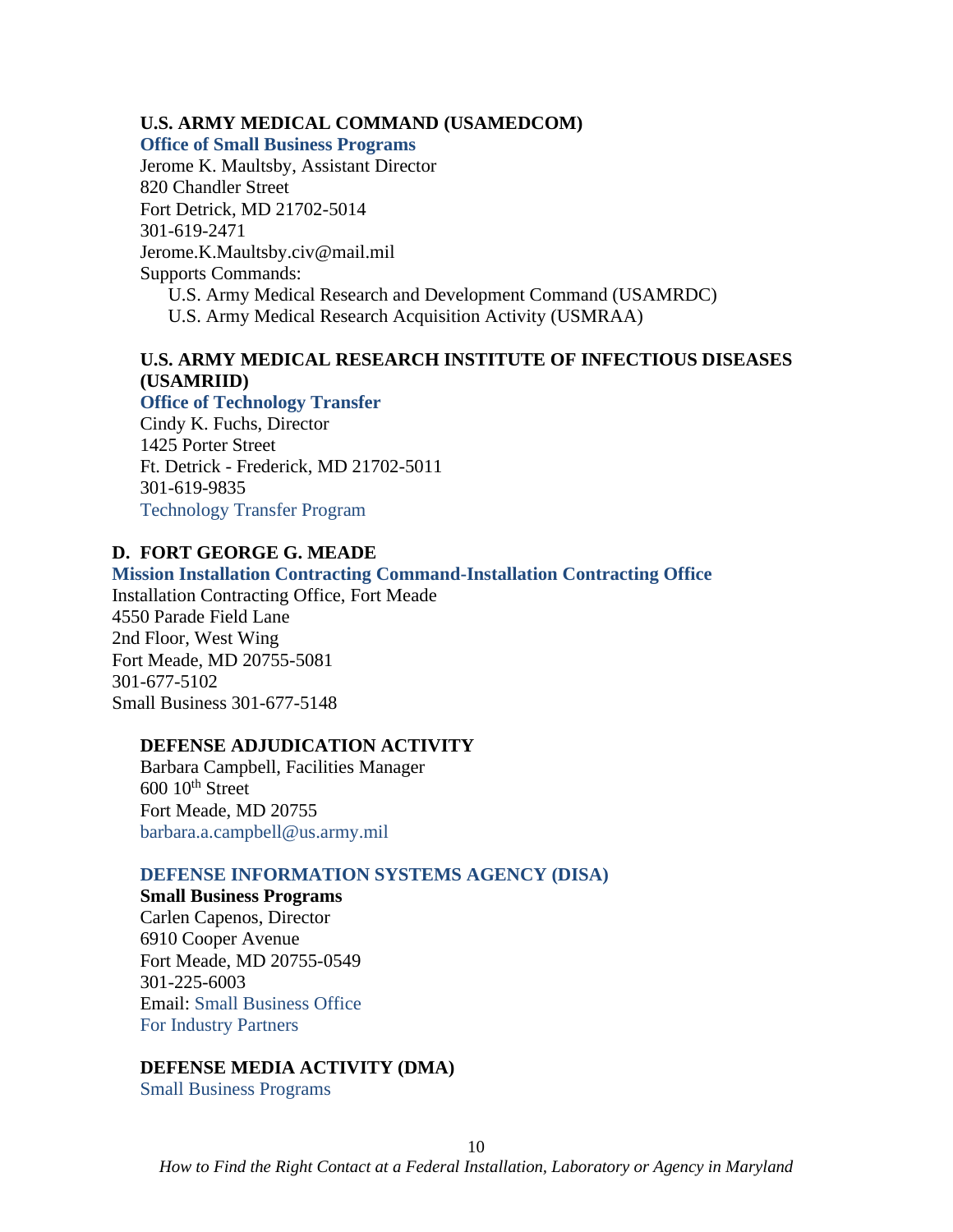**U.S. ARMY MEDICAL COMMAND (USAMEDCOM)**

**Office of Small Business Programs**

Jerome K. Maultsby, Assistant Director
820 Chandler Street
Fort Detrick, MD 21702-5014
301-619-2471
Jerome.K.Maultsby.civ@mail.mil
Supports Commands:

- U.S. Army Medical Research and Development Command (USAMRDC)
- U.S. Army Medical Research Acquisition Activity (USMRAA)

**U.S. ARMY MEDICAL RESEARCH INSTITUTE OF INFECTIOUS DISEASES (USAMRIID)**

**Office of Technology Transfer**

Cindy K. Fuchs, Director
1425 Porter Street
Ft. Detrick - Frederick, MD 21702-5011
301-619-9835
Technology Transfer Program

## D. FORT GEORGE G. MEADE

**Mission Installation Contracting Command-Installation Contracting Office**

Installation Contracting Office, Fort Meade
4550 Parade Field Lane
2nd Floor, West Wing
Fort Meade, MD 20755-5081
301-677-5102
Small Business 301-677-5148

**DEFENSE ADJUDICATION ACTIVITY**

Barbara Campbell, Facilities Manager
600 10th Street
Fort Meade, MD 20755
barbara.a.campbell@us.army.mil

**DEFENSE INFORMATION SYSTEMS AGENCY (DISA)**

**Small Business Programs**

Carlen Capenos, Director
6910 Cooper Avenue
Fort Meade, MD 20755-0549
301-225-6003
Email: Small Business Office
For Industry Partners

**DEFENSE MEDIA ACTIVITY (DMA)**

Small Business Programs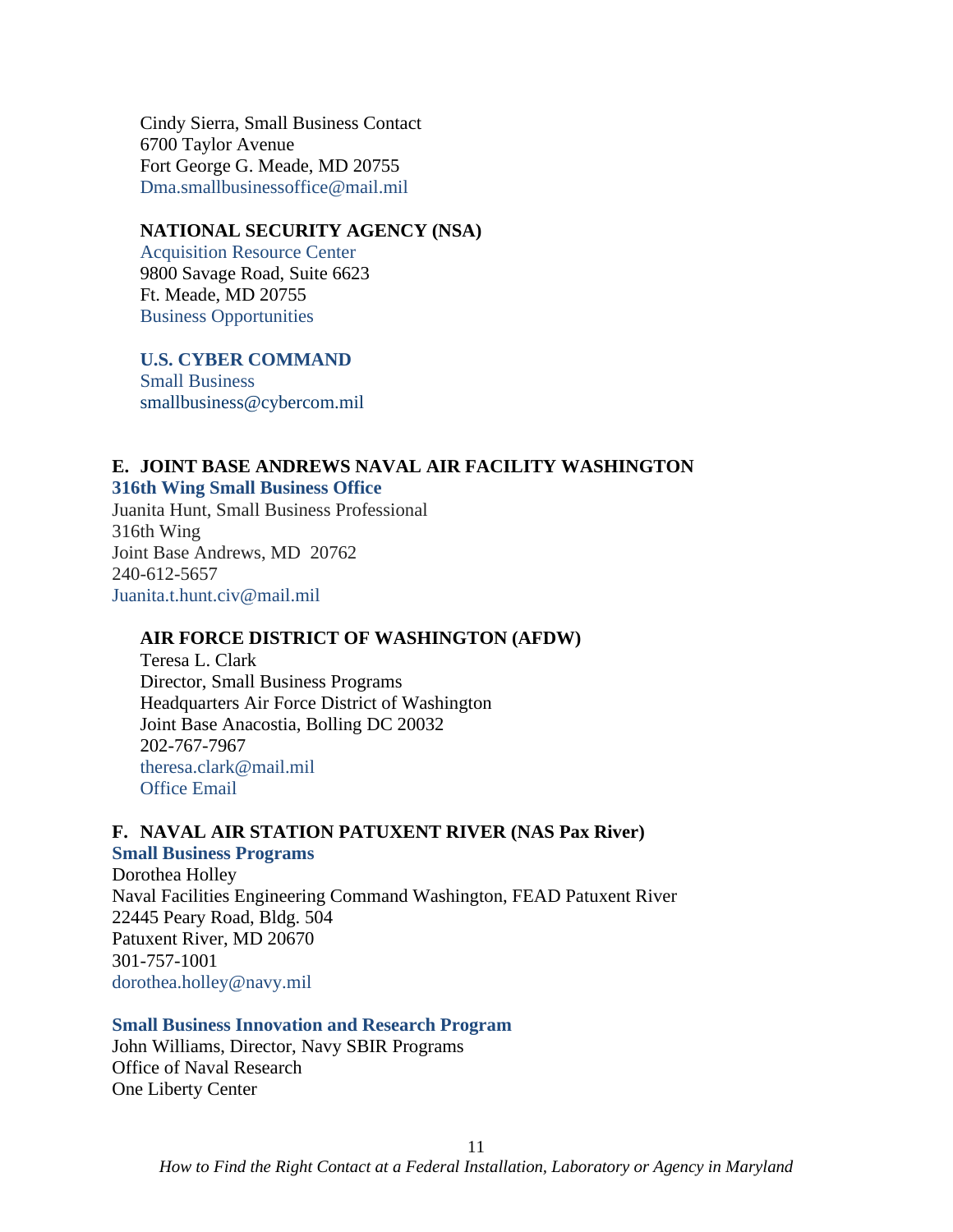Cindy Sierra, Small Business Contact
6700 Taylor Avenue
Fort George G. Meade, MD 20755
Dma.smallbusinessoffice@mail.mil

**NATIONAL SECURITY AGENCY (NSA)**
Acquisition Resource Center
9800 Savage Road, Suite 6623
Ft. Meade, MD 20755
Business Opportunities

**U.S. CYBER COMMAND**
Small Business
smallbusiness@cybercom.mil

## E. JOINT BASE ANDREWS NAVAL AIR FACILITY WASHINGTON

**316th Wing Small Business Office**
Juanita Hunt, Small Business Professional
316th Wing
Joint Base Andrews, MD 20762
240-612-5657
Juanita.t.hunt.civ@mail.mil

**AIR FORCE DISTRICT OF WASHINGTON (AFDW)**
Teresa L. Clark
Director, Small Business Programs
Headquarters Air Force District of Washington
Joint Base Anacostia, Bolling DC 20032
202-767-7967
theresa.clark@mail.mil
Office Email

## F. NAVAL AIR STATION PATUXENT RIVER (NAS Pax River)

**Small Business Programs**
Dorothea Holley
Naval Facilities Engineering Command Washington, FEAD Patuxent River
22445 Peary Road, Bldg. 504
Patuxent River, MD 20670
301-757-1001
dorothea.holley@navy.mil

**Small Business Innovation and Research Program**
John Williams, Director, Navy SBIR Programs
Office of Naval Research
One Liberty Center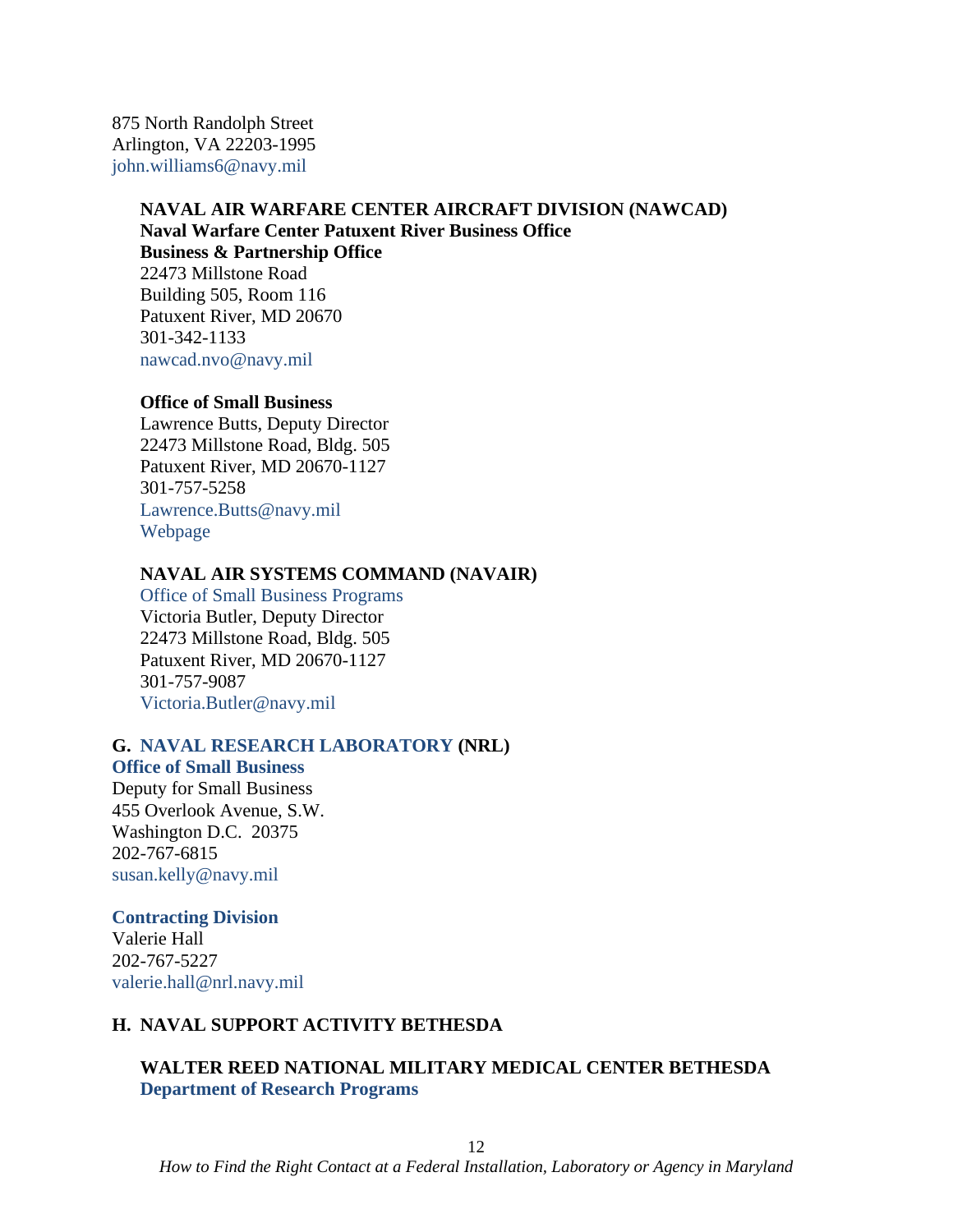875 North Randolph Street
Arlington, VA 22203-1995
john.williams6@navy.mil

**NAVAL AIR WARFARE CENTER AIRCRAFT DIVISION (NAWCAD)**
**Naval Warfare Center Patuxent River Business Office**
**Business & Partnership Office**
22473 Millstone Road
Building 505, Room 116
Patuxent River, MD 20670
301-342-1133
nawcad.nvo@navy.mil

**Office of Small Business**
Lawrence Butts, Deputy Director
22473 Millstone Road, Bldg. 505
Patuxent River, MD 20670-1127
301-757-5258
Lawrence.Butts@navy.mil
Webpage

**NAVAL AIR SYSTEMS COMMAND (NAVAIR)**
Office of Small Business Programs
Victoria Butler, Deputy Director
22473 Millstone Road, Bldg. 505
Patuxent River, MD 20670-1127
301-757-9087
Victoria.Butler@navy.mil

## G. NAVAL RESEARCH LABORATORY (NRL)

**Office of Small Business**
Deputy for Small Business
455 Overlook Avenue, S.W.
Washington D.C. 20375
202-767-6815
susan.kelly@navy.mil

**Contracting Division**
Valerie Hall
202-767-5227
valerie.hall@nrl.navy.mil

## H. NAVAL SUPPORT ACTIVITY BETHESDA

**WALTER REED NATIONAL MILITARY MEDICAL CENTER BETHESDA**
**Department of Research Programs**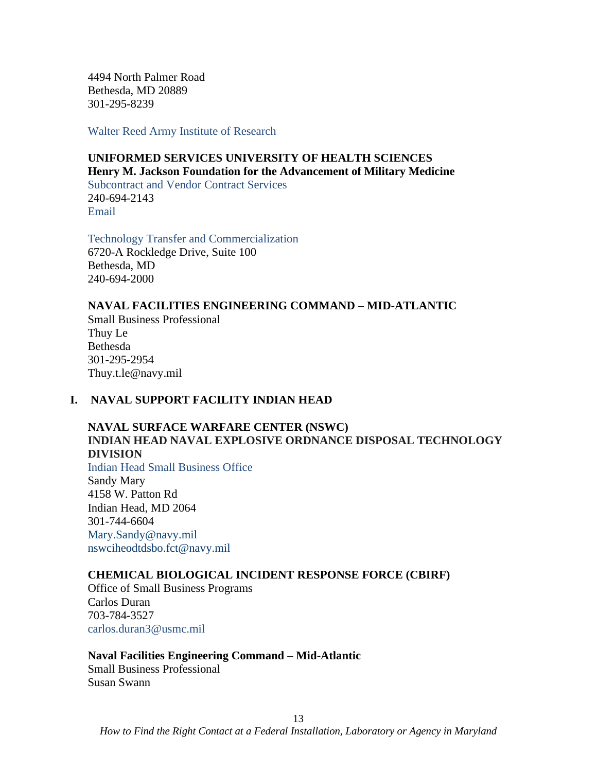4494 North Palmer Road
Bethesda, MD 20889
301-295-8239

Walter Reed Army Institute of Research

**UNIFORMED SERVICES UNIVERSITY OF HEALTH SCIENCES**
**Henry M. Jackson Foundation for the Advancement of Military Medicine**
Subcontract and Vendor Contract Services
240-694-2143
Email

Technology Transfer and Commercialization
6720-A Rockledge Drive, Suite 100
Bethesda, MD
240-694-2000

**NAVAL FACILITIES ENGINEERING COMMAND – MID-ATLANTIC**
Small Business Professional
Thuy Le
Bethesda
301-295-2954
Thuy.t.le@navy.mil

## I. NAVAL SUPPORT FACILITY INDIAN HEAD

**NAVAL SURFACE WARFARE CENTER (NSWC)**
**INDIAN HEAD NAVAL EXPLOSIVE ORDNANCE DISPOSAL TECHNOLOGY DIVISION**
Indian Head Small Business Office
Sandy Mary
4158 W. Patton Rd
Indian Head, MD 2064
301-744-6604
Mary.Sandy@navy.mil
nswciheodtdsbo.fct@navy.mil

**CHEMICAL BIOLOGICAL INCIDENT RESPONSE FORCE (CBIRF)**
Office of Small Business Programs
Carlos Duran
703-784-3527
carlos.duran3@usmc.mil

**Naval Facilities Engineering Command – Mid-Atlantic**
Small Business Professional
Susan Swann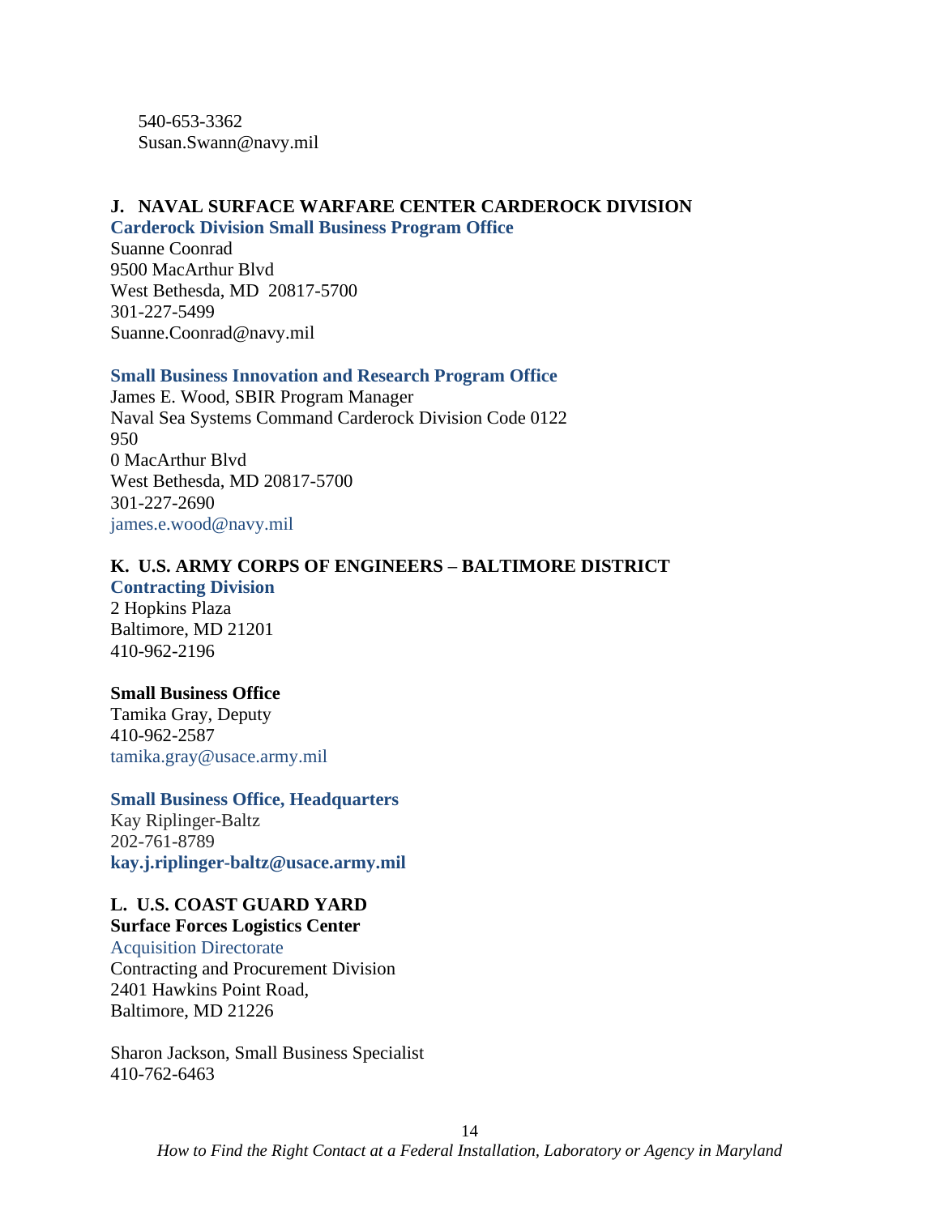540-653-3362
Susan.Swann@navy.mil

### J. NAVAL SURFACE WARFARE CENTER CARDEROCK DIVISION

**Carderock Division Small Business Program Office**
Suanne Coonrad
9500 MacArthur Blvd
West Bethesda, MD 20817-5700
301-227-5499
Suanne.Coonrad@navy.mil

**Small Business Innovation and Research Program Office**
James E. Wood, SBIR Program Manager
Naval Sea Systems Command Carderock Division Code 0122
950
0 MacArthur Blvd
West Bethesda, MD 20817-5700
301-227-2690
james.e.wood@navy.mil

### K. U.S. ARMY CORPS OF ENGINEERS – BALTIMORE DISTRICT

**Contracting Division**
2 Hopkins Plaza
Baltimore, MD 21201
410-962-2196

**Small Business Office**
Tamika Gray, Deputy
410-962-2587
tamika.gray@usace.army.mil

**Small Business Office, Headquarters**
Kay Riplinger-Baltz
202-761-8789
**kay.j.riplinger-baltz@usace.army.mil**

### L. U.S. COAST GUARD YARD

**Surface Forces Logistics Center**
Acquisition Directorate
Contracting and Procurement Division
2401 Hawkins Point Road,
Baltimore, MD 21226

Sharon Jackson, Small Business Specialist
410-762-6463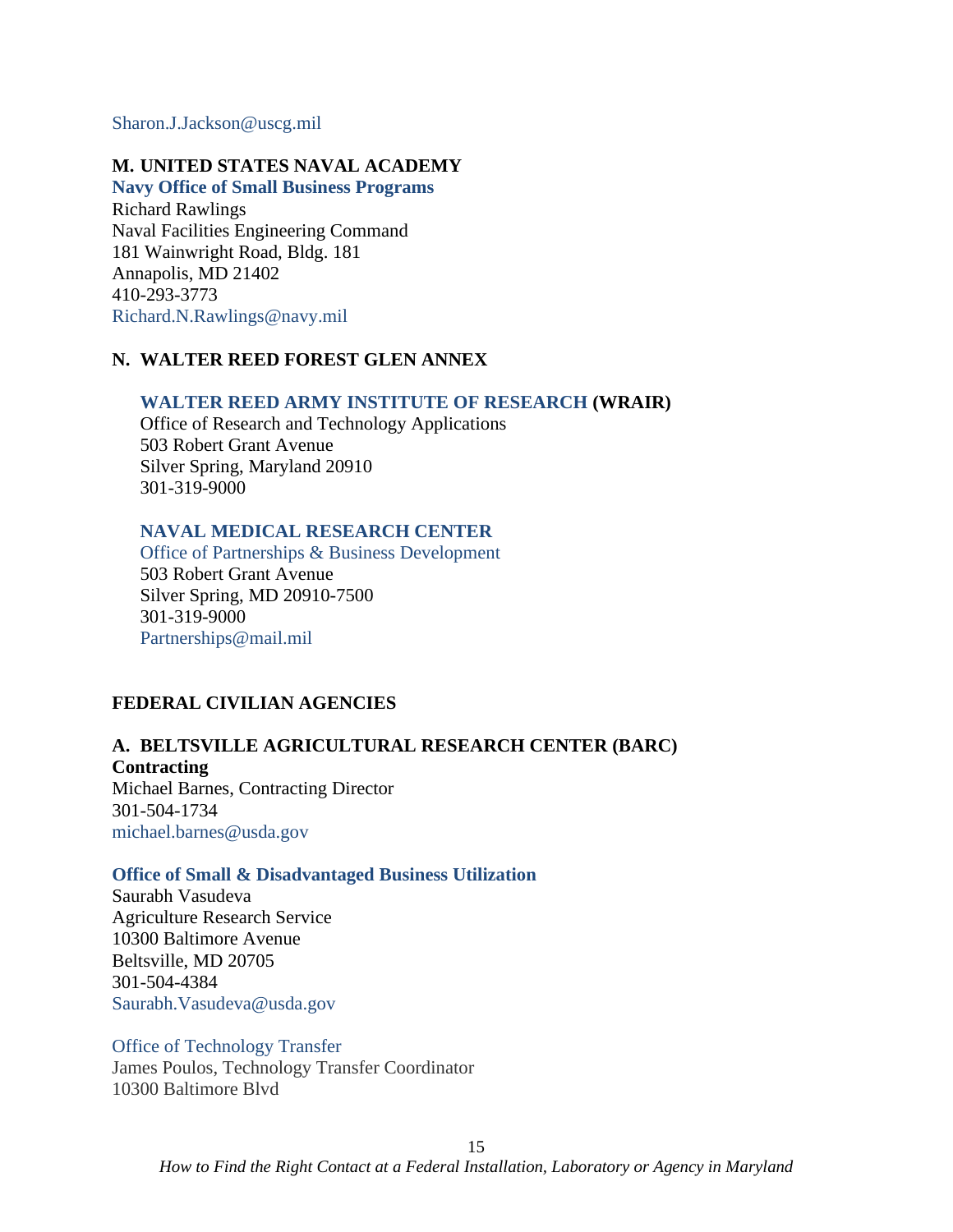Sharon.J.Jackson@uscg.mil

**M. UNITED STATES NAVAL ACADEMY**

**Navy Office of Small Business Programs**
Richard Rawlings
Naval Facilities Engineering Command
181 Wainwright Road, Bldg. 181
Annapolis, MD 21402
410-293-3773
Richard.N.Rawlings@navy.mil

**N. WALTER REED FOREST GLEN ANNEX**

**WALTER REED ARMY INSTITUTE OF RESEARCH (WRAIR)**
Office of Research and Technology Applications
503 Robert Grant Avenue
Silver Spring, Maryland 20910
301-319-9000

**NAVAL MEDICAL RESEARCH CENTER**
Office of Partnerships & Business Development
503 Robert Grant Avenue
Silver Spring, MD 20910-7500
301-319-9000
Partnerships@mail.mil

## FEDERAL CIVILIAN AGENCIES

**A. BELTSVILLE AGRICULTURAL RESEARCH CENTER (BARC)**

**Contracting**
Michael Barnes, Contracting Director
301-504-1734
michael.barnes@usda.gov

**Office of Small & Disadvantaged Business Utilization**
Saurabh Vasudeva
Agriculture Research Service
10300 Baltimore Avenue
Beltsville, MD 20705
301-504-4384
Saurabh.Vasudeva@usda.gov

Office of Technology Transfer
James Poulos, Technology Transfer Coordinator
10300 Baltimore Blvd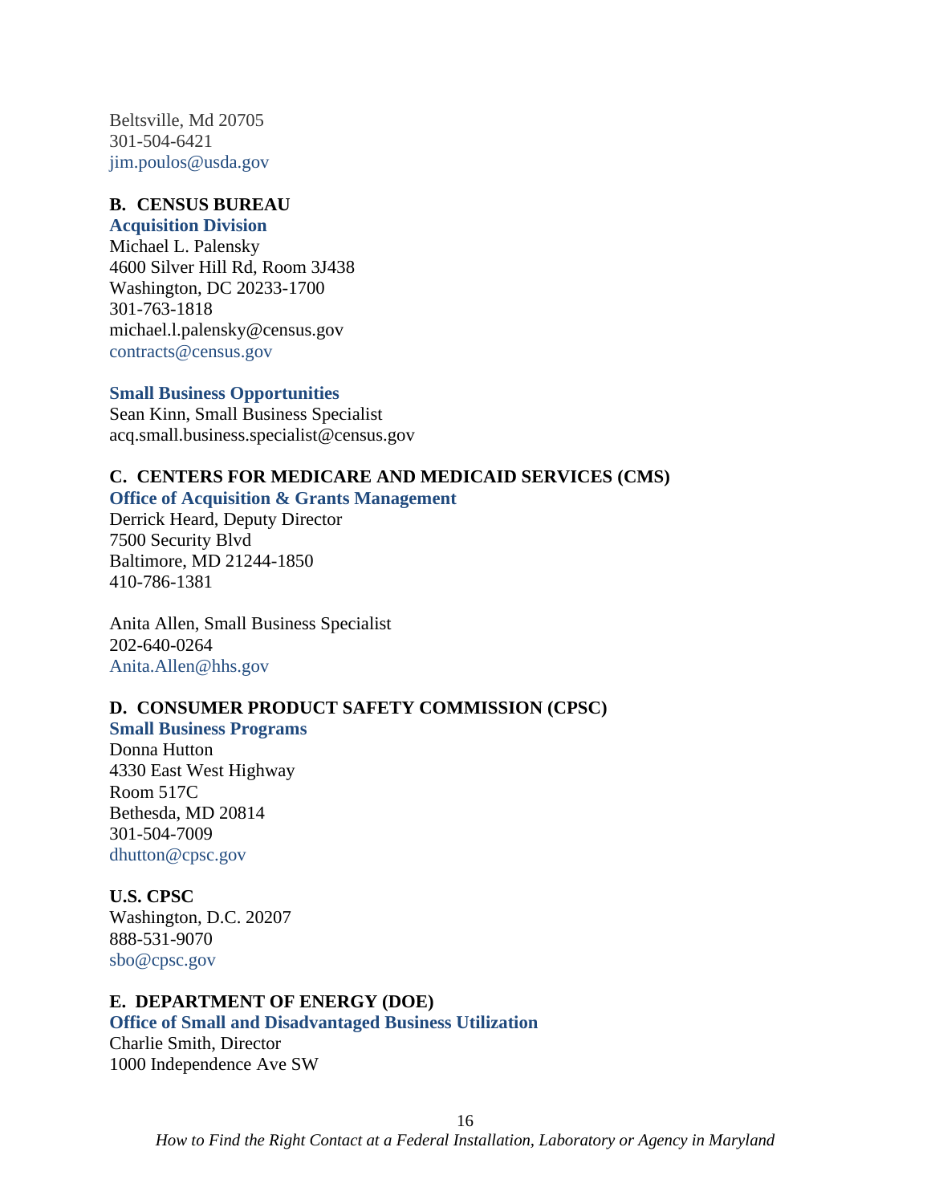Beltsville, Md 20705
301-504-6421
jim.poulos@usda.gov

**B. CENSUS BUREAU**

**Acquisition Division**

Michael L. Palensky
4600 Silver Hill Rd, Room 3J438
Washington, DC 20233-1700
301-763-1818
michael.l.palensky@census.gov
contracts@census.gov

**Small Business Opportunities**

Sean Kinn, Small Business Specialist
acq.small.business.specialist@census.gov

**C. CENTERS FOR MEDICARE AND MEDICAID SERVICES (CMS)**

**Office of Acquisition & Grants Management**

Derrick Heard, Deputy Director
7500 Security Blvd
Baltimore, MD 21244-1850
410-786-1381

Anita Allen, Small Business Specialist
202-640-0264
Anita.Allen@hhs.gov

**D. CONSUMER PRODUCT SAFETY COMMISSION (CPSC)**

**Small Business Programs**

Donna Hutton
4330 East West Highway
Room 517C
Bethesda, MD 20814
301-504-7009
dhutton@cpsc.gov

**U.S. CPSC**

Washington, D.C. 20207
888-531-9070
sbo@cpsc.gov

**E. DEPARTMENT OF ENERGY (DOE)**

**Office of Small and Disadvantaged Business Utilization**

Charlie Smith, Director
1000 Independence Ave SW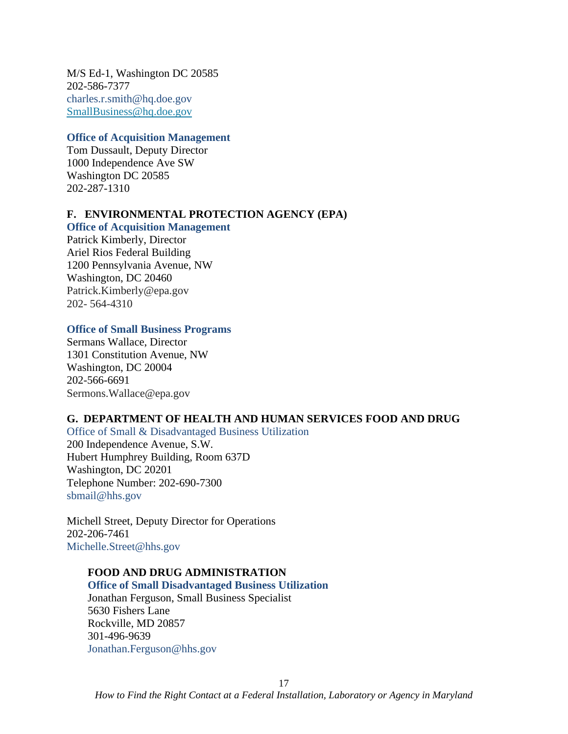M/S Ed-1, Washington DC 20585
202-586-7377
charles.r.smith@hq.doe.gov
SmallBusiness@hq.doe.gov

**Office of Acquisition Management**
Tom Dussault, Deputy Director
1000 Independence Ave SW
Washington DC 20585
202-287-1310

## F. ENVIRONMENTAL PROTECTION AGENCY (EPA)

**Office of Acquisition Management**
Patrick Kimberly, Director
Ariel Rios Federal Building
1200 Pennsylvania Avenue, NW
Washington, DC 20460
Patrick.Kimberly@epa.gov
202- 564-4310

**Office of Small Business Programs**
Sermans Wallace, Director
1301 Constitution Avenue, NW
Washington, DC 20004
202-566-6691
Sermons.Wallace@epa.gov

## G. DEPARTMENT OF HEALTH AND HUMAN SERVICES FOOD AND DRUG

Office of Small & Disadvantaged Business Utilization
200 Independence Avenue, S.W.
Hubert Humphrey Building, Room 637D
Washington, DC 20201
Telephone Number: 202-690-7300
sbmail@hhs.gov

Michell Street, Deputy Director for Operations
202-206-7461
Michelle.Street@hhs.gov

### FOOD AND DRUG ADMINISTRATION

**Office of Small Disadvantaged Business Utilization**
Jonathan Ferguson, Small Business Specialist
5630 Fishers Lane
Rockville, MD 20857
301-496-9639
Jonathan.Ferguson@hhs.gov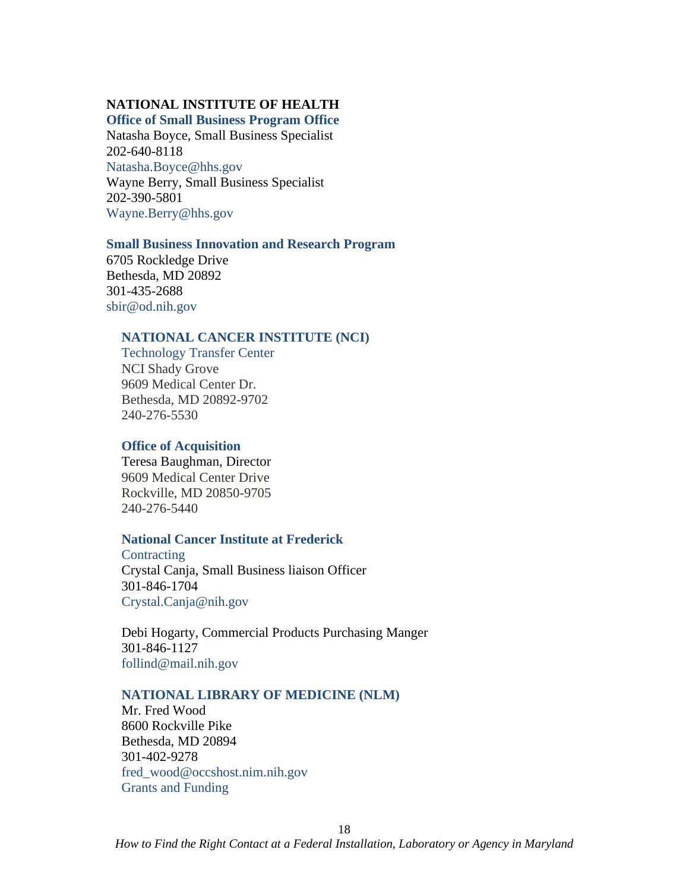**NATIONAL INSTITUTE OF HEALTH**

**Office of Small Business Program Office**

Natasha Boyce, Small Business Specialist
202-640-8118
Natasha.Boyce@hhs.gov
Wayne Berry, Small Business Specialist
202-390-5801
Wayne.Berry@hhs.gov

**Small Business Innovation and Research Program**

6705 Rockledge Drive
Bethesda, MD 20892
301-435-2688
sbir@od.nih.gov

**NATIONAL CANCER INSTITUTE (NCI)**

Technology Transfer Center
NCI Shady Grove
9609 Medical Center Dr.
Bethesda, MD 20892-9702
240-276-5530

**Office of Acquisition**

Teresa Baughman, Director
9609 Medical Center Drive
Rockville, MD 20850-9705
240-276-5440

**National Cancer Institute at Frederick**

Contracting
Crystal Canja, Small Business liaison Officer
301-846-1704
Crystal.Canja@nih.gov

Debi Hogarty, Commercial Products Purchasing Manger
301-846-1127
follind@mail.nih.gov

**NATIONAL LIBRARY OF MEDICINE (NLM)**

Mr. Fred Wood
8600 Rockville Pike
Bethesda, MD 20894
301-402-9278
fred_wood@occshost.nim.nih.gov
Grants and Funding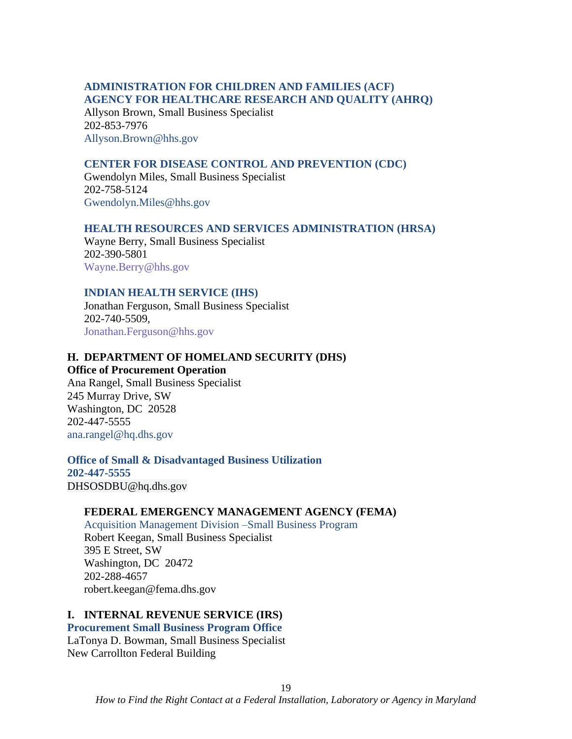**ADMINISTRATION FOR CHILDREN AND FAMILIES (ACF)**
**AGENCY FOR HEALTHCARE RESEARCH AND QUALITY (AHRQ)**
Allyson Brown, Small Business Specialist
202-853-7976
Allyson.Brown@hhs.gov

**CENTER FOR DISEASE CONTROL AND PREVENTION (CDC)**
Gwendolyn Miles, Small Business Specialist
202-758-5124
Gwendolyn.Miles@hhs.gov

**HEALTH RESOURCES AND SERVICES ADMINISTRATION (HRSA)**
Wayne Berry, Small Business Specialist
202-390-5801
Wayne.Berry@hhs.gov

**INDIAN HEALTH SERVICE (IHS)**
Jonathan Ferguson, Small Business Specialist
202-740-5509,
Jonathan.Ferguson@hhs.gov

## H. DEPARTMENT OF HOMELAND SECURITY (DHS)

**Office of Procurement Operation**
Ana Rangel, Small Business Specialist
245 Murray Drive, SW
Washington, DC 20528
202-447-5555
ana.rangel@hq.dhs.gov

**Office of Small & Disadvantaged Business Utilization**
**202-447-5555**
DHSOSDBU@hq.dhs.gov

**FEDERAL EMERGENCY MANAGEMENT AGENCY (FEMA)**
Acquisition Management Division –Small Business Program
Robert Keegan, Small Business Specialist
395 E Street, SW
Washington, DC 20472
202-288-4657
robert.keegan@fema.dhs.gov

## I. INTERNAL REVENUE SERVICE (IRS)

**Procurement Small Business Program Office**
LaTonya D. Bowman, Small Business Specialist
New Carrollton Federal Building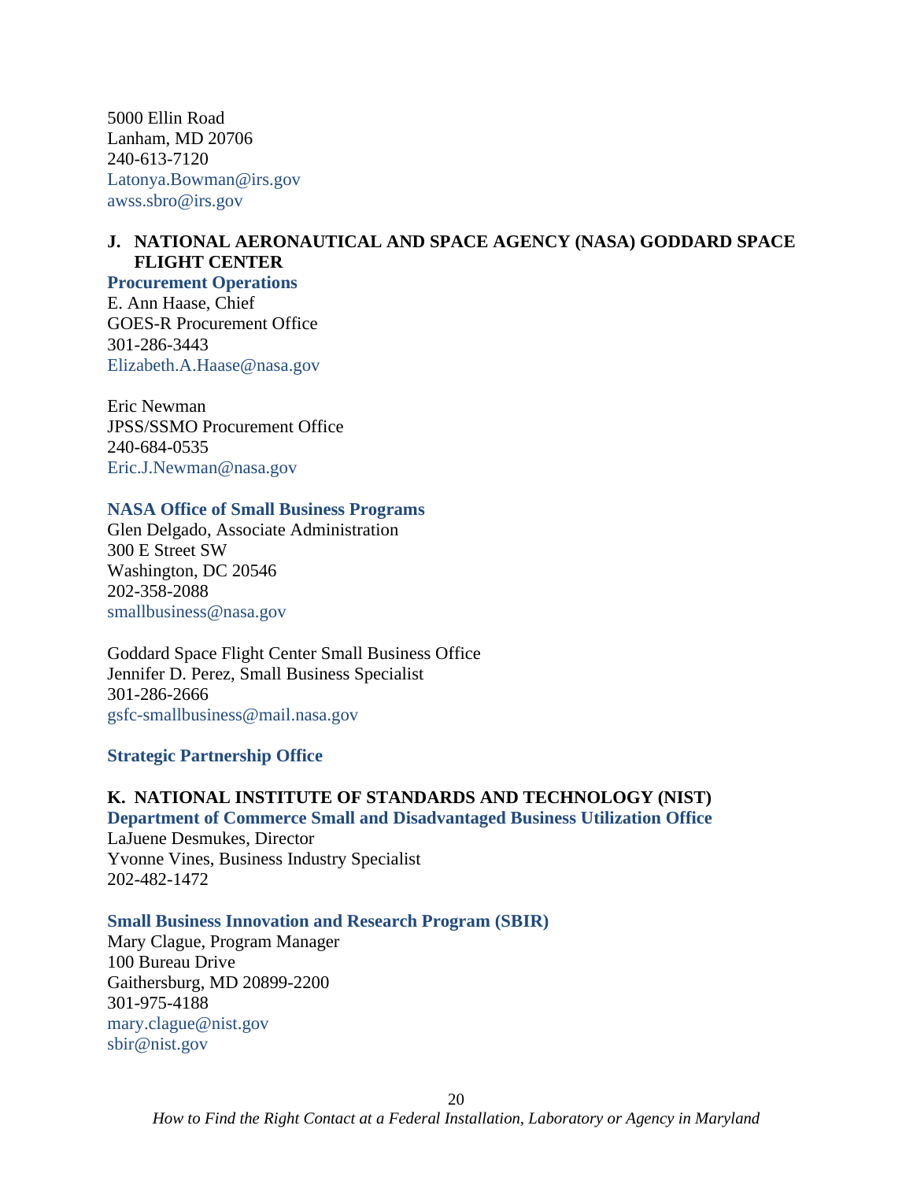5000 Ellin Road
Lanham, MD 20706
240-613-7120
Latonya.Bowman@irs.gov
awss.sbro@irs.gov

### J. NATIONAL AERONAUTICAL AND SPACE AGENCY (NASA) GODDARD SPACE FLIGHT CENTER

**Procurement Operations**

E. Ann Haase, Chief
GOES-R Procurement Office
301-286-3443
Elizabeth.A.Haase@nasa.gov

Eric Newman
JPSS/SSMO Procurement Office
240-684-0535
Eric.J.Newman@nasa.gov

**NASA Office of Small Business Programs**

Glen Delgado, Associate Administration
300 E Street SW
Washington, DC 20546
202-358-2088
smallbusiness@nasa.gov

Goddard Space Flight Center Small Business Office
Jennifer D. Perez, Small Business Specialist
301-286-2666
gsfc-smallbusiness@mail.nasa.gov

**Strategic Partnership Office**

### K. NATIONAL INSTITUTE OF STANDARDS AND TECHNOLOGY (NIST)

**Department of Commerce Small and Disadvantaged Business Utilization Office**

LaJuene Desmukes, Director
Yvonne Vines, Business Industry Specialist
202-482-1472

**Small Business Innovation and Research Program (SBIR)**

Mary Clague, Program Manager
100 Bureau Drive
Gaithersburg, MD 20899-2200
301-975-4188
mary.clague@nist.gov
sbir@nist.gov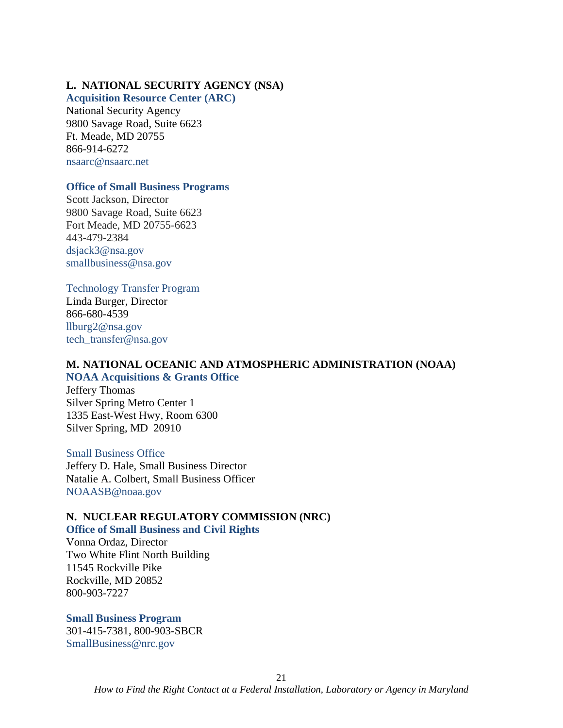## L. NATIONAL SECURITY AGENCY (NSA)

**Acquisition Resource Center (ARC)**
National Security Agency
9800 Savage Road, Suite 6623
Ft. Meade, MD 20755
866-914-6272
nsaarc@nsaarc.net

**Office of Small Business Programs**
Scott Jackson, Director
9800 Savage Road, Suite 6623
Fort Meade, MD 20755-6623
443-479-2384
dsjack3@nsa.gov
smallbusiness@nsa.gov

Technology Transfer Program
Linda Burger, Director
866-680-4539
llburg2@nsa.gov
tech_transfer@nsa.gov

## M. NATIONAL OCEANIC AND ATMOSPHERIC ADMINISTRATION (NOAA)

**NOAA Acquisitions & Grants Office**
Jeffery Thomas
Silver Spring Metro Center 1
1335 East-West Hwy, Room 6300
Silver Spring, MD 20910

Small Business Office
Jeffery D. Hale, Small Business Director
Natalie A. Colbert, Small Business Officer
NOAASB@noaa.gov

## N. NUCLEAR REGULATORY COMMISSION (NRC)

**Office of Small Business and Civil Rights**
Vonna Ordaz, Director
Two White Flint North Building
11545 Rockville Pike
Rockville, MD 20852
800-903-7227

**Small Business Program**
301-415-7381, 800-903-SBCR
SmallBusiness@nrc.gov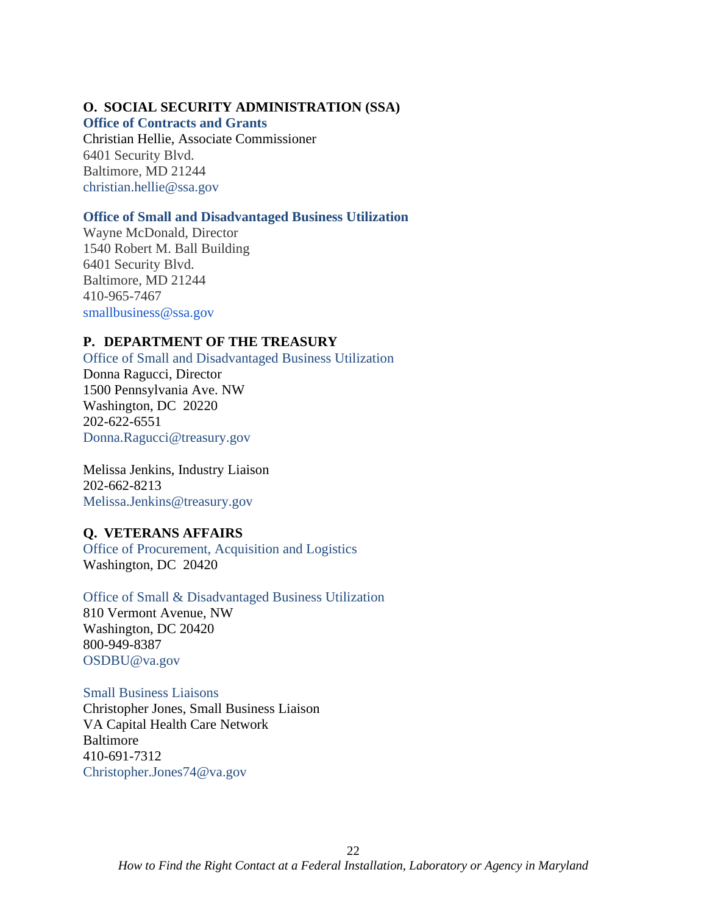## O. SOCIAL SECURITY ADMINISTRATION (SSA)

**Office of Contracts and Grants**
Christian Hellie, Associate Commissioner
6401 Security Blvd.
Baltimore, MD 21244
christian.hellie@ssa.gov

**Office of Small and Disadvantaged Business Utilization**
Wayne McDonald, Director
1540 Robert M. Ball Building
6401 Security Blvd.
Baltimore, MD 21244
410-965-7467
smallbusiness@ssa.gov

## P. DEPARTMENT OF THE TREASURY

Office of Small and Disadvantaged Business Utilization
Donna Ragucci, Director
1500 Pennsylvania Ave. NW
Washington, DC 20220
202-622-6551
Donna.Ragucci@treasury.gov

Melissa Jenkins, Industry Liaison
202-662-8213
Melissa.Jenkins@treasury.gov

## Q. VETERANS AFFAIRS

Office of Procurement, Acquisition and Logistics
Washington, DC 20420

Office of Small & Disadvantaged Business Utilization
810 Vermont Avenue, NW
Washington, DC 20420
800-949-8387
OSDBU@va.gov

Small Business Liaisons
Christopher Jones, Small Business Liaison
VA Capital Health Care Network
Baltimore
410-691-7312
Christopher.Jones74@va.gov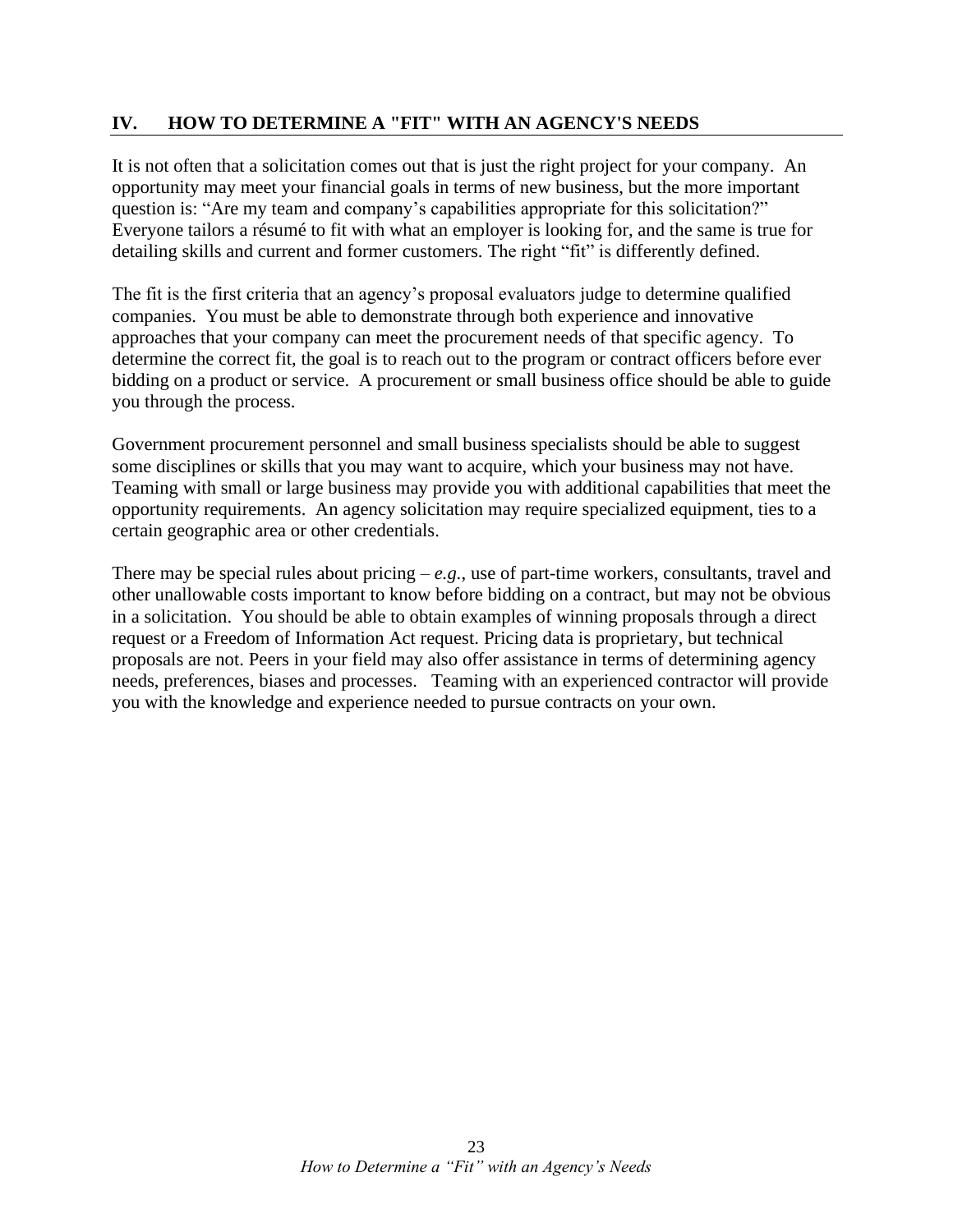## IV. HOW TO DETERMINE A "FIT" WITH AN AGENCY'S NEEDS

It is not often that a solicitation comes out that is just the right project for your company. An opportunity may meet your financial goals in terms of new business, but the more important question is: "Are my team and company's capabilities appropriate for this solicitation?" Everyone tailors a résumé to fit with what an employer is looking for, and the same is true for detailing skills and current and former customers. The right "fit" is differently defined.

The fit is the first criteria that an agency's proposal evaluators judge to determine qualified companies. You must be able to demonstrate through both experience and innovative approaches that your company can meet the procurement needs of that specific agency. To determine the correct fit, the goal is to reach out to the program or contract officers before ever bidding on a product or service. A procurement or small business office should be able to guide you through the process.

Government procurement personnel and small business specialists should be able to suggest some disciplines or skills that you may want to acquire, which your business may not have. Teaming with small or large business may provide you with additional capabilities that meet the opportunity requirements. An agency solicitation may require specialized equipment, ties to a certain geographic area or other credentials.

There may be special rules about pricing – *e.g.*, use of part-time workers, consultants, travel and other unallowable costs important to know before bidding on a contract, but may not be obvious in a solicitation. You should be able to obtain examples of winning proposals through a direct request or a Freedom of Information Act request. Pricing data is proprietary, but technical proposals are not. Peers in your field may also offer assistance in terms of determining agency needs, preferences, biases and processes. Teaming with an experienced contractor will provide you with the knowledge and experience needed to pursue contracts on your own.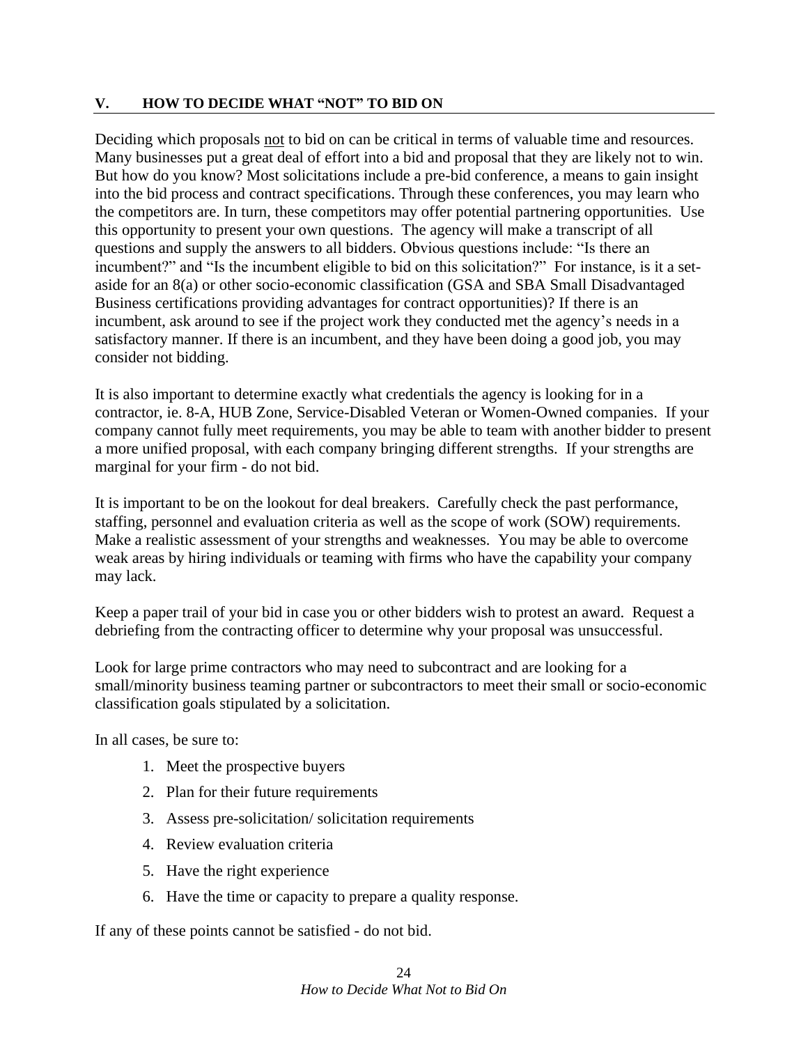## V. HOW TO DECIDE WHAT "NOT" TO BID ON

Deciding which proposals <u>not</u> to bid on can be critical in terms of valuable time and resources. Many businesses put a great deal of effort into a bid and proposal that they are likely not to win. But how do you know? Most solicitations include a pre-bid conference, a means to gain insight into the bid process and contract specifications. Through these conferences, you may learn who the competitors are. In turn, these competitors may offer potential partnering opportunities. Use this opportunity to present your own questions. The agency will make a transcript of all questions and supply the answers to all bidders. Obvious questions include: "Is there an incumbent?" and "Is the incumbent eligible to bid on this solicitation?" For instance, is it a set-aside for an 8(a) or other socio-economic classification (GSA and SBA Small Disadvantaged Business certifications providing advantages for contract opportunities)? If there is an incumbent, ask around to see if the project work they conducted met the agency's needs in a satisfactory manner. If there is an incumbent, and they have been doing a good job, you may consider not bidding.

It is also important to determine exactly what credentials the agency is looking for in a contractor, ie. 8-A, HUB Zone, Service-Disabled Veteran or Women-Owned companies. If your company cannot fully meet requirements, you may be able to team with another bidder to present a more unified proposal, with each company bringing different strengths. If your strengths are marginal for your firm - do not bid.

It is important to be on the lookout for deal breakers. Carefully check the past performance, staffing, personnel and evaluation criteria as well as the scope of work (SOW) requirements. Make a realistic assessment of your strengths and weaknesses. You may be able to overcome weak areas by hiring individuals or teaming with firms who have the capability your company may lack.

Keep a paper trail of your bid in case you or other bidders wish to protest an award. Request a debriefing from the contracting officer to determine why your proposal was unsuccessful.

Look for large prime contractors who may need to subcontract and are looking for a small/minority business teaming partner or subcontractors to meet their small or socio-economic classification goals stipulated by a solicitation.

In all cases, be sure to:

1. Meet the prospective buyers
2. Plan for their future requirements
3. Assess pre-solicitation/ solicitation requirements
4. Review evaluation criteria
5. Have the right experience
6. Have the time or capacity to prepare a quality response.

If any of these points cannot be satisfied - do not bid.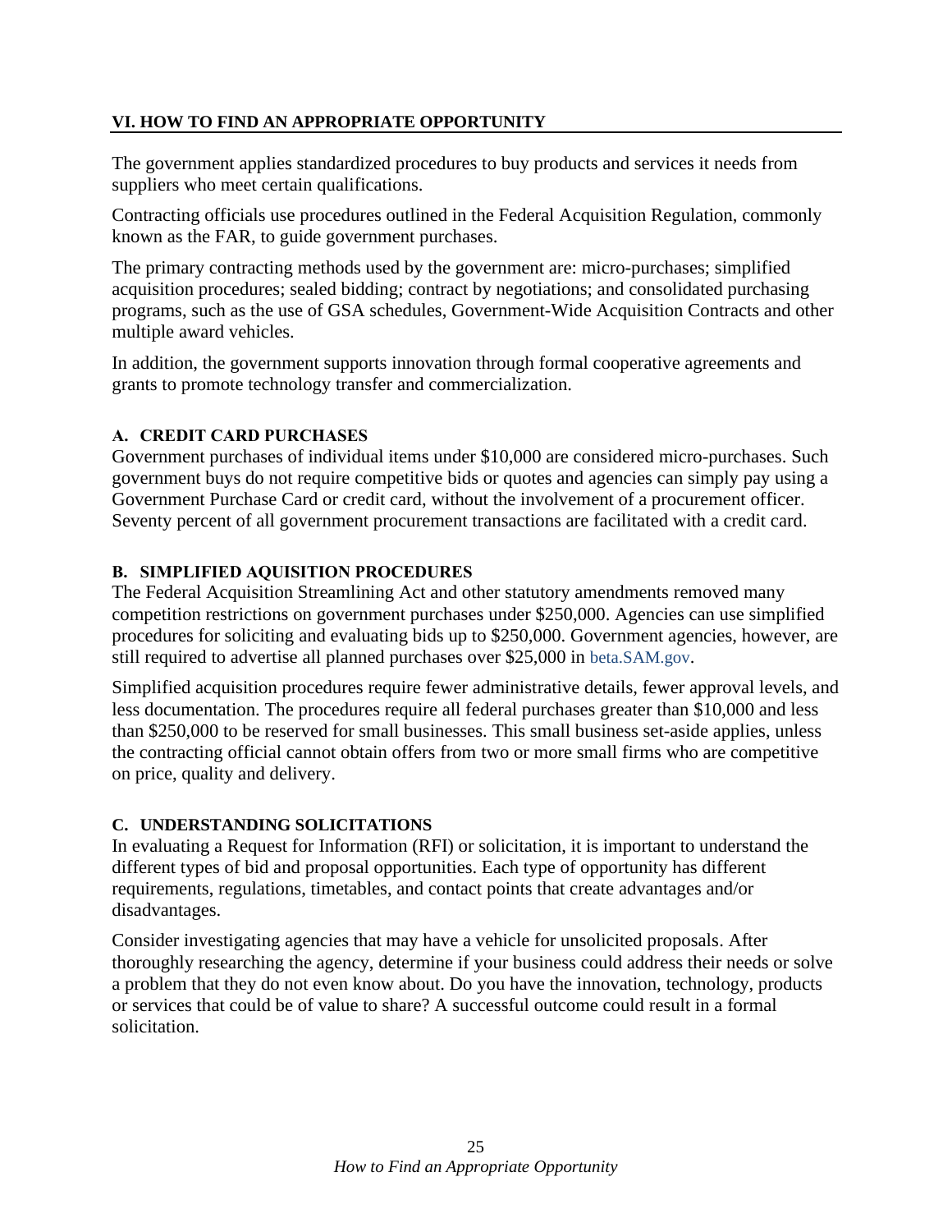## VI. HOW TO FIND AN APPROPRIATE OPPORTUNITY

The government applies standardized procedures to buy products and services it needs from suppliers who meet certain qualifications.

Contracting officials use procedures outlined in the Federal Acquisition Regulation, commonly known as the FAR, to guide government purchases.

The primary contracting methods used by the government are: micro-purchases; simplified acquisition procedures; sealed bidding; contract by negotiations; and consolidated purchasing programs, such as the use of GSA schedules, Government-Wide Acquisition Contracts and other multiple award vehicles.

In addition, the government supports innovation through formal cooperative agreements and grants to promote technology transfer and commercialization.

### A. CREDIT CARD PURCHASES

Government purchases of individual items under $10,000 are considered micro-purchases. Such government buys do not require competitive bids or quotes and agencies can simply pay using a Government Purchase Card or credit card, without the involvement of a procurement officer. Seventy percent of all government procurement transactions are facilitated with a credit card.

### B. SIMPLIFIED AQUISITION PROCEDURES

The Federal Acquisition Streamlining Act and other statutory amendments removed many competition restrictions on government purchases under $250,000. Agencies can use simplified procedures for soliciting and evaluating bids up to $250,000. Government agencies, however, are still required to advertise all planned purchases over $25,000 in beta.SAM.gov.

Simplified acquisition procedures require fewer administrative details, fewer approval levels, and less documentation. The procedures require all federal purchases greater than $10,000 and less than $250,000 to be reserved for small businesses. This small business set-aside applies, unless the contracting official cannot obtain offers from two or more small firms who are competitive on price, quality and delivery.

### C. UNDERSTANDING SOLICITATIONS

In evaluating a Request for Information (RFI) or solicitation, it is important to understand the different types of bid and proposal opportunities. Each type of opportunity has different requirements, regulations, timetables, and contact points that create advantages and/or disadvantages.

Consider investigating agencies that may have a vehicle for unsolicited proposals. After thoroughly researching the agency, determine if your business could address their needs or solve a problem that they do not even know about. Do you have the innovation, technology, products or services that could be of value to share? A successful outcome could result in a formal solicitation.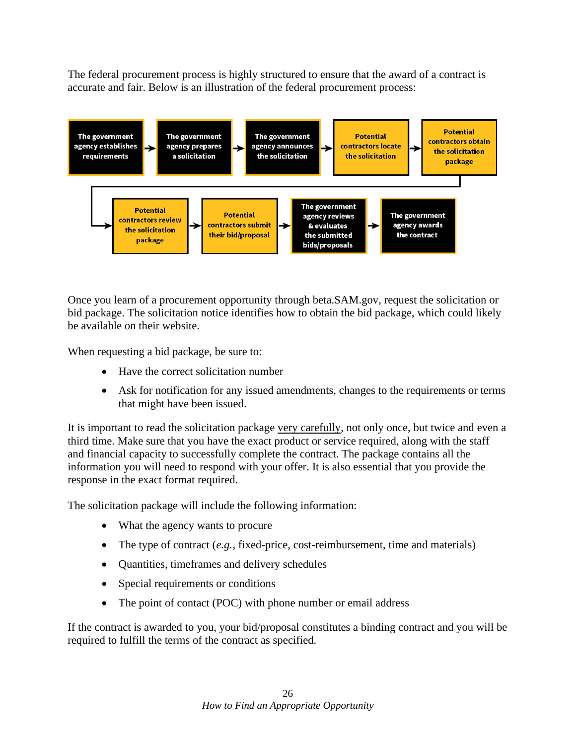The federal procurement process is highly structured to ensure that the award of a contract is accurate and fair. Below is an illustration of the federal procurement process:

The government agency establishes requirements → The government agency prepares a solicitation → The government agency announces the solicitation → Potential contractors locate the solicitation → Potential contractors obtain the solicitation package → Potential contractors review the solicitation package → Potential contractors submit their bid/proposal → The government agency reviews & evaluates the submitted bids/proposals → The government agency awards the contract

Once you learn of a procurement opportunity through beta.SAM.gov, request the solicitation or bid package. The solicitation notice identifies how to obtain the bid package, which could likely be available on their website.

When requesting a bid package, be sure to:

- Have the correct solicitation number
- Ask for notification for any issued amendments, changes to the requirements or terms that might have been issued.

It is important to read the solicitation package <u>very carefully</u>, not only once, but twice and even a third time. Make sure that you have the exact product or service required, along with the staff and financial capacity to successfully complete the contract. The package contains all the information you will need to respond with your offer. It is also essential that you provide the response in the exact format required.

The solicitation package will include the following information:

- What the agency wants to procure
- The type of contract (*e.g.*, fixed-price, cost-reimbursement, time and materials)
- Quantities, timeframes and delivery schedules
- Special requirements or conditions
- The point of contact (POC) with phone number or email address

If the contract is awarded to you, your bid/proposal constitutes a binding contract and you will be required to fulfill the terms of the contract as specified.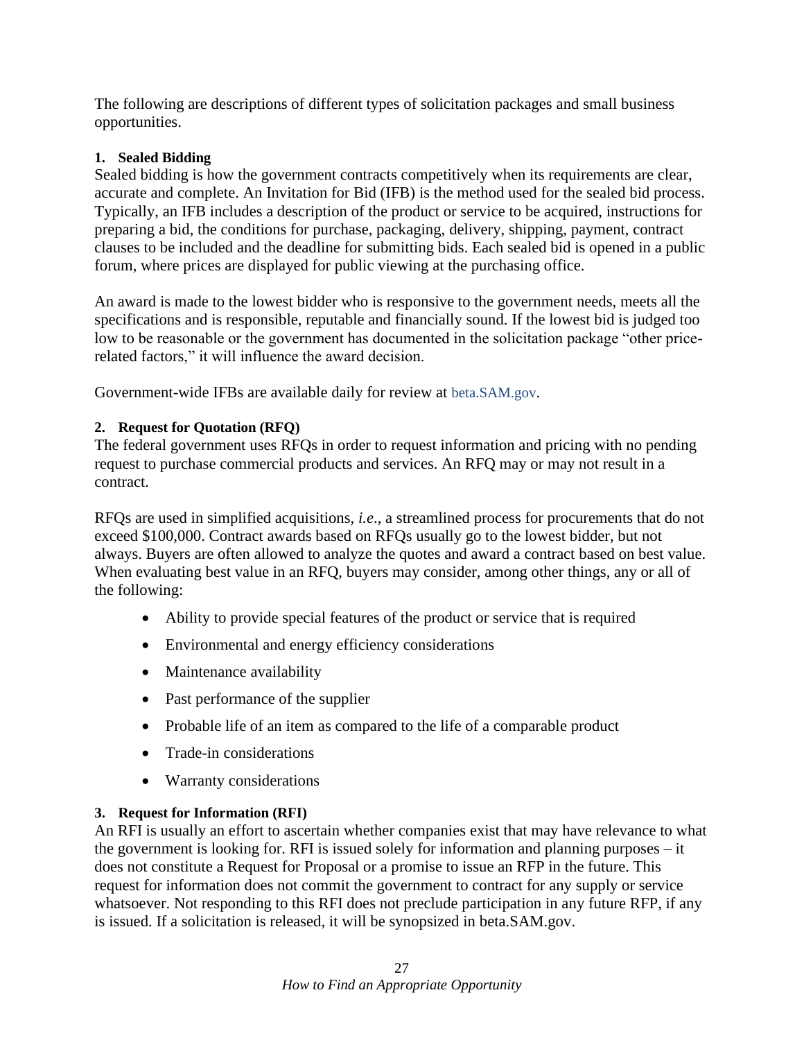The following are descriptions of different types of solicitation packages and small business opportunities.

### 1. Sealed Bidding

Sealed bidding is how the government contracts competitively when its requirements are clear, accurate and complete. An Invitation for Bid (IFB) is the method used for the sealed bid process. Typically, an IFB includes a description of the product or service to be acquired, instructions for preparing a bid, the conditions for purchase, packaging, delivery, shipping, payment, contract clauses to be included and the deadline for submitting bids. Each sealed bid is opened in a public forum, where prices are displayed for public viewing at the purchasing office.

An award is made to the lowest bidder who is responsive to the government needs, meets all the specifications and is responsible, reputable and financially sound. If the lowest bid is judged too low to be reasonable or the government has documented in the solicitation package "other price-related factors," it will influence the award decision.

Government-wide IFBs are available daily for review at beta.SAM.gov.

### 2. Request for Quotation (RFQ)

The federal government uses RFQs in order to request information and pricing with no pending request to purchase commercial products and services. An RFQ may or may not result in a contract.

RFQs are used in simplified acquisitions, *i.e*., a streamlined process for procurements that do not exceed $100,000. Contract awards based on RFQs usually go to the lowest bidder, but not always. Buyers are often allowed to analyze the quotes and award a contract based on best value. When evaluating best value in an RFQ, buyers may consider, among other things, any or all of the following:

- Ability to provide special features of the product or service that is required
- Environmental and energy efficiency considerations
- Maintenance availability
- Past performance of the supplier
- Probable life of an item as compared to the life of a comparable product
- Trade-in considerations
- Warranty considerations

### 3. Request for Information (RFI)

An RFI is usually an effort to ascertain whether companies exist that may have relevance to what the government is looking for. RFI is issued solely for information and planning purposes – it does not constitute a Request for Proposal or a promise to issue an RFP in the future. This request for information does not commit the government to contract for any supply or service whatsoever. Not responding to this RFI does not preclude participation in any future RFP, if any is issued. If a solicitation is released, it will be synopsized in beta.SAM.gov.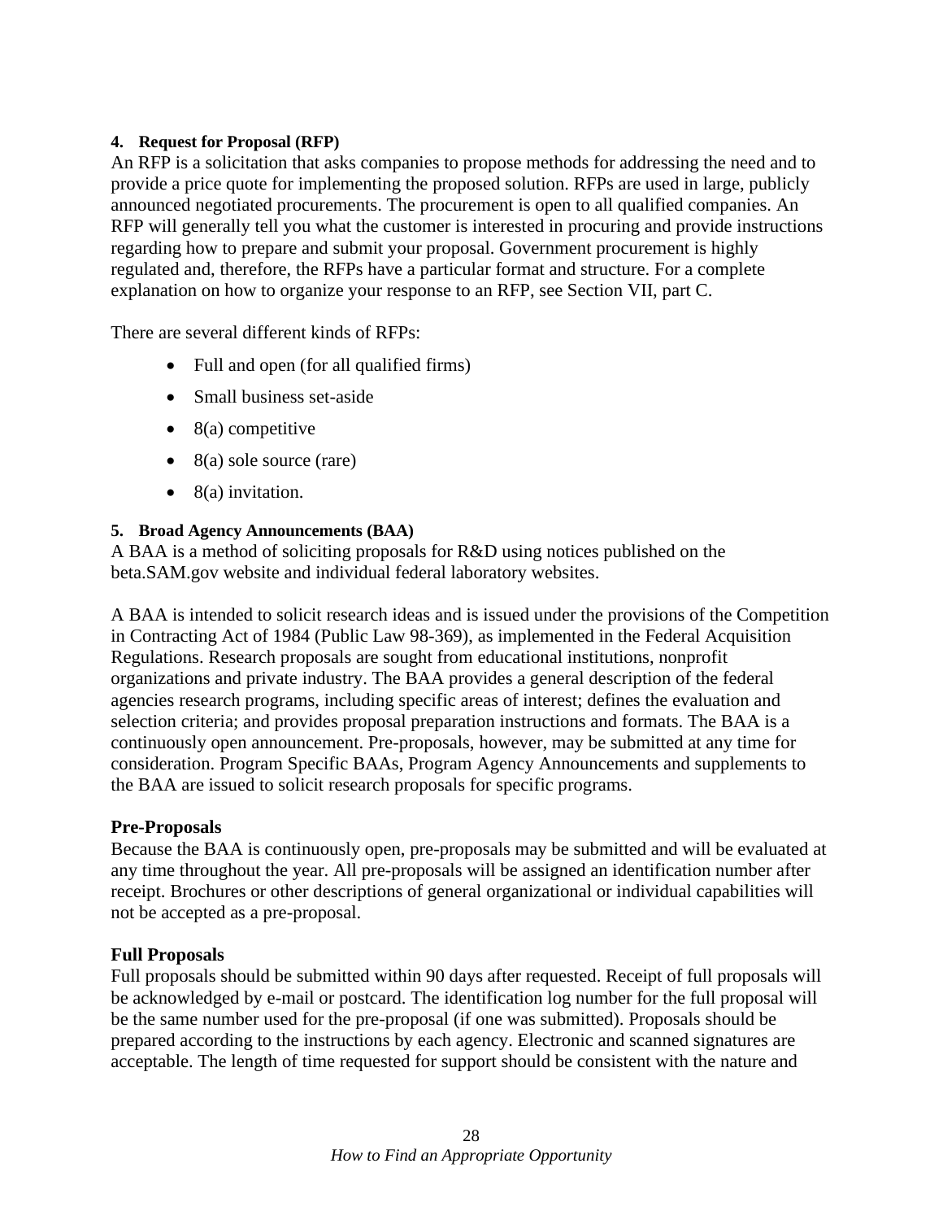#### 4. Request for Proposal (RFP)

An RFP is a solicitation that asks companies to propose methods for addressing the need and to provide a price quote for implementing the proposed solution. RFPs are used in large, publicly announced negotiated procurements. The procurement is open to all qualified companies. An RFP will generally tell you what the customer is interested in procuring and provide instructions regarding how to prepare and submit your proposal. Government procurement is highly regulated and, therefore, the RFPs have a particular format and structure. For a complete explanation on how to organize your response to an RFP, see Section VII, part C.

There are several different kinds of RFPs:

- Full and open (for all qualified firms)
- Small business set-aside
- 8(a) competitive
- 8(a) sole source (rare)
- 8(a) invitation.

#### 5. Broad Agency Announcements (BAA)

A BAA is a method of soliciting proposals for R&D using notices published on the beta.SAM.gov website and individual federal laboratory websites.

A BAA is intended to solicit research ideas and is issued under the provisions of the Competition in Contracting Act of 1984 (Public Law 98-369), as implemented in the Federal Acquisition Regulations. Research proposals are sought from educational institutions, nonprofit organizations and private industry. The BAA provides a general description of the federal agencies research programs, including specific areas of interest; defines the evaluation and selection criteria; and provides proposal preparation instructions and formats. The BAA is a continuously open announcement. Pre-proposals, however, may be submitted at any time for consideration. Program Specific BAAs, Program Agency Announcements and supplements to the BAA are issued to solicit research proposals for specific programs.

**Pre-Proposals**

Because the BAA is continuously open, pre-proposals may be submitted and will be evaluated at any time throughout the year. All pre-proposals will be assigned an identification number after receipt. Brochures or other descriptions of general organizational or individual capabilities will not be accepted as a pre-proposal.

**Full Proposals**

Full proposals should be submitted within 90 days after requested. Receipt of full proposals will be acknowledged by e-mail or postcard. The identification log number for the full proposal will be the same number used for the pre-proposal (if one was submitted). Proposals should be prepared according to the instructions by each agency. Electronic and scanned signatures are acceptable. The length of time requested for support should be consistent with the nature and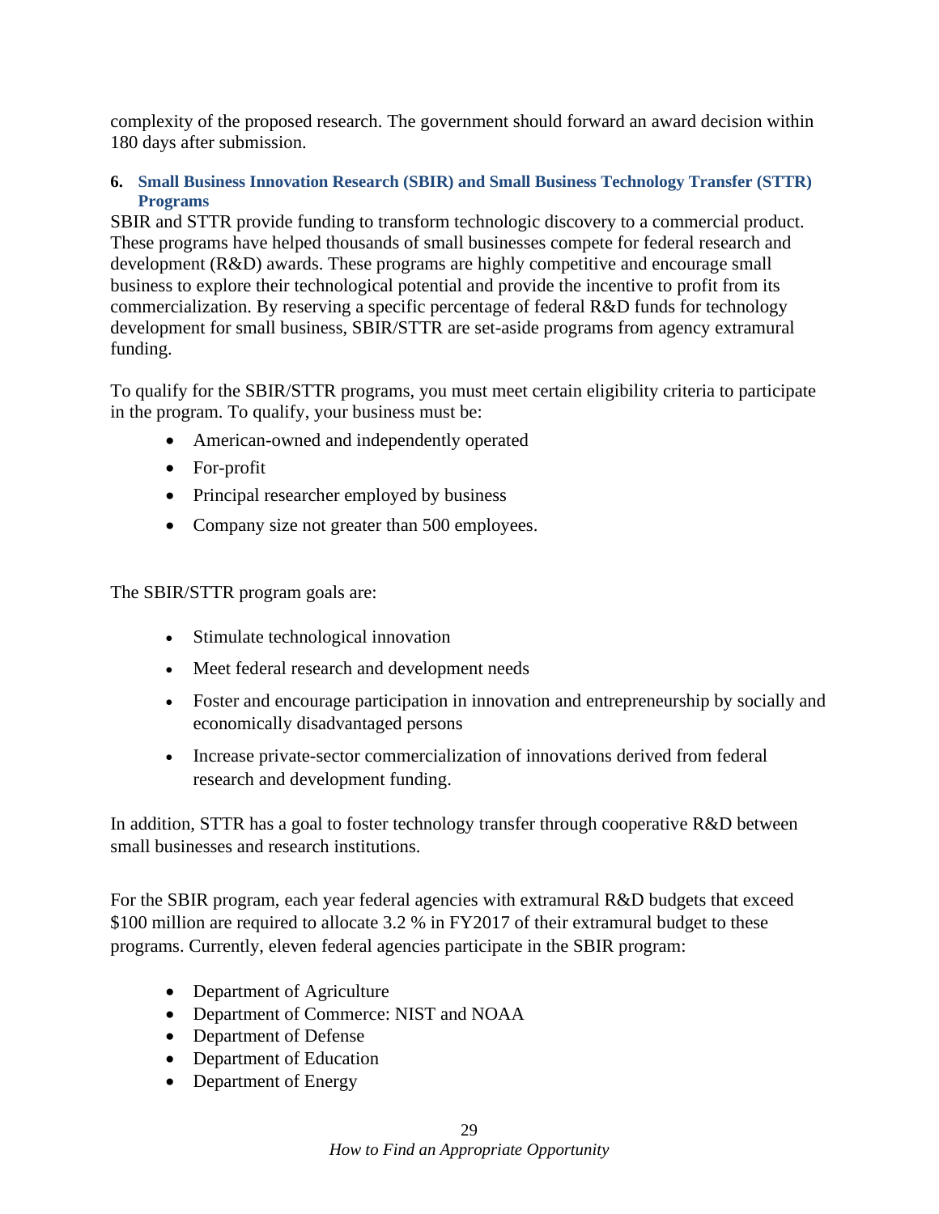complexity of the proposed research. The government should forward an award decision within 180 days after submission.

### 6. Small Business Innovation Research (SBIR) and Small Business Technology Transfer (STTR) Programs

SBIR and STTR provide funding to transform technologic discovery to a commercial product. These programs have helped thousands of small businesses compete for federal research and development (R&D) awards. These programs are highly competitive and encourage small business to explore their technological potential and provide the incentive to profit from its commercialization. By reserving a specific percentage of federal R&D funds for technology development for small business, SBIR/STTR are set-aside programs from agency extramural funding.

To qualify for the SBIR/STTR programs, you must meet certain eligibility criteria to participate in the program. To qualify, your business must be:

- American-owned and independently operated
- For-profit
- Principal researcher employed by business
- Company size not greater than 500 employees.

The SBIR/STTR program goals are:

- Stimulate technological innovation
- Meet federal research and development needs
- Foster and encourage participation in innovation and entrepreneurship by socially and economically disadvantaged persons
- Increase private-sector commercialization of innovations derived from federal research and development funding.

In addition, STTR has a goal to foster technology transfer through cooperative R&D between small businesses and research institutions.

For the SBIR program, each year federal agencies with extramural R&D budgets that exceed $100 million are required to allocate 3.2 % in FY2017 of their extramural budget to these programs. Currently, eleven federal agencies participate in the SBIR program:

- Department of Agriculture
- Department of Commerce: NIST and NOAA
- Department of Defense
- Department of Education
- Department of Energy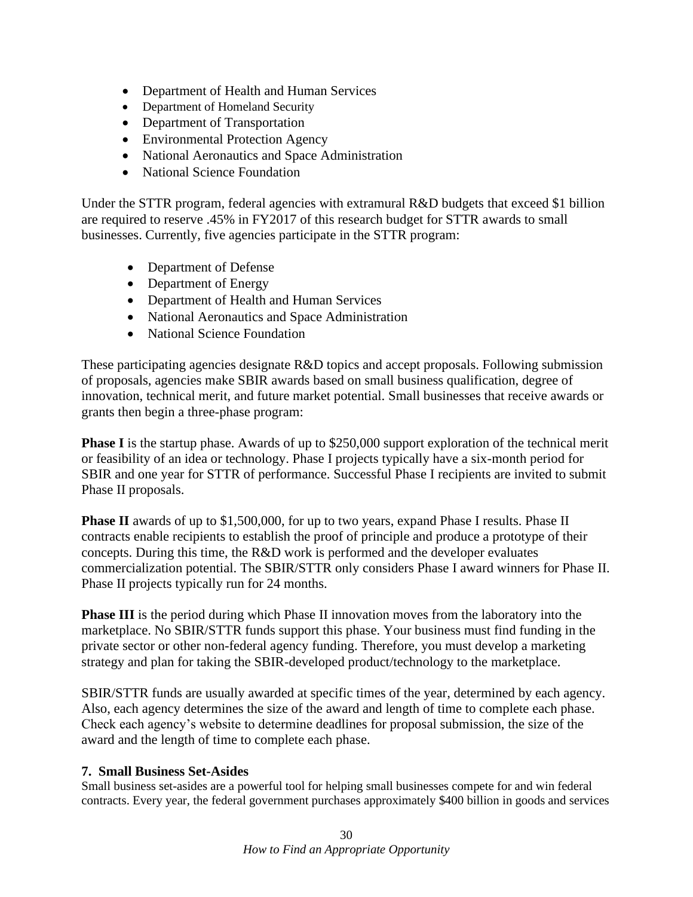- Department of Health and Human Services
- Department of Homeland Security
- Department of Transportation
- Environmental Protection Agency
- National Aeronautics and Space Administration
- National Science Foundation

Under the STTR program, federal agencies with extramural R&D budgets that exceed $1 billion are required to reserve .45% in FY2017 of this research budget for STTR awards to small businesses. Currently, five agencies participate in the STTR program:

- Department of Defense
- Department of Energy
- Department of Health and Human Services
- National Aeronautics and Space Administration
- National Science Foundation

These participating agencies designate R&D topics and accept proposals. Following submission of proposals, agencies make SBIR awards based on small business qualification, degree of innovation, technical merit, and future market potential. Small businesses that receive awards or grants then begin a three-phase program:

**Phase I** is the startup phase. Awards of up to $250,000 support exploration of the technical merit or feasibility of an idea or technology. Phase I projects typically have a six-month period for SBIR and one year for STTR of performance. Successful Phase I recipients are invited to submit Phase II proposals.

**Phase II** awards of up to $1,500,000, for up to two years, expand Phase I results. Phase II contracts enable recipients to establish the proof of principle and produce a prototype of their concepts. During this time, the R&D work is performed and the developer evaluates commercialization potential. The SBIR/STTR only considers Phase I award winners for Phase II. Phase II projects typically run for 24 months.

**Phase III** is the period during which Phase II innovation moves from the laboratory into the marketplace. No SBIR/STTR funds support this phase. Your business must find funding in the private sector or other non-federal agency funding. Therefore, you must develop a marketing strategy and plan for taking the SBIR-developed product/technology to the marketplace.

SBIR/STTR funds are usually awarded at specific times of the year, determined by each agency. Also, each agency determines the size of the award and length of time to complete each phase. Check each agency's website to determine deadlines for proposal submission, the size of the award and the length of time to complete each phase.

### 7. Small Business Set-Asides

Small business set-asides are a powerful tool for helping small businesses compete for and win federal contracts. Every year, the federal government purchases approximately $400 billion in goods and services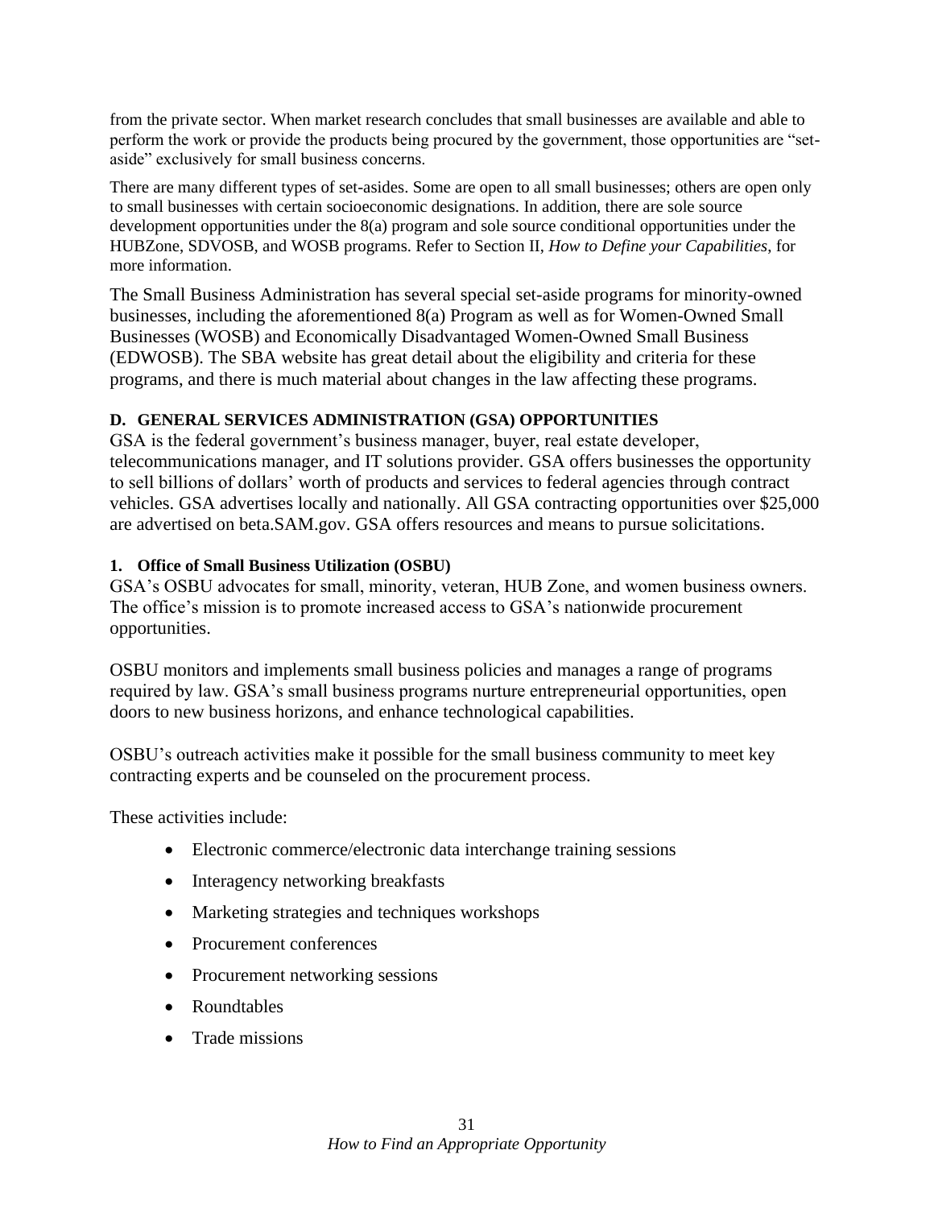from the private sector. When market research concludes that small businesses are available and able to perform the work or provide the products being procured by the government, those opportunities are "set-aside" exclusively for small business concerns.

There are many different types of set-asides. Some are open to all small businesses; others are open only to small businesses with certain socioeconomic designations. In addition, there are sole source development opportunities under the 8(a) program and sole source conditional opportunities under the HUBZone, SDVOSB, and WOSB programs. Refer to Section II, *How to Define your Capabilities*, for more information.

The Small Business Administration has several special set-aside programs for minority-owned businesses, including the aforementioned 8(a) Program as well as for Women-Owned Small Businesses (WOSB) and Economically Disadvantaged Women-Owned Small Business (EDWOSB). The SBA website has great detail about the eligibility and criteria for these programs, and there is much material about changes in the law affecting these programs.

## D. GENERAL SERVICES ADMINISTRATION (GSA) OPPORTUNITIES

GSA is the federal government's business manager, buyer, real estate developer, telecommunications manager, and IT solutions provider. GSA offers businesses the opportunity to sell billions of dollars' worth of products and services to federal agencies through contract vehicles. GSA advertises locally and nationally. All GSA contracting opportunities over $25,000 are advertised on beta.SAM.gov. GSA offers resources and means to pursue solicitations.

### 1. Office of Small Business Utilization (OSBU)

GSA's OSBU advocates for small, minority, veteran, HUB Zone, and women business owners. The office's mission is to promote increased access to GSA's nationwide procurement opportunities.

OSBU monitors and implements small business policies and manages a range of programs required by law. GSA's small business programs nurture entrepreneurial opportunities, open doors to new business horizons, and enhance technological capabilities.

OSBU's outreach activities make it possible for the small business community to meet key contracting experts and be counseled on the procurement process.

These activities include:

- Electronic commerce/electronic data interchange training sessions
- Interagency networking breakfasts
- Marketing strategies and techniques workshops
- Procurement conferences
- Procurement networking sessions
- Roundtables
- Trade missions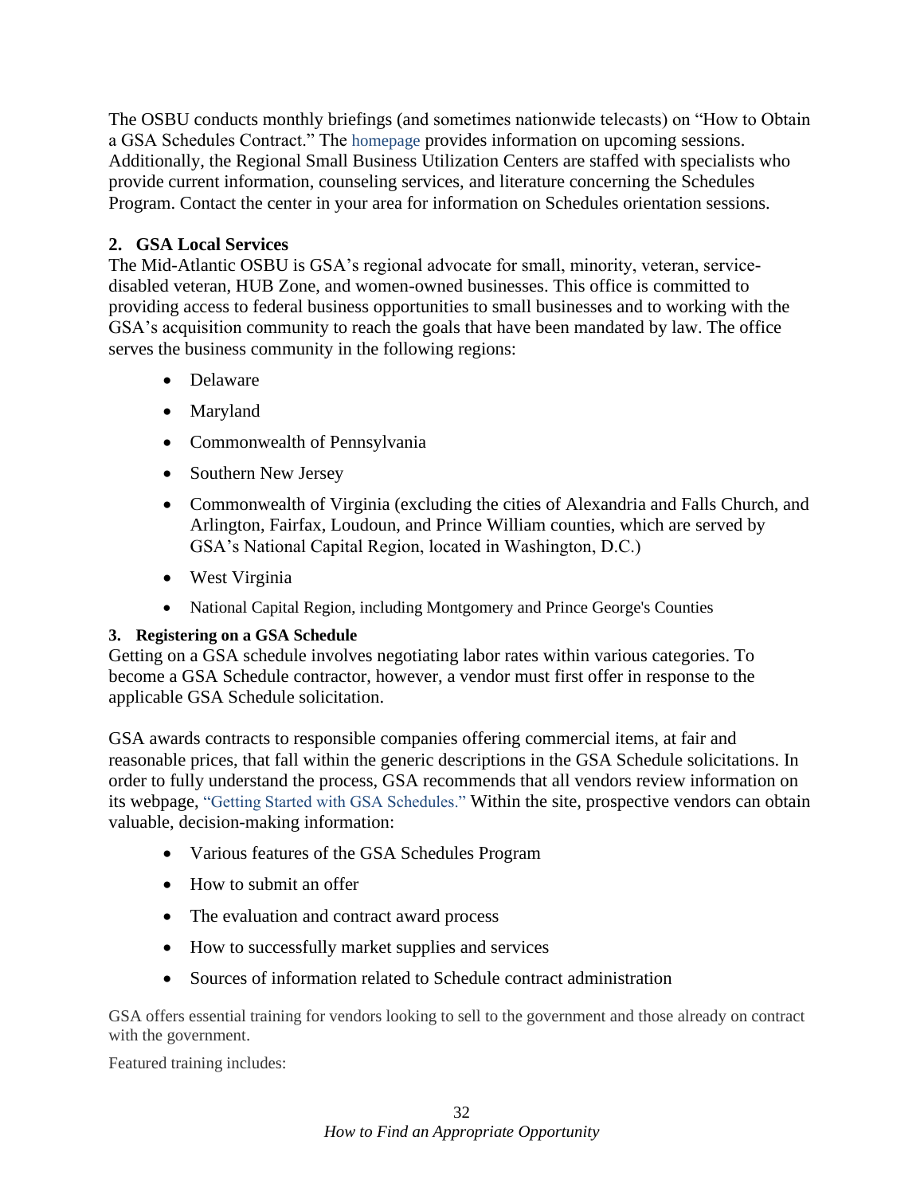The OSBU conducts monthly briefings (and sometimes nationwide telecasts) on "How to Obtain a GSA Schedules Contract." The homepage provides information on upcoming sessions. Additionally, the Regional Small Business Utilization Centers are staffed with specialists who provide current information, counseling services, and literature concerning the Schedules Program. Contact the center in your area for information on Schedules orientation sessions.

### 2. GSA Local Services

The Mid-Atlantic OSBU is GSA's regional advocate for small, minority, veteran, service-disabled veteran, HUB Zone, and women-owned businesses. This office is committed to providing access to federal business opportunities to small businesses and to working with the GSA's acquisition community to reach the goals that have been mandated by law. The office serves the business community in the following regions:

- Delaware
- Maryland
- Commonwealth of Pennsylvania
- Southern New Jersey
- Commonwealth of Virginia (excluding the cities of Alexandria and Falls Church, and Arlington, Fairfax, Loudoun, and Prince William counties, which are served by GSA's National Capital Region, located in Washington, D.C.)
- West Virginia
- National Capital Region, including Montgomery and Prince George's Counties

### 3. Registering on a GSA Schedule

Getting on a GSA schedule involves negotiating labor rates within various categories. To become a GSA Schedule contractor, however, a vendor must first offer in response to the applicable GSA Schedule solicitation.

GSA awards contracts to responsible companies offering commercial items, at fair and reasonable prices, that fall within the generic descriptions in the GSA Schedule solicitations. In order to fully understand the process, GSA recommends that all vendors review information on its webpage, "Getting Started with GSA Schedules." Within the site, prospective vendors can obtain valuable, decision-making information:

- Various features of the GSA Schedules Program
- How to submit an offer
- The evaluation and contract award process
- How to successfully market supplies and services
- Sources of information related to Schedule contract administration

GSA offers essential training for vendors looking to sell to the government and those already on contract with the government.

Featured training includes: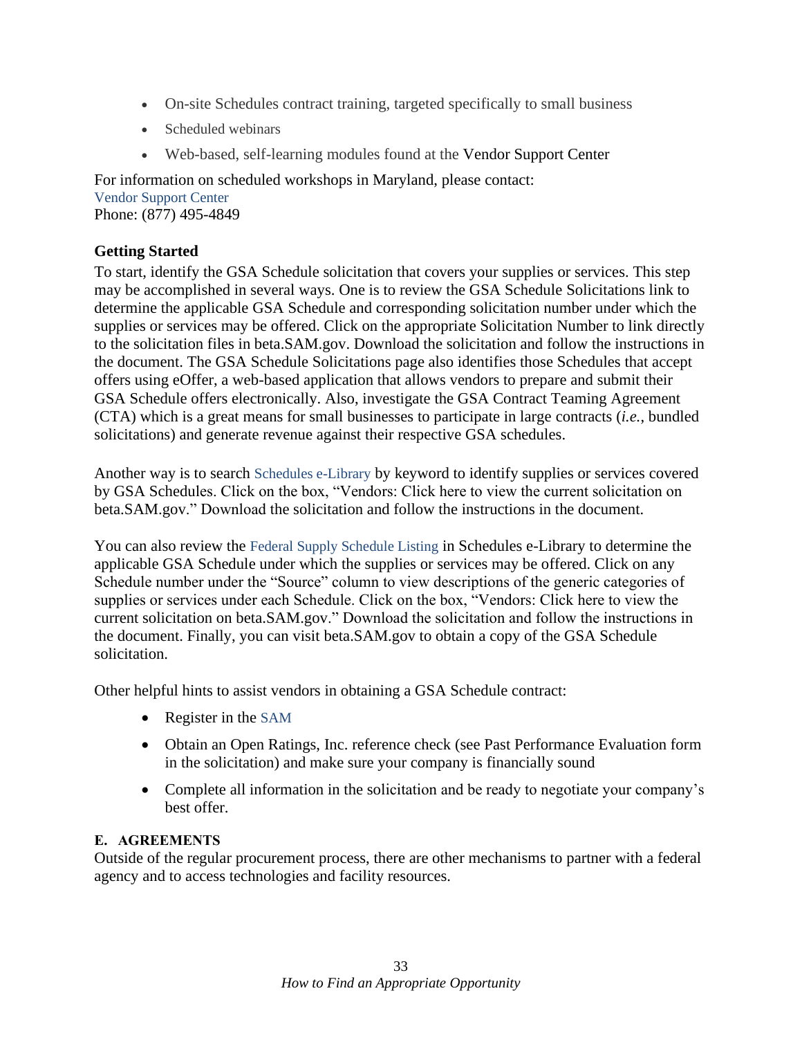- On-site Schedules contract training, targeted specifically to small business
- Scheduled webinars
- Web-based, self-learning modules found at the Vendor Support Center

For information on scheduled workshops in Maryland, please contact:
Vendor Support Center
Phone: (877) 495-4849

**Getting Started**

To start, identify the GSA Schedule solicitation that covers your supplies or services. This step may be accomplished in several ways. One is to review the GSA Schedule Solicitations link to determine the applicable GSA Schedule and corresponding solicitation number under which the supplies or services may be offered. Click on the appropriate Solicitation Number to link directly to the solicitation files in beta.SAM.gov. Download the solicitation and follow the instructions in the document. The GSA Schedule Solicitations page also identifies those Schedules that accept offers using eOffer, a web-based application that allows vendors to prepare and submit their GSA Schedule offers electronically. Also, investigate the GSA Contract Teaming Agreement (CTA) which is a great means for small businesses to participate in large contracts (*i.e.*, bundled solicitations) and generate revenue against their respective GSA schedules.

Another way is to search Schedules e-Library by keyword to identify supplies or services covered by GSA Schedules. Click on the box, "Vendors: Click here to view the current solicitation on beta.SAM.gov." Download the solicitation and follow the instructions in the document.

You can also review the Federal Supply Schedule Listing in Schedules e-Library to determine the applicable GSA Schedule under which the supplies or services may be offered. Click on any Schedule number under the "Source" column to view descriptions of the generic categories of supplies or services under each Schedule. Click on the box, "Vendors: Click here to view the current solicitation on beta.SAM.gov." Download the solicitation and follow the instructions in the document. Finally, you can visit beta.SAM.gov to obtain a copy of the GSA Schedule solicitation.

Other helpful hints to assist vendors in obtaining a GSA Schedule contract:

- Register in the SAM
- Obtain an Open Ratings, Inc. reference check (see Past Performance Evaluation form in the solicitation) and make sure your company is financially sound
- Complete all information in the solicitation and be ready to negotiate your company's best offer.

### E. AGREEMENTS

Outside of the regular procurement process, there are other mechanisms to partner with a federal agency and to access technologies and facility resources.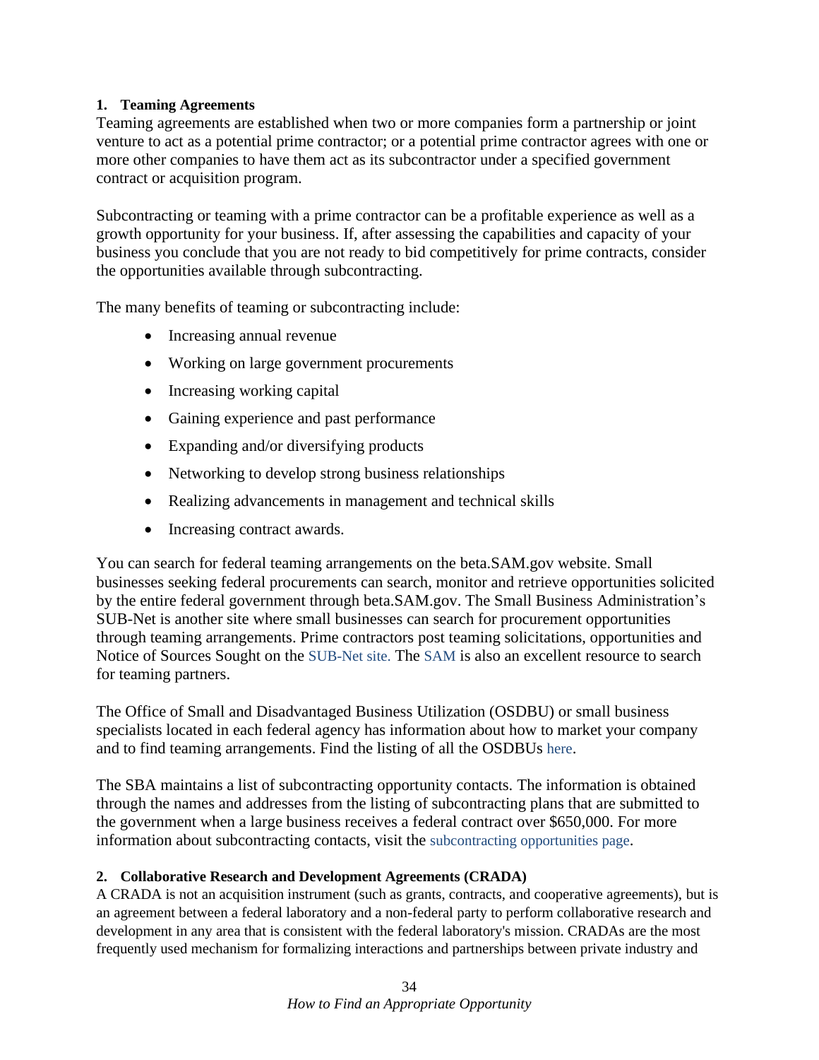**1. Teaming Agreements**

Teaming agreements are established when two or more companies form a partnership or joint venture to act as a potential prime contractor; or a potential prime contractor agrees with one or more other companies to have them act as its subcontractor under a specified government contract or acquisition program.

Subcontracting or teaming with a prime contractor can be a profitable experience as well as a growth opportunity for your business. If, after assessing the capabilities and capacity of your business you conclude that you are not ready to bid competitively for prime contracts, consider the opportunities available through subcontracting.

The many benefits of teaming or subcontracting include:

- Increasing annual revenue
- Working on large government procurements
- Increasing working capital
- Gaining experience and past performance
- Expanding and/or diversifying products
- Networking to develop strong business relationships
- Realizing advancements in management and technical skills
- Increasing contract awards.

You can search for federal teaming arrangements on the beta.SAM.gov website. Small businesses seeking federal procurements can search, monitor and retrieve opportunities solicited by the entire federal government through beta.SAM.gov. The Small Business Administration's SUB-Net is another site where small businesses can search for procurement opportunities through teaming arrangements. Prime contractors post teaming solicitations, opportunities and Notice of Sources Sought on the SUB-Net site. The SAM is also an excellent resource to search for teaming partners.

The Office of Small and Disadvantaged Business Utilization (OSDBU) or small business specialists located in each federal agency has information about how to market your company and to find teaming arrangements. Find the listing of all the OSDBUs here.

The SBA maintains a list of subcontracting opportunity contacts. The information is obtained through the names and addresses from the listing of subcontracting plans that are submitted to the government when a large business receives a federal contract over $650,000. For more information about subcontracting contacts, visit the subcontracting opportunities page.

**2. Collaborative Research and Development Agreements (CRADA)**

A CRADA is not an acquisition instrument (such as grants, contracts, and cooperative agreements), but is an agreement between a federal laboratory and a non-federal party to perform collaborative research and development in any area that is consistent with the federal laboratory's mission. CRADAs are the most frequently used mechanism for formalizing interactions and partnerships between private industry and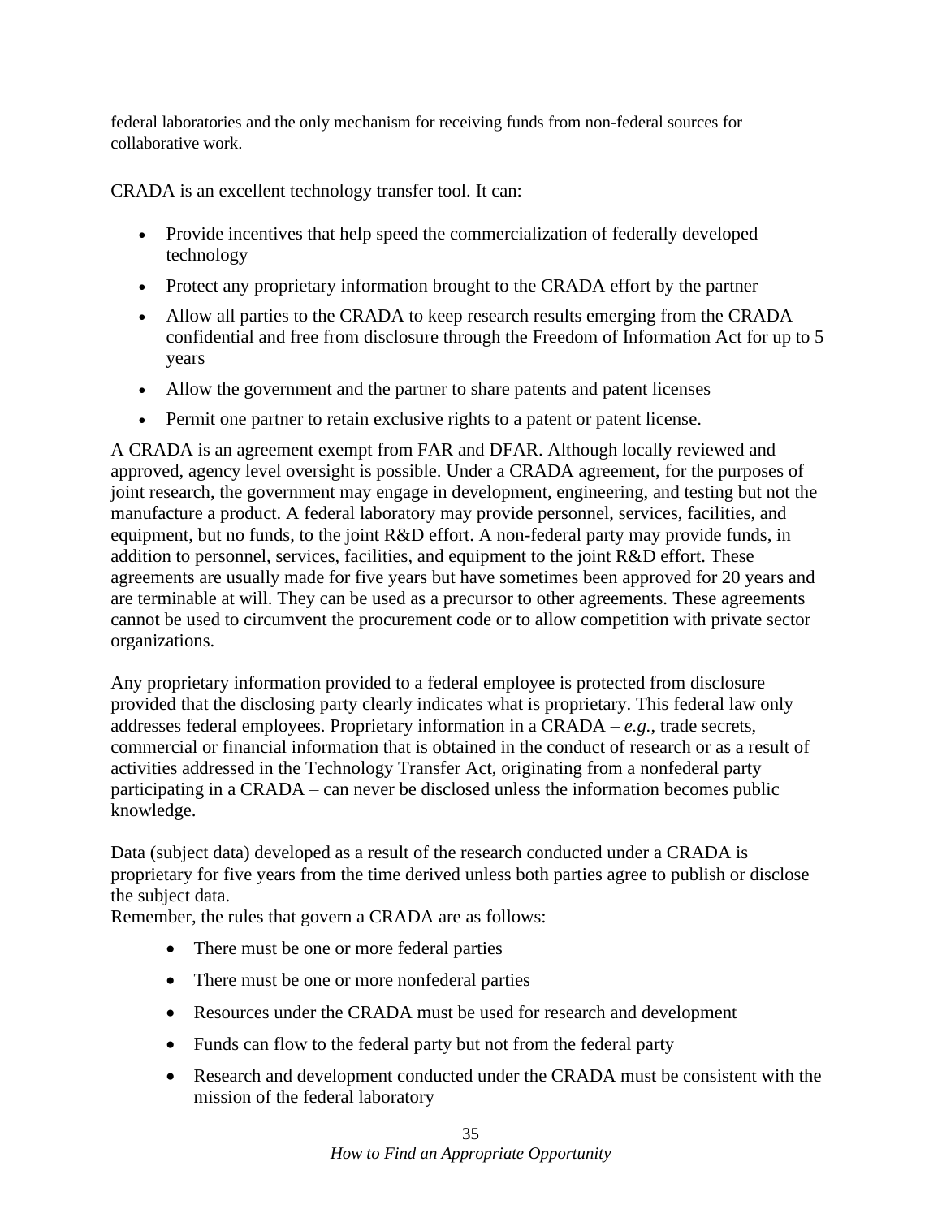federal laboratories and the only mechanism for receiving funds from non-federal sources for collaborative work.

CRADA is an excellent technology transfer tool. It can:

- Provide incentives that help speed the commercialization of federally developed technology
- Protect any proprietary information brought to the CRADA effort by the partner
- Allow all parties to the CRADA to keep research results emerging from the CRADA confidential and free from disclosure through the Freedom of Information Act for up to 5 years
- Allow the government and the partner to share patents and patent licenses
- Permit one partner to retain exclusive rights to a patent or patent license.

A CRADA is an agreement exempt from FAR and DFAR. Although locally reviewed and approved, agency level oversight is possible. Under a CRADA agreement, for the purposes of joint research, the government may engage in development, engineering, and testing but not the manufacture a product. A federal laboratory may provide personnel, services, facilities, and equipment, but no funds, to the joint R&D effort. A non-federal party may provide funds, in addition to personnel, services, facilities, and equipment to the joint R&D effort. These agreements are usually made for five years but have sometimes been approved for 20 years and are terminable at will. They can be used as a precursor to other agreements. These agreements cannot be used to circumvent the procurement code or to allow competition with private sector organizations.

Any proprietary information provided to a federal employee is protected from disclosure provided that the disclosing party clearly indicates what is proprietary. This federal law only addresses federal employees. Proprietary information in a CRADA – *e.g.*, trade secrets, commercial or financial information that is obtained in the conduct of research or as a result of activities addressed in the Technology Transfer Act, originating from a nonfederal party participating in a CRADA – can never be disclosed unless the information becomes public knowledge.

Data (subject data) developed as a result of the research conducted under a CRADA is proprietary for five years from the time derived unless both parties agree to publish or disclose the subject data.

Remember, the rules that govern a CRADA are as follows:

- There must be one or more federal parties
- There must be one or more nonfederal parties
- Resources under the CRADA must be used for research and development
- Funds can flow to the federal party but not from the federal party
- Research and development conducted under the CRADA must be consistent with the mission of the federal laboratory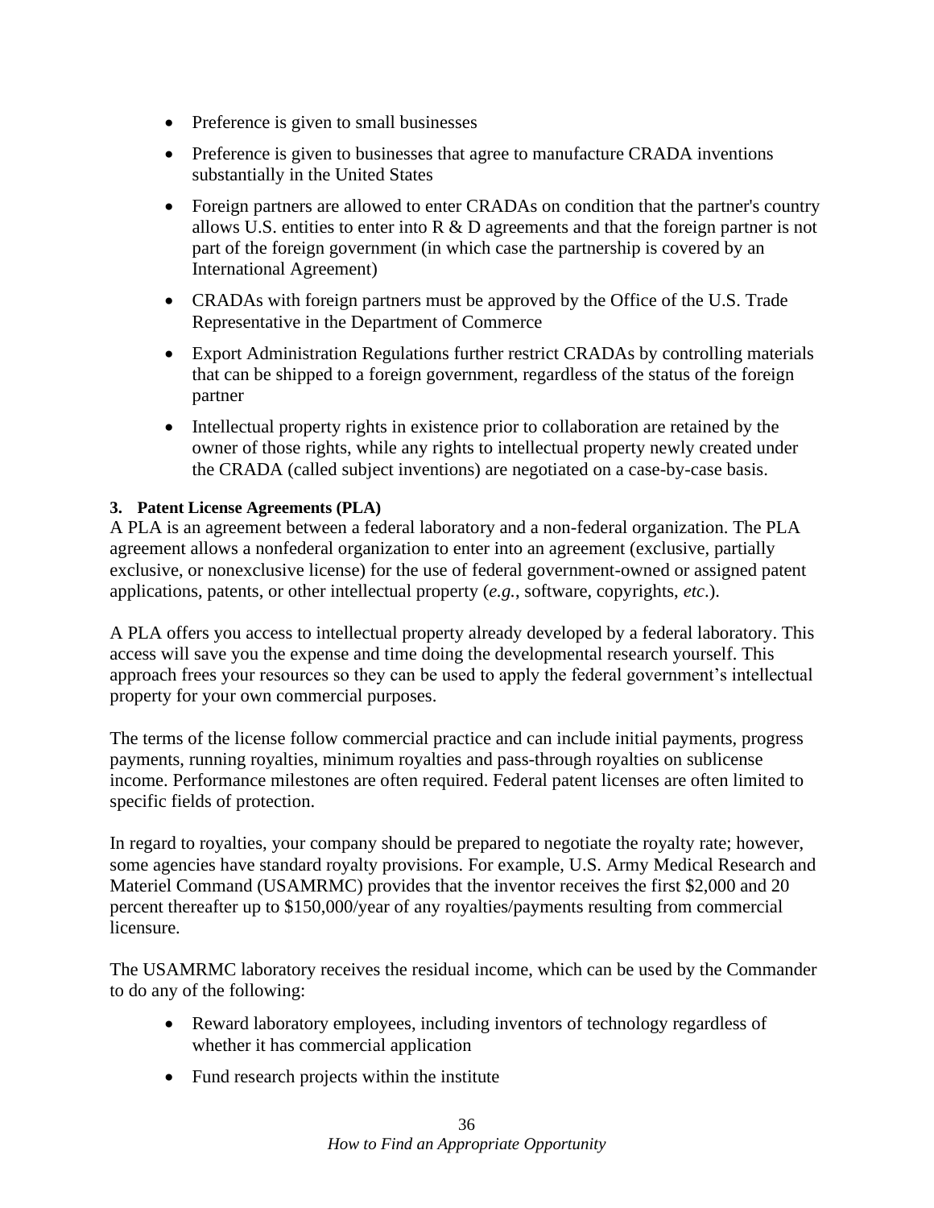- Preference is given to small businesses
- Preference is given to businesses that agree to manufacture CRADA inventions substantially in the United States
- Foreign partners are allowed to enter CRADAs on condition that the partner's country allows U.S. entities to enter into R & D agreements and that the foreign partner is not part of the foreign government (in which case the partnership is covered by an International Agreement)
- CRADAs with foreign partners must be approved by the Office of the U.S. Trade Representative in the Department of Commerce
- Export Administration Regulations further restrict CRADAs by controlling materials that can be shipped to a foreign government, regardless of the status of the foreign partner
- Intellectual property rights in existence prior to collaboration are retained by the owner of those rights, while any rights to intellectual property newly created under the CRADA (called subject inventions) are negotiated on a case-by-case basis.

**3. Patent License Agreements (PLA)**

A PLA is an agreement between a federal laboratory and a non-federal organization. The PLA agreement allows a nonfederal organization to enter into an agreement (exclusive, partially exclusive, or nonexclusive license) for the use of federal government-owned or assigned patent applications, patents, or other intellectual property (*e.g.*, software, copyrights, *etc*.).

A PLA offers you access to intellectual property already developed by a federal laboratory. This access will save you the expense and time doing the developmental research yourself. This approach frees your resources so they can be used to apply the federal government's intellectual property for your own commercial purposes.

The terms of the license follow commercial practice and can include initial payments, progress payments, running royalties, minimum royalties and pass-through royalties on sublicense income. Performance milestones are often required. Federal patent licenses are often limited to specific fields of protection.

In regard to royalties, your company should be prepared to negotiate the royalty rate; however, some agencies have standard royalty provisions. For example, U.S. Army Medical Research and Materiel Command (USAMRMC) provides that the inventor receives the first $2,000 and 20 percent thereafter up to $150,000/year of any royalties/payments resulting from commercial licensure.

The USAMRMC laboratory receives the residual income, which can be used by the Commander to do any of the following:

- Reward laboratory employees, including inventors of technology regardless of whether it has commercial application
- Fund research projects within the institute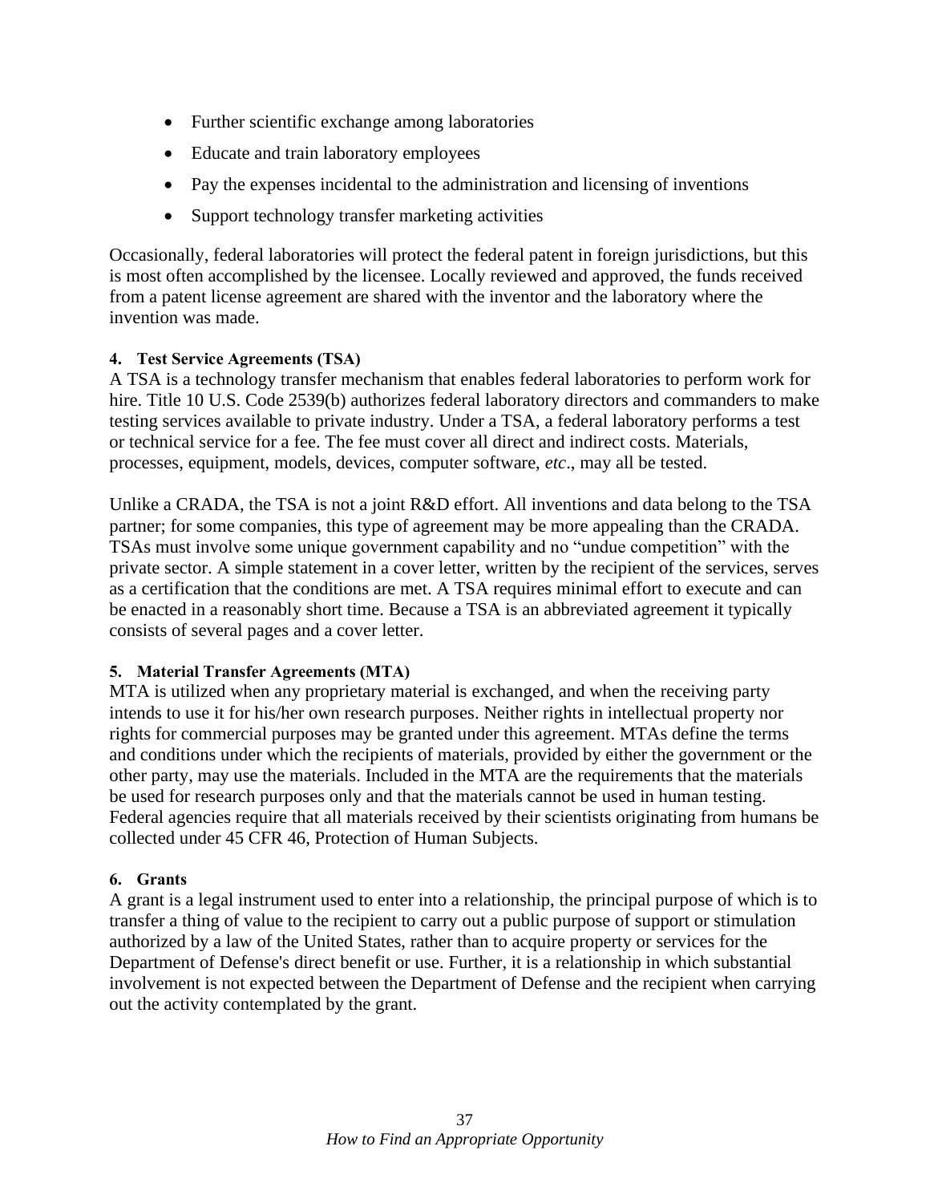- Further scientific exchange among laboratories
- Educate and train laboratory employees
- Pay the expenses incidental to the administration and licensing of inventions
- Support technology transfer marketing activities

Occasionally, federal laboratories will protect the federal patent in foreign jurisdictions, but this is most often accomplished by the licensee. Locally reviewed and approved, the funds received from a patent license agreement are shared with the inventor and the laboratory where the invention was made.

#### 4. Test Service Agreements (TSA)

A TSA is a technology transfer mechanism that enables federal laboratories to perform work for hire. Title 10 U.S. Code 2539(b) authorizes federal laboratory directors and commanders to make testing services available to private industry. Under a TSA, a federal laboratory performs a test or technical service for a fee. The fee must cover all direct and indirect costs. Materials, processes, equipment, models, devices, computer software, *etc*., may all be tested.

Unlike a CRADA, the TSA is not a joint R&D effort. All inventions and data belong to the TSA partner; for some companies, this type of agreement may be more appealing than the CRADA. TSAs must involve some unique government capability and no "undue competition" with the private sector. A simple statement in a cover letter, written by the recipient of the services, serves as a certification that the conditions are met. A TSA requires minimal effort to execute and can be enacted in a reasonably short time. Because a TSA is an abbreviated agreement it typically consists of several pages and a cover letter.

#### 5. Material Transfer Agreements (MTA)

MTA is utilized when any proprietary material is exchanged, and when the receiving party intends to use it for his/her own research purposes. Neither rights in intellectual property nor rights for commercial purposes may be granted under this agreement. MTAs define the terms and conditions under which the recipients of materials, provided by either the government or the other party, may use the materials. Included in the MTA are the requirements that the materials be used for research purposes only and that the materials cannot be used in human testing. Federal agencies require that all materials received by their scientists originating from humans be collected under 45 CFR 46, Protection of Human Subjects.

#### 6. Grants

A grant is a legal instrument used to enter into a relationship, the principal purpose of which is to transfer a thing of value to the recipient to carry out a public purpose of support or stimulation authorized by a law of the United States, rather than to acquire property or services for the Department of Defense's direct benefit or use. Further, it is a relationship in which substantial involvement is not expected between the Department of Defense and the recipient when carrying out the activity contemplated by the grant.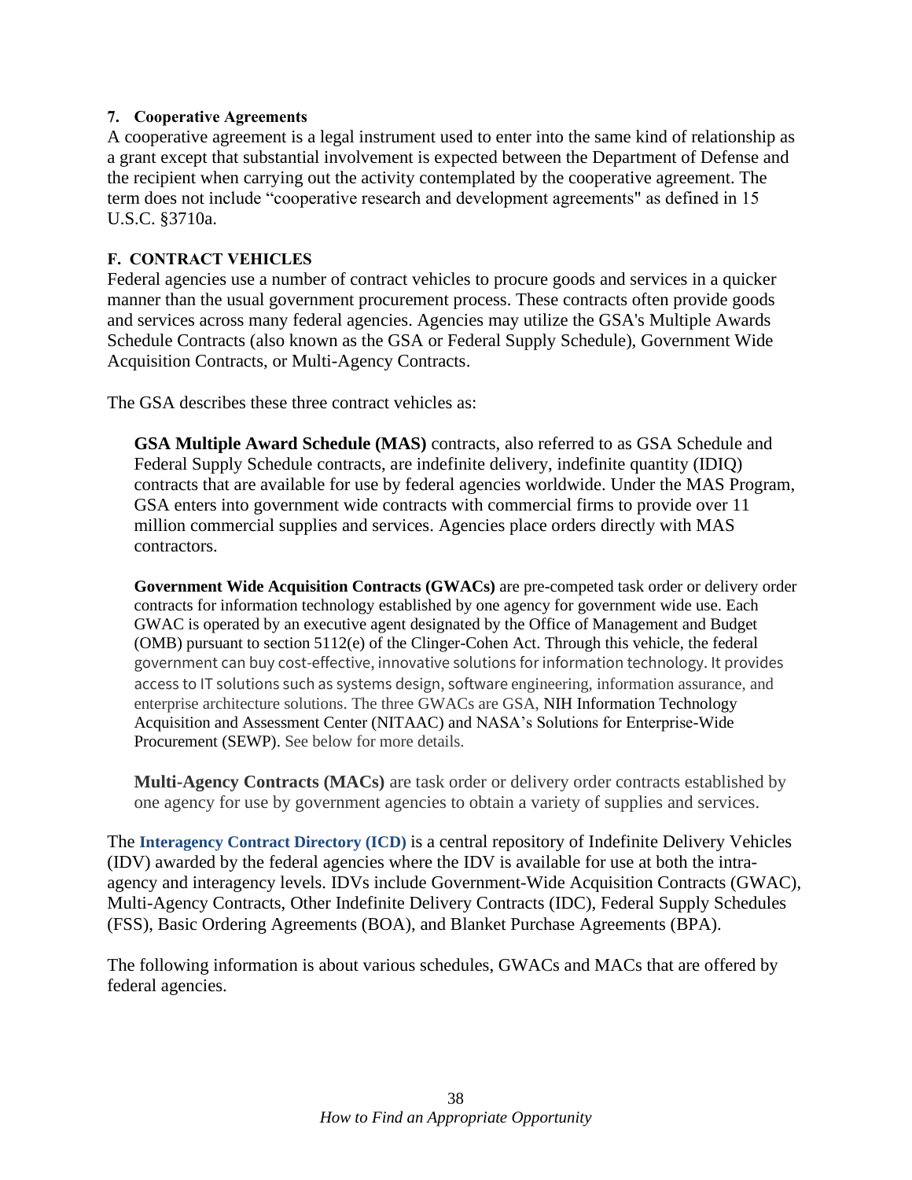### 7. Cooperative Agreements

A cooperative agreement is a legal instrument used to enter into the same kind of relationship as a grant except that substantial involvement is expected between the Department of Defense and the recipient when carrying out the activity contemplated by the cooperative agreement. The term does not include "cooperative research and development agreements" as defined in 15 U.S.C. §3710a.

## F. CONTRACT VEHICLES

Federal agencies use a number of contract vehicles to procure goods and services in a quicker manner than the usual government procurement process. These contracts often provide goods and services across many federal agencies. Agencies may utilize the GSA's Multiple Awards Schedule Contracts (also known as the GSA or Federal Supply Schedule), Government Wide Acquisition Contracts, or Multi-Agency Contracts.

The GSA describes these three contract vehicles as:

> **GSA Multiple Award Schedule (MAS)** contracts, also referred to as GSA Schedule and Federal Supply Schedule contracts, are indefinite delivery, indefinite quantity (IDIQ) contracts that are available for use by federal agencies worldwide. Under the MAS Program, GSA enters into government wide contracts with commercial firms to provide over 11 million commercial supplies and services. Agencies place orders directly with MAS contractors.
>
> **Government Wide Acquisition Contracts (GWACs)** are pre-competed task order or delivery order contracts for information technology established by one agency for government wide use. Each GWAC is operated by an executive agent designated by the Office of Management and Budget (OMB) pursuant to section 5112(e) of the Clinger-Cohen Act. Through this vehicle, the federal government can buy cost-effective, innovative solutions for information technology. It provides access to IT solutions such as systems design, software engineering, information assurance, and enterprise architecture solutions. The three GWACs are GSA, NIH Information Technology Acquisition and Assessment Center (NITAAC) and NASA's Solutions for Enterprise-Wide Procurement (SEWP). See below for more details.
>
> **Multi-Agency Contracts (MACs)** are task order or delivery order contracts established by one agency for use by government agencies to obtain a variety of supplies and services.

The **Interagency Contract Directory (ICD)** is a central repository of Indefinite Delivery Vehicles (IDV) awarded by the federal agencies where the IDV is available for use at both the intra-agency and interagency levels. IDVs include Government-Wide Acquisition Contracts (GWAC), Multi-Agency Contracts, Other Indefinite Delivery Contracts (IDC), Federal Supply Schedules (FSS), Basic Ordering Agreements (BOA), and Blanket Purchase Agreements (BPA).

The following information is about various schedules, GWACs and MACs that are offered by federal agencies.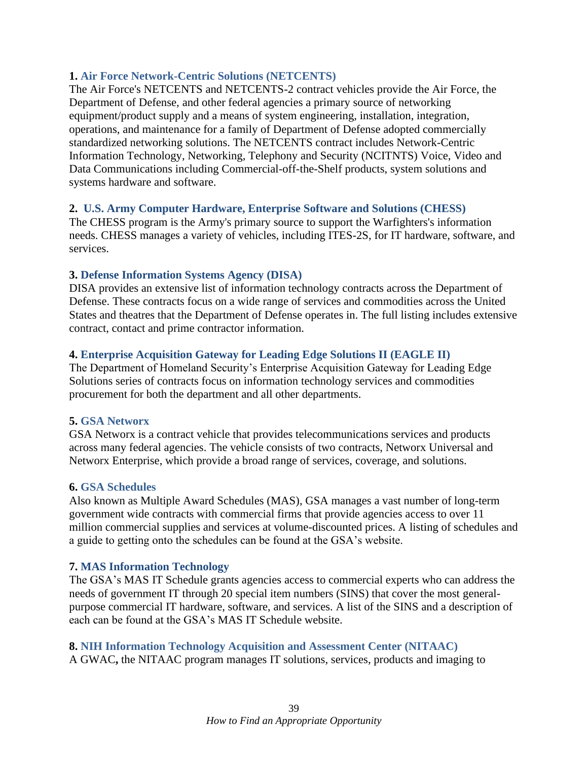**1. Air Force Network-Centric Solutions (NETCENTS)**

The Air Force's NETCENTS and NETCENTS-2 contract vehicles provide the Air Force, the Department of Defense, and other federal agencies a primary source of networking equipment/product supply and a means of system engineering, installation, integration, operations, and maintenance for a family of Department of Defense adopted commercially standardized networking solutions. The NETCENTS contract includes Network-Centric Information Technology, Networking, Telephony and Security (NCITNTS) Voice, Video and Data Communications including Commercial-off-the-Shelf products, system solutions and systems hardware and software.

**2. U.S. Army Computer Hardware, Enterprise Software and Solutions (CHESS)**

The CHESS program is the Army's primary source to support the Warfighters's information needs. CHESS manages a variety of vehicles, including ITES-2S, for IT hardware, software, and services.

**3. Defense Information Systems Agency (DISA)**

DISA provides an extensive list of information technology contracts across the Department of Defense. These contracts focus on a wide range of services and commodities across the United States and theatres that the Department of Defense operates in. The full listing includes extensive contract, contact and prime contractor information.

**4. Enterprise Acquisition Gateway for Leading Edge Solutions II (EAGLE II)**

The Department of Homeland Security's Enterprise Acquisition Gateway for Leading Edge Solutions series of contracts focus on information technology services and commodities procurement for both the department and all other departments.

**5. GSA Networx**

GSA Networx is a contract vehicle that provides telecommunications services and products across many federal agencies. The vehicle consists of two contracts, Networx Universal and Networx Enterprise, which provide a broad range of services, coverage, and solutions.

**6. GSA Schedules**

Also known as Multiple Award Schedules (MAS), GSA manages a vast number of long-term government wide contracts with commercial firms that provide agencies access to over 11 million commercial supplies and services at volume-discounted prices. A listing of schedules and a guide to getting onto the schedules can be found at the GSA's website.

**7. MAS Information Technology**

The GSA's MAS IT Schedule grants agencies access to commercial experts who can address the needs of government IT through 20 special item numbers (SINS) that cover the most general-purpose commercial IT hardware, software, and services. A list of the SINS and a description of each can be found at the GSA's MAS IT Schedule website.

**8. NIH Information Technology Acquisition and Assessment Center (NITAAC)**

A GWAC**,** the NITAAC program manages IT solutions, services, products and imaging to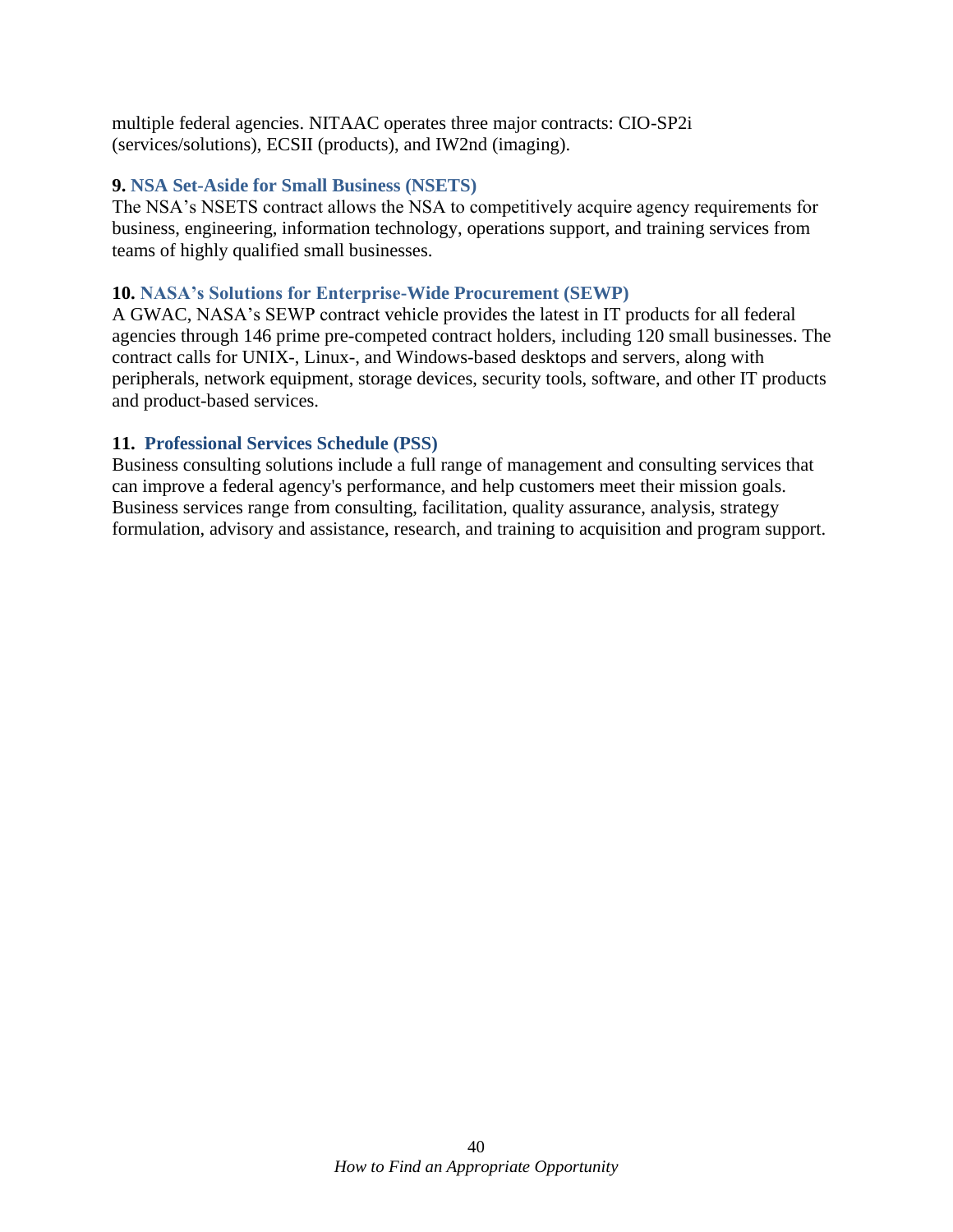multiple federal agencies. NITAAC operates three major contracts: CIO-SP2i (services/solutions), ECSII (products), and IW2nd (imaging).

**9. NSA Set-Aside for Small Business (NSETS)**
The NSA's NSETS contract allows the NSA to competitively acquire agency requirements for business, engineering, information technology, operations support, and training services from teams of highly qualified small businesses.

**10. NASA's Solutions for Enterprise-Wide Procurement (SEWP)**
A GWAC, NASA's SEWP contract vehicle provides the latest in IT products for all federal agencies through 146 prime pre-competed contract holders, including 120 small businesses. The contract calls for UNIX-, Linux-, and Windows-based desktops and servers, along with peripherals, network equipment, storage devices, security tools, software, and other IT products and product-based services.

**11. Professional Services Schedule (PSS)**
Business consulting solutions include a full range of management and consulting services that can improve a federal agency's performance, and help customers meet their mission goals. Business services range from consulting, facilitation, quality assurance, analysis, strategy formulation, advisory and assistance, research, and training to acquisition and program support.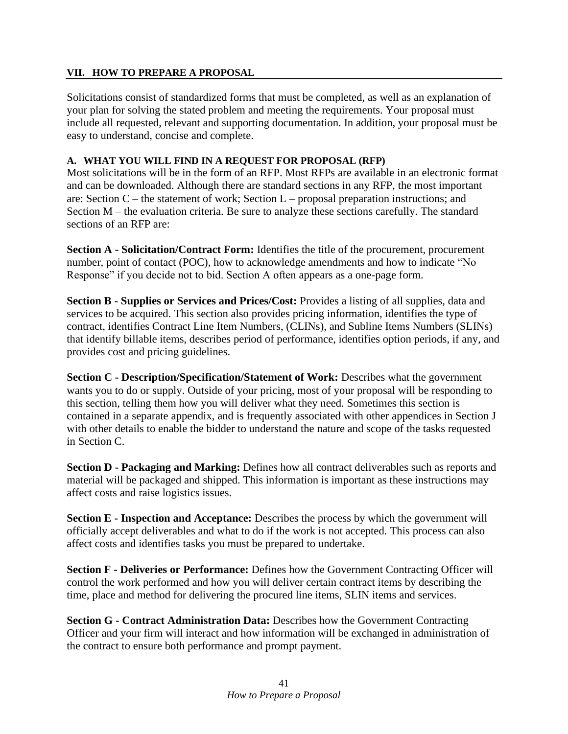## VII. HOW TO PREPARE A PROPOSAL

Solicitations consist of standardized forms that must be completed, as well as an explanation of your plan for solving the stated problem and meeting the requirements. Your proposal must include all requested, relevant and supporting documentation. In addition, your proposal must be easy to understand, concise and complete.

### A. WHAT YOU WILL FIND IN A REQUEST FOR PROPOSAL (RFP)

Most solicitations will be in the form of an RFP. Most RFPs are available in an electronic format and can be downloaded. Although there are standard sections in any RFP, the most important are: Section C – the statement of work; Section L – proposal preparation instructions; and Section M – the evaluation criteria. Be sure to analyze these sections carefully. The standard sections of an RFP are:

**Section A - Solicitation/Contract Form:** Identifies the title of the procurement, procurement number, point of contact (POC), how to acknowledge amendments and how to indicate "No Response" if you decide not to bid. Section A often appears as a one-page form.

**Section B - Supplies or Services and Prices/Cost:** Provides a listing of all supplies, data and services to be acquired. This section also provides pricing information, identifies the type of contract, identifies Contract Line Item Numbers, (CLINs), and Subline Items Numbers (SLINs) that identify billable items, describes period of performance, identifies option periods, if any, and provides cost and pricing guidelines.

**Section C - Description/Specification/Statement of Work:** Describes what the government wants you to do or supply. Outside of your pricing, most of your proposal will be responding to this section, telling them how you will deliver what they need. Sometimes this section is contained in a separate appendix, and is frequently associated with other appendices in Section J with other details to enable the bidder to understand the nature and scope of the tasks requested in Section C.

**Section D - Packaging and Marking:** Defines how all contract deliverables such as reports and material will be packaged and shipped. This information is important as these instructions may affect costs and raise logistics issues.

**Section E - Inspection and Acceptance:** Describes the process by which the government will officially accept deliverables and what to do if the work is not accepted. This process can also affect costs and identifies tasks you must be prepared to undertake.

**Section F - Deliveries or Performance:** Defines how the Government Contracting Officer will control the work performed and how you will deliver certain contract items by describing the time, place and method for delivering the procured line items, SLIN items and services.

**Section G - Contract Administration Data:** Describes how the Government Contracting Officer and your firm will interact and how information will be exchanged in administration of the contract to ensure both performance and prompt payment.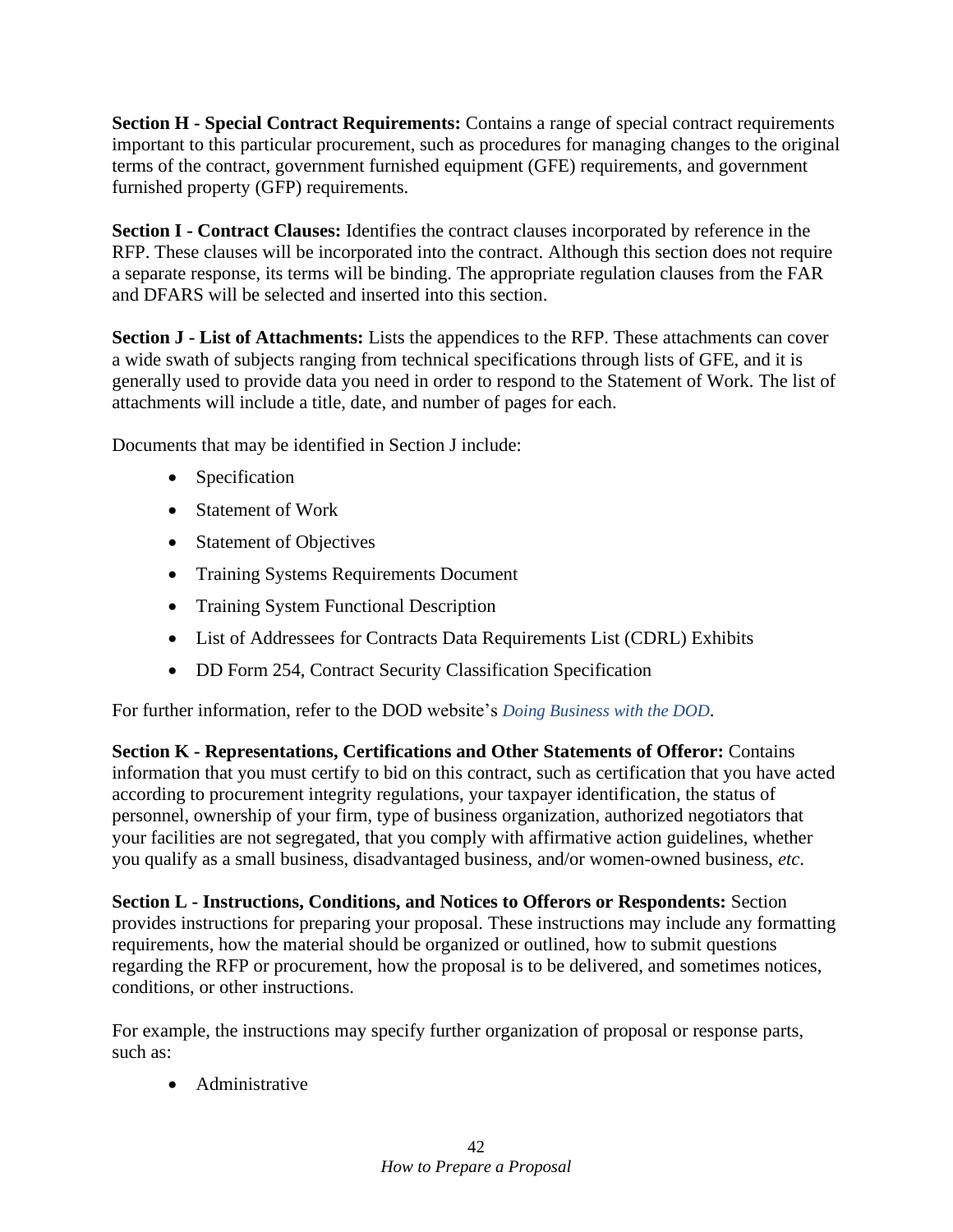**Section H - Special Contract Requirements:** Contains a range of special contract requirements important to this particular procurement, such as procedures for managing changes to the original terms of the contract, government furnished equipment (GFE) requirements, and government furnished property (GFP) requirements.

**Section I - Contract Clauses:** Identifies the contract clauses incorporated by reference in the RFP. These clauses will be incorporated into the contract. Although this section does not require a separate response, its terms will be binding. The appropriate regulation clauses from the FAR and DFARS will be selected and inserted into this section.

**Section J - List of Attachments:** Lists the appendices to the RFP. These attachments can cover a wide swath of subjects ranging from technical specifications through lists of GFE, and it is generally used to provide data you need in order to respond to the Statement of Work. The list of attachments will include a title, date, and number of pages for each.

Documents that may be identified in Section J include:

- Specification
- Statement of Work
- Statement of Objectives
- Training Systems Requirements Document
- Training System Functional Description
- List of Addressees for Contracts Data Requirements List (CDRL) Exhibits
- DD Form 254, Contract Security Classification Specification

For further information, refer to the DOD website's *Doing Business with the DOD*.

**Section K - Representations, Certifications and Other Statements of Offeror:** Contains information that you must certify to bid on this contract, such as certification that you have acted according to procurement integrity regulations, your taxpayer identification, the status of personnel, ownership of your firm, type of business organization, authorized negotiators that your facilities are not segregated, that you comply with affirmative action guidelines, whether you qualify as a small business, disadvantaged business, and/or women-owned business, *etc*.

**Section L - Instructions, Conditions, and Notices to Offerors or Respondents:** Section provides instructions for preparing your proposal. These instructions may include any formatting requirements, how the material should be organized or outlined, how to submit questions regarding the RFP or procurement, how the proposal is to be delivered, and sometimes notices, conditions, or other instructions.

For example, the instructions may specify further organization of proposal or response parts, such as:

- Administrative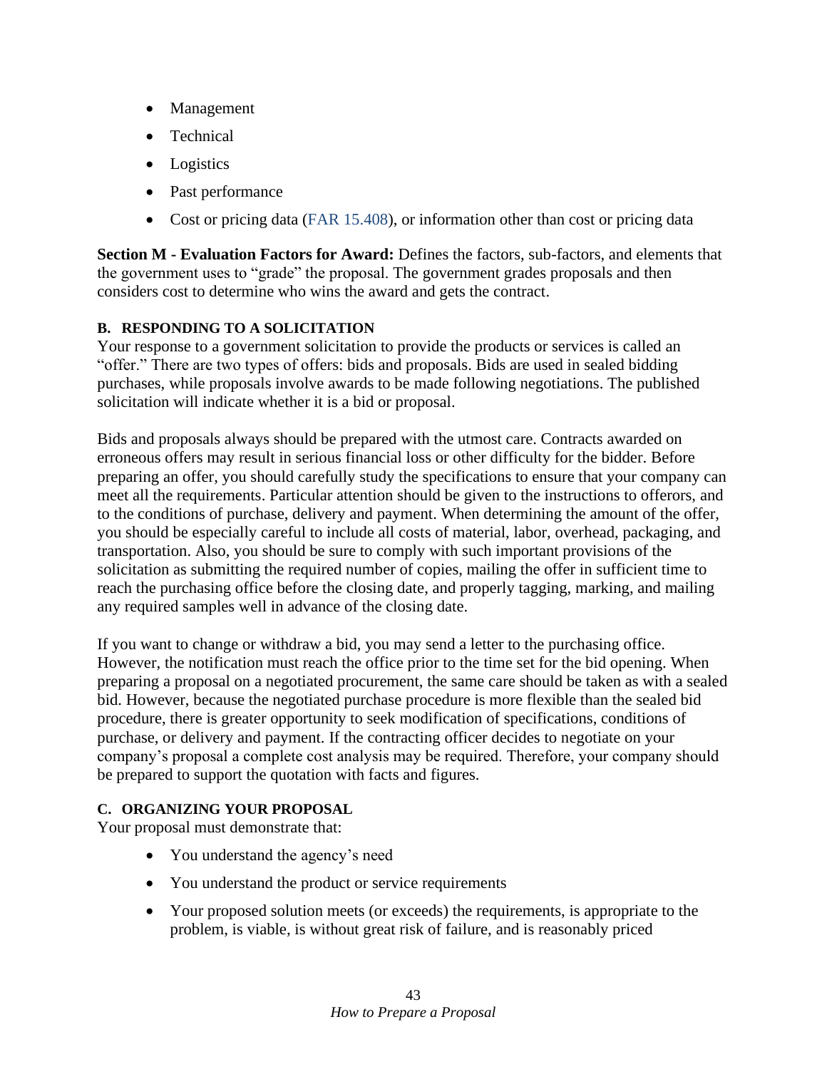- Management
- Technical
- Logistics
- Past performance
- Cost or pricing data (FAR 15.408), or information other than cost or pricing data

**Section M - Evaluation Factors for Award:** Defines the factors, sub-factors, and elements that the government uses to "grade" the proposal. The government grades proposals and then considers cost to determine who wins the award and gets the contract.

### B. RESPONDING TO A SOLICITATION

Your response to a government solicitation to provide the products or services is called an "offer." There are two types of offers: bids and proposals. Bids are used in sealed bidding purchases, while proposals involve awards to be made following negotiations. The published solicitation will indicate whether it is a bid or proposal.

Bids and proposals always should be prepared with the utmost care. Contracts awarded on erroneous offers may result in serious financial loss or other difficulty for the bidder. Before preparing an offer, you should carefully study the specifications to ensure that your company can meet all the requirements. Particular attention should be given to the instructions to offerors, and to the conditions of purchase, delivery and payment. When determining the amount of the offer, you should be especially careful to include all costs of material, labor, overhead, packaging, and transportation. Also, you should be sure to comply with such important provisions of the solicitation as submitting the required number of copies, mailing the offer in sufficient time to reach the purchasing office before the closing date, and properly tagging, marking, and mailing any required samples well in advance of the closing date.

If you want to change or withdraw a bid, you may send a letter to the purchasing office. However, the notification must reach the office prior to the time set for the bid opening. When preparing a proposal on a negotiated procurement, the same care should be taken as with a sealed bid. However, because the negotiated purchase procedure is more flexible than the sealed bid procedure, there is greater opportunity to seek modification of specifications, conditions of purchase, or delivery and payment. If the contracting officer decides to negotiate on your company's proposal a complete cost analysis may be required. Therefore, your company should be prepared to support the quotation with facts and figures.

### C. ORGANIZING YOUR PROPOSAL

Your proposal must demonstrate that:

- You understand the agency's need
- You understand the product or service requirements
- Your proposed solution meets (or exceeds) the requirements, is appropriate to the problem, is viable, is without great risk of failure, and is reasonably priced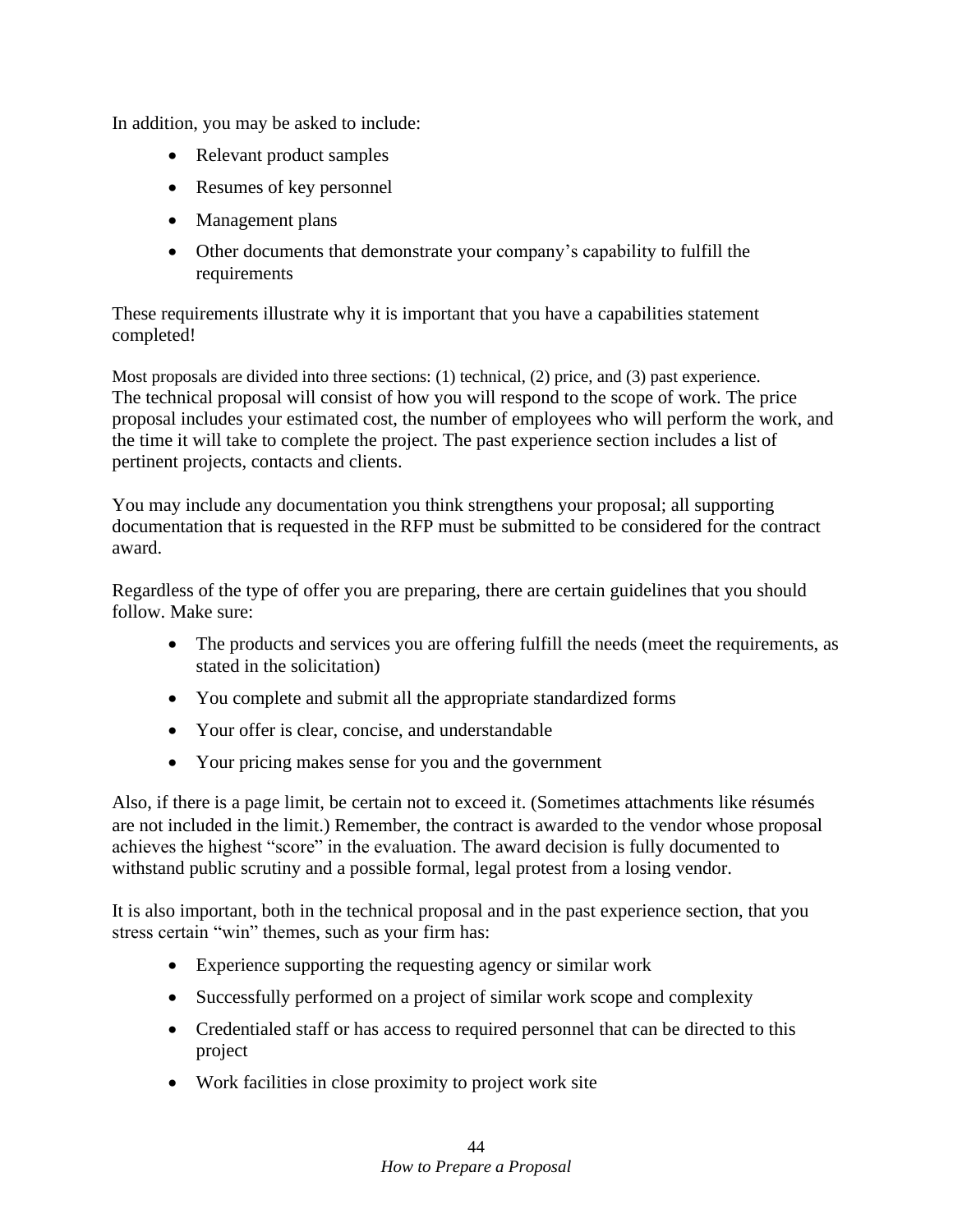In addition, you may be asked to include:

- Relevant product samples
- Resumes of key personnel
- Management plans
- Other documents that demonstrate your company's capability to fulfill the requirements

These requirements illustrate why it is important that you have a capabilities statement completed!

Most proposals are divided into three sections: (1) technical, (2) price, and (3) past experience. The technical proposal will consist of how you will respond to the scope of work. The price proposal includes your estimated cost, the number of employees who will perform the work, and the time it will take to complete the project. The past experience section includes a list of pertinent projects, contacts and clients.

You may include any documentation you think strengthens your proposal; all supporting documentation that is requested in the RFP must be submitted to be considered for the contract award.

Regardless of the type of offer you are preparing, there are certain guidelines that you should follow. Make sure:

- The products and services you are offering fulfill the needs (meet the requirements, as stated in the solicitation)
- You complete and submit all the appropriate standardized forms
- Your offer is clear, concise, and understandable
- Your pricing makes sense for you and the government

Also, if there is a page limit, be certain not to exceed it. (Sometimes attachments like résumés are not included in the limit.) Remember, the contract is awarded to the vendor whose proposal achieves the highest "score" in the evaluation. The award decision is fully documented to withstand public scrutiny and a possible formal, legal protest from a losing vendor.

It is also important, both in the technical proposal and in the past experience section, that you stress certain "win" themes, such as your firm has:

- Experience supporting the requesting agency or similar work
- Successfully performed on a project of similar work scope and complexity
- Credentialed staff or has access to required personnel that can be directed to this project
- Work facilities in close proximity to project work site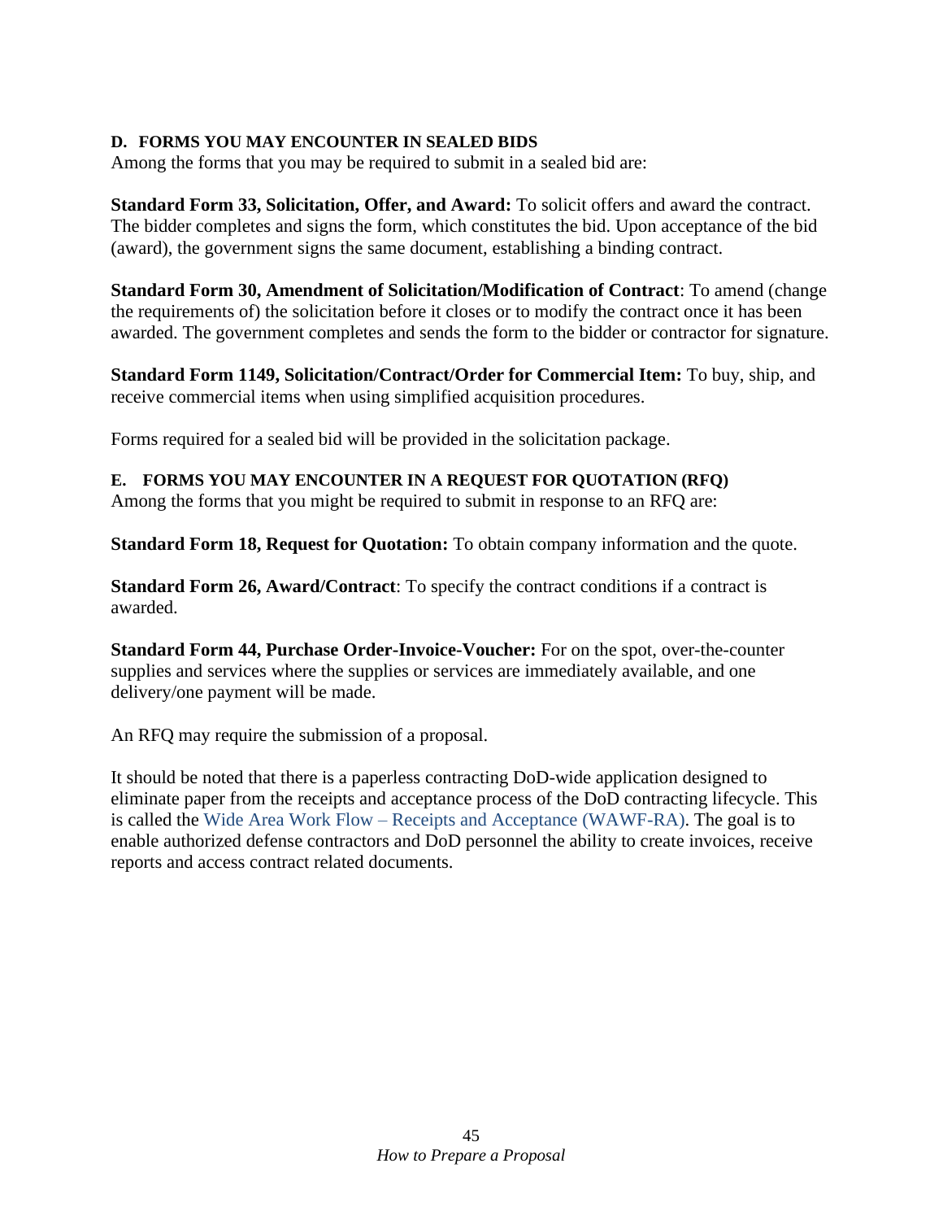### D. FORMS YOU MAY ENCOUNTER IN SEALED BIDS

Among the forms that you may be required to submit in a sealed bid are:

**Standard Form 33, Solicitation, Offer, and Award:** To solicit offers and award the contract. The bidder completes and signs the form, which constitutes the bid. Upon acceptance of the bid (award), the government signs the same document, establishing a binding contract.

**Standard Form 30, Amendment of Solicitation/Modification of Contract**: To amend (change the requirements of) the solicitation before it closes or to modify the contract once it has been awarded. The government completes and sends the form to the bidder or contractor for signature.

**Standard Form 1149, Solicitation/Contract/Order for Commercial Item:** To buy, ship, and receive commercial items when using simplified acquisition procedures.

Forms required for a sealed bid will be provided in the solicitation package.

### E. FORMS YOU MAY ENCOUNTER IN A REQUEST FOR QUOTATION (RFQ)

Among the forms that you might be required to submit in response to an RFQ are:

**Standard Form 18, Request for Quotation:** To obtain company information and the quote.

**Standard Form 26, Award/Contract**: To specify the contract conditions if a contract is awarded.

**Standard Form 44, Purchase Order-Invoice-Voucher:** For on the spot, over-the-counter supplies and services where the supplies or services are immediately available, and one delivery/one payment will be made.

An RFQ may require the submission of a proposal.

It should be noted that there is a paperless contracting DoD-wide application designed to eliminate paper from the receipts and acceptance process of the DoD contracting lifecycle. This is called the Wide Area Work Flow – Receipts and Acceptance (WAWF-RA). The goal is to enable authorized defense contractors and DoD personnel the ability to create invoices, receive reports and access contract related documents.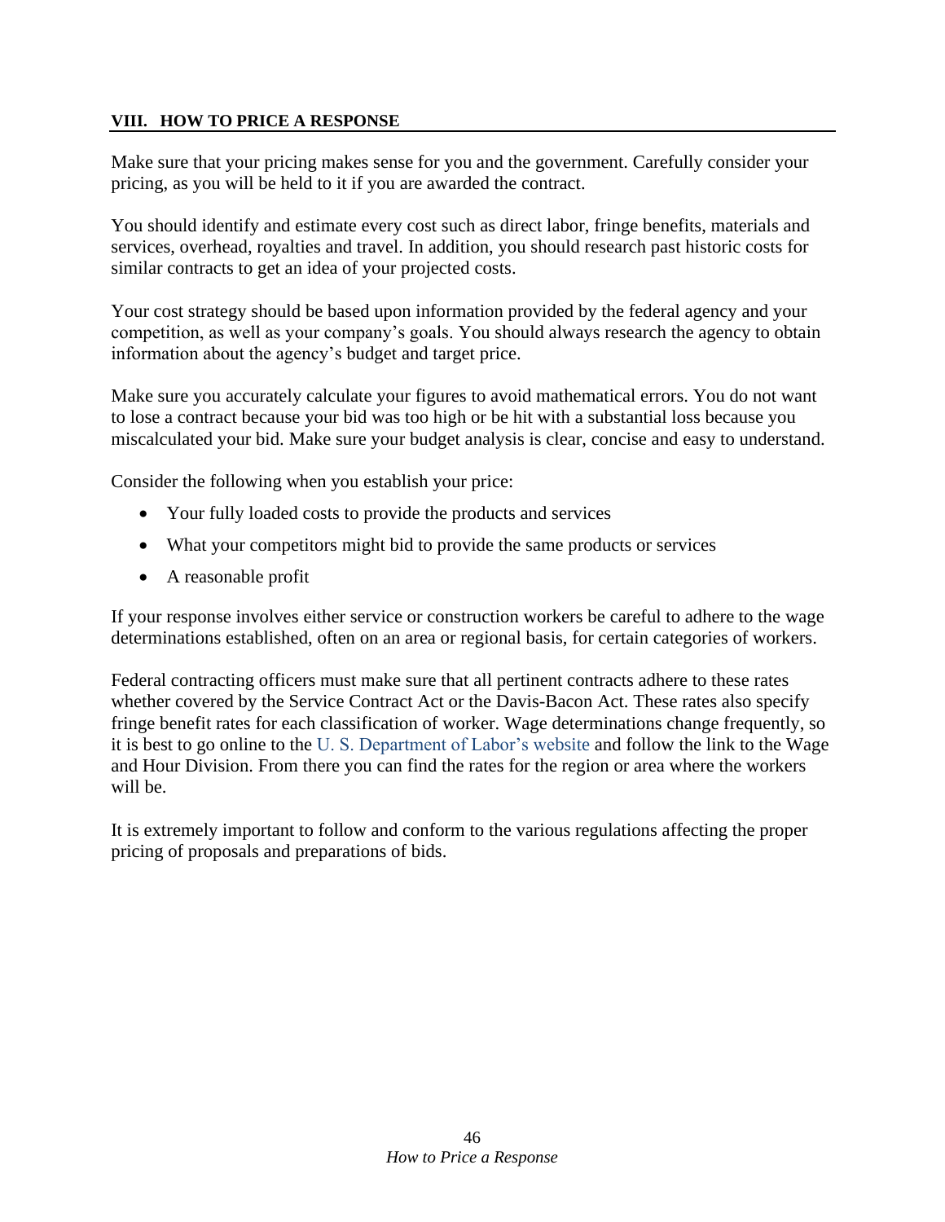## VIII. HOW TO PRICE A RESPONSE

Make sure that your pricing makes sense for you and the government. Carefully consider your pricing, as you will be held to it if you are awarded the contract.

You should identify and estimate every cost such as direct labor, fringe benefits, materials and services, overhead, royalties and travel. In addition, you should research past historic costs for similar contracts to get an idea of your projected costs.

Your cost strategy should be based upon information provided by the federal agency and your competition, as well as your company's goals. You should always research the agency to obtain information about the agency's budget and target price.

Make sure you accurately calculate your figures to avoid mathematical errors. You do not want to lose a contract because your bid was too high or be hit with a substantial loss because you miscalculated your bid. Make sure your budget analysis is clear, concise and easy to understand.

Consider the following when you establish your price:

- Your fully loaded costs to provide the products and services
- What your competitors might bid to provide the same products or services
- A reasonable profit

If your response involves either service or construction workers be careful to adhere to the wage determinations established, often on an area or regional basis, for certain categories of workers.

Federal contracting officers must make sure that all pertinent contracts adhere to these rates whether covered by the Service Contract Act or the Davis-Bacon Act. These rates also specify fringe benefit rates for each classification of worker. Wage determinations change frequently, so it is best to go online to the U. S. Department of Labor's website and follow the link to the Wage and Hour Division. From there you can find the rates for the region or area where the workers will be.

It is extremely important to follow and conform to the various regulations affecting the proper pricing of proposals and preparations of bids.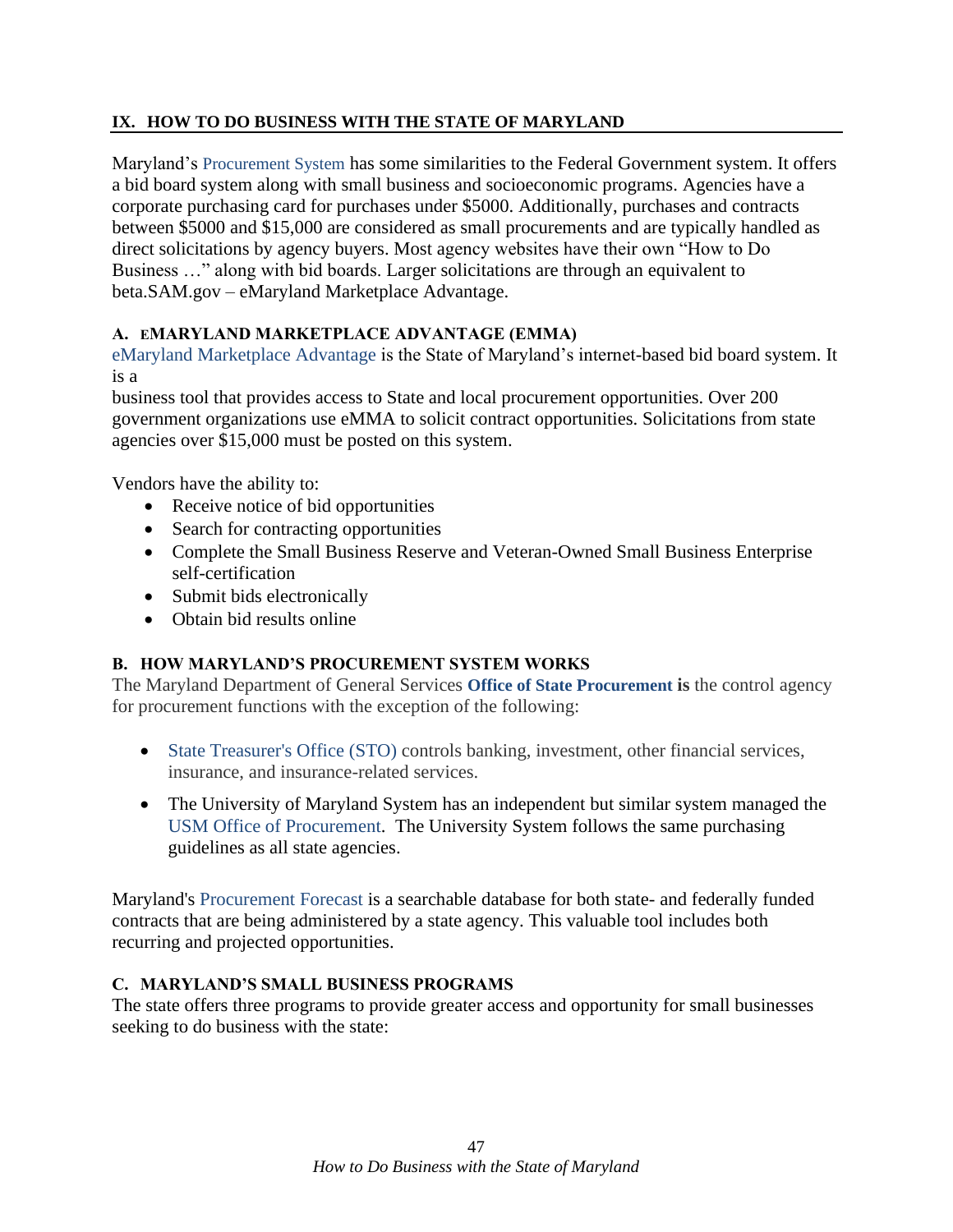## IX. HOW TO DO BUSINESS WITH THE STATE OF MARYLAND

Maryland's Procurement System has some similarities to the Federal Government system. It offers a bid board system along with small business and socioeconomic programs. Agencies have a corporate purchasing card for purchases under $5000. Additionally, purchases and contracts between $5000 and $15,000 are considered as small procurements and are typically handled as direct solicitations by agency buyers. Most agency websites have their own "How to Do Business …" along with bid boards. Larger solicitations are through an equivalent to beta.SAM.gov – eMaryland Marketplace Advantage.

### A. eMARYLAND MARKETPLACE ADVANTAGE (EMMA)

eMaryland Marketplace Advantage is the State of Maryland's internet-based bid board system. It is a
business tool that provides access to State and local procurement opportunities. Over 200 government organizations use eMMA to solicit contract opportunities. Solicitations from state agencies over $15,000 must be posted on this system.

Vendors have the ability to:

- Receive notice of bid opportunities
- Search for contracting opportunities
- Complete the Small Business Reserve and Veteran-Owned Small Business Enterprise self-certification
- Submit bids electronically
- Obtain bid results online

### B. HOW MARYLAND'S PROCUREMENT SYSTEM WORKS

The Maryland Department of General Services **Office of State Procurement is** the control agency for procurement functions with the exception of the following:

- State Treasurer's Office (STO) controls banking, investment, other financial services, insurance, and insurance-related services.
- The University of Maryland System has an independent but similar system managed the USM Office of Procurement. The University System follows the same purchasing guidelines as all state agencies.

Maryland's Procurement Forecast is a searchable database for both state- and federally funded contracts that are being administered by a state agency. This valuable tool includes both recurring and projected opportunities.

### C. MARYLAND'S SMALL BUSINESS PROGRAMS

The state offers three programs to provide greater access and opportunity for small businesses seeking to do business with the state: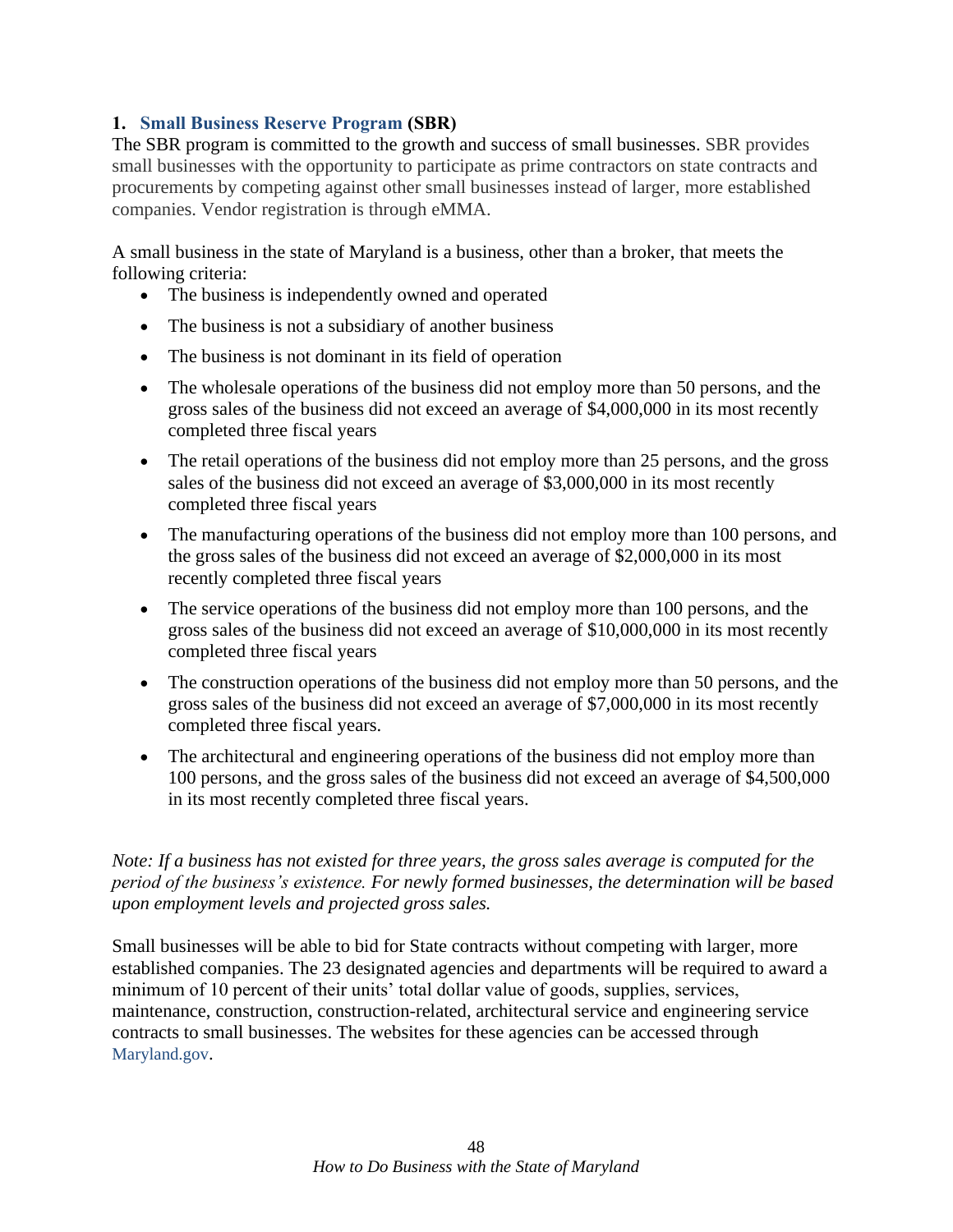### 1. Small Business Reserve Program (SBR)

The SBR program is committed to the growth and success of small businesses. SBR provides small businesses with the opportunity to participate as prime contractors on state contracts and procurements by competing against other small businesses instead of larger, more established companies. Vendor registration is through eMMA.

A small business in the state of Maryland is a business, other than a broker, that meets the following criteria:

- The business is independently owned and operated
- The business is not a subsidiary of another business
- The business is not dominant in its field of operation
- The wholesale operations of the business did not employ more than 50 persons, and the gross sales of the business did not exceed an average of $4,000,000 in its most recently completed three fiscal years
- The retail operations of the business did not employ more than 25 persons, and the gross sales of the business did not exceed an average of $3,000,000 in its most recently completed three fiscal years
- The manufacturing operations of the business did not employ more than 100 persons, and the gross sales of the business did not exceed an average of $2,000,000 in its most recently completed three fiscal years
- The service operations of the business did not employ more than 100 persons, and the gross sales of the business did not exceed an average of $10,000,000 in its most recently completed three fiscal years
- The construction operations of the business did not employ more than 50 persons, and the gross sales of the business did not exceed an average of $7,000,000 in its most recently completed three fiscal years.
- The architectural and engineering operations of the business did not employ more than 100 persons, and the gross sales of the business did not exceed an average of $4,500,000 in its most recently completed three fiscal years.

*Note: If a business has not existed for three years, the gross sales average is computed for the period of the business's existence. For newly formed businesses, the determination will be based upon employment levels and projected gross sales.*

Small businesses will be able to bid for State contracts without competing with larger, more established companies. The 23 designated agencies and departments will be required to award a minimum of 10 percent of their units' total dollar value of goods, supplies, services, maintenance, construction, construction-related, architectural service and engineering service contracts to small businesses. The websites for these agencies can be accessed through Maryland.gov.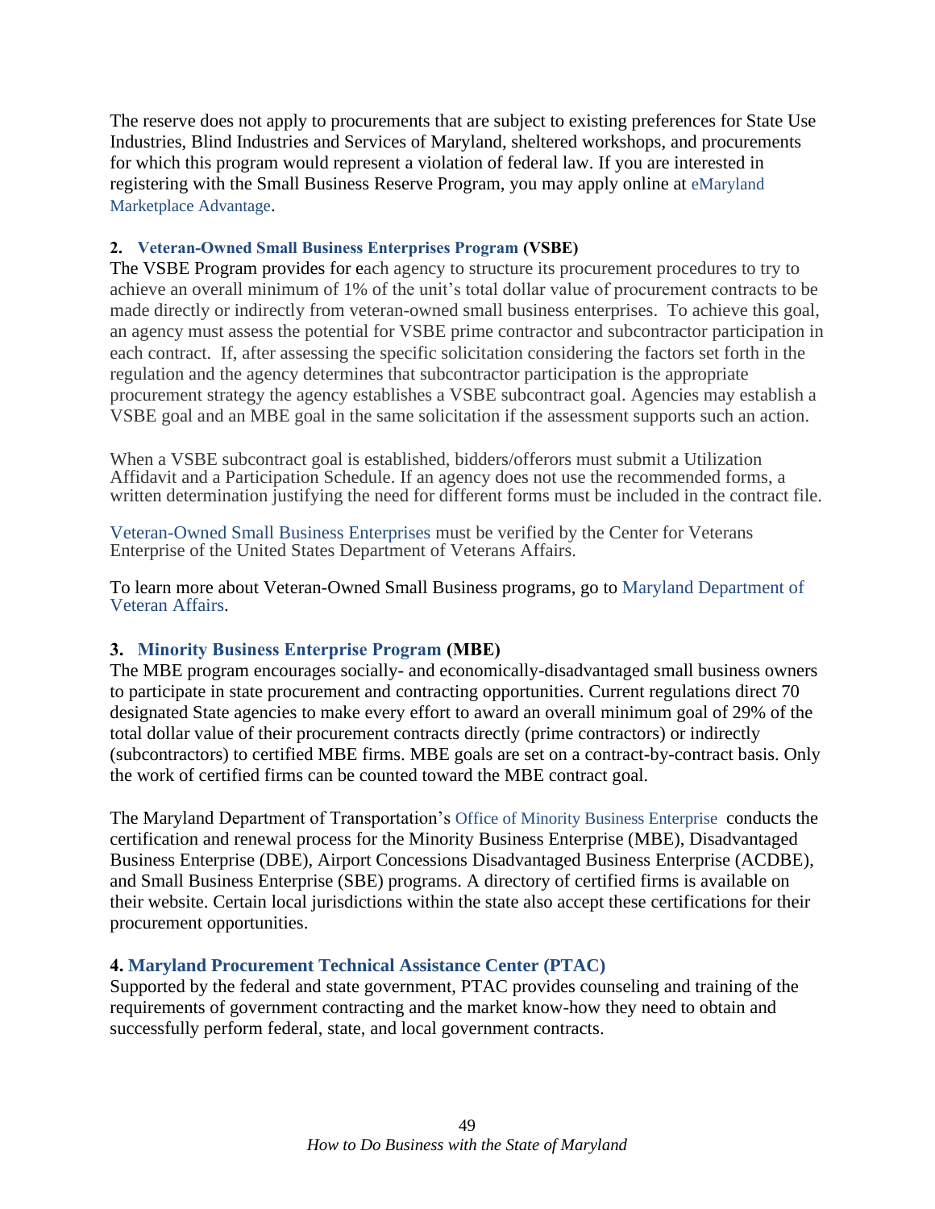The reserve does not apply to procurements that are subject to existing preferences for State Use Industries, Blind Industries and Services of Maryland, sheltered workshops, and procurements for which this program would represent a violation of federal law. If you are interested in registering with the Small Business Reserve Program, you may apply online at eMaryland Marketplace Advantage.

**2. Veteran-Owned Small Business Enterprises Program (VSBE)**

The VSBE Program provides for each agency to structure its procurement procedures to try to achieve an overall minimum of 1% of the unit's total dollar value of procurement contracts to be made directly or indirectly from veteran-owned small business enterprises. To achieve this goal, an agency must assess the potential for VSBE prime contractor and subcontractor participation in each contract. If, after assessing the specific solicitation considering the factors set forth in the regulation and the agency determines that subcontractor participation is the appropriate procurement strategy the agency establishes a VSBE subcontract goal. Agencies may establish a VSBE goal and an MBE goal in the same solicitation if the assessment supports such an action.

When a VSBE subcontract goal is established, bidders/offerors must submit a Utilization Affidavit and a Participation Schedule. If an agency does not use the recommended forms, a written determination justifying the need for different forms must be included in the contract file.

Veteran-Owned Small Business Enterprises must be verified by the Center for Veterans Enterprise of the United States Department of Veterans Affairs.

To learn more about Veteran-Owned Small Business programs, go to Maryland Department of Veteran Affairs.

**3. Minority Business Enterprise Program (MBE)**

The MBE program encourages socially- and economically-disadvantaged small business owners to participate in state procurement and contracting opportunities. Current regulations direct 70 designated State agencies to make every effort to award an overall minimum goal of 29% of the total dollar value of their procurement contracts directly (prime contractors) or indirectly (subcontractors) to certified MBE firms. MBE goals are set on a contract-by-contract basis. Only the work of certified firms can be counted toward the MBE contract goal.

The Maryland Department of Transportation's Office of Minority Business Enterprise conducts the certification and renewal process for the Minority Business Enterprise (MBE), Disadvantaged Business Enterprise (DBE), Airport Concessions Disadvantaged Business Enterprise (ACDBE), and Small Business Enterprise (SBE) programs. A directory of certified firms is available on their website. Certain local jurisdictions within the state also accept these certifications for their procurement opportunities.

**4. Maryland Procurement Technical Assistance Center (PTAC)**

Supported by the federal and state government, PTAC provides counseling and training of the requirements of government contracting and the market know-how they need to obtain and successfully perform federal, state, and local government contracts.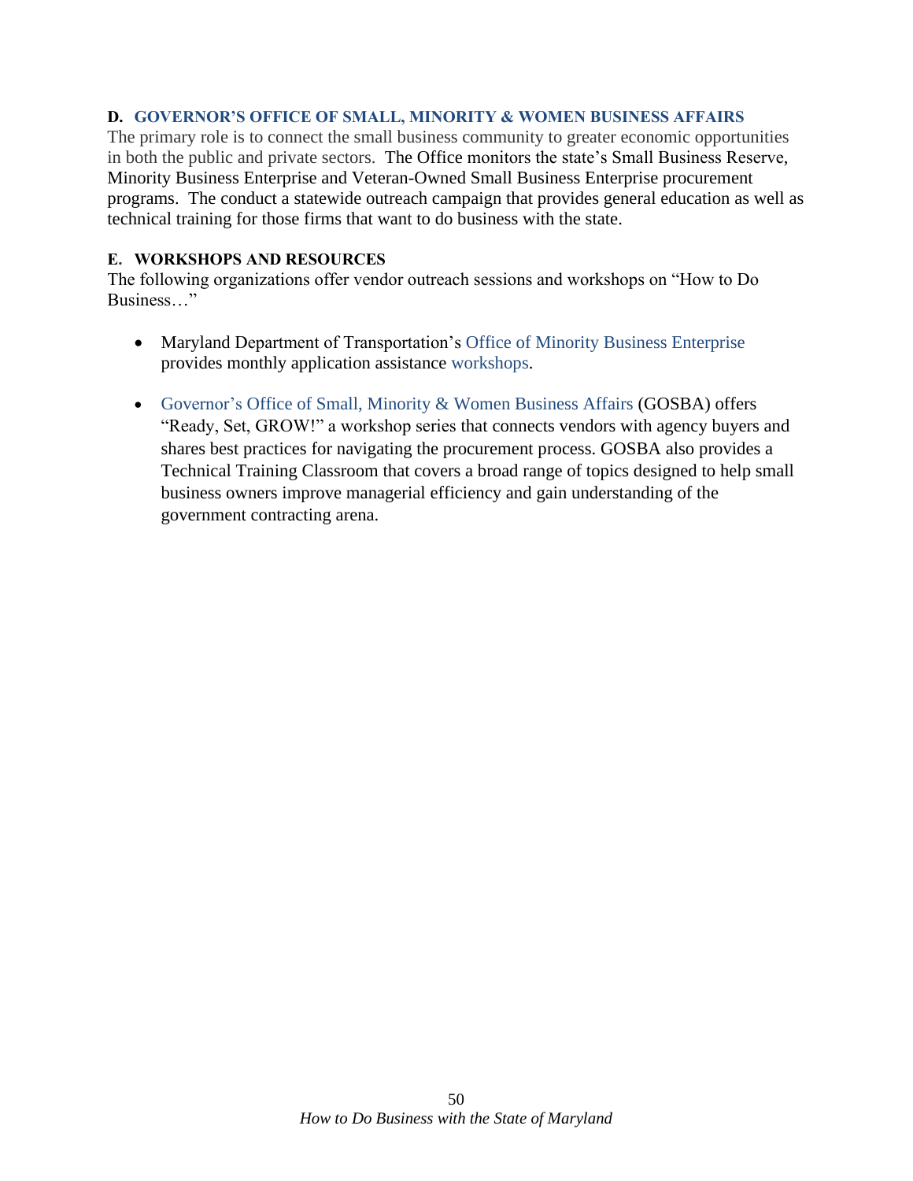### D. GOVERNOR'S OFFICE OF SMALL, MINORITY & WOMEN BUSINESS AFFAIRS

The primary role is to connect the small business community to greater economic opportunities in both the public and private sectors. The Office monitors the state's Small Business Reserve, Minority Business Enterprise and Veteran-Owned Small Business Enterprise procurement programs. The conduct a statewide outreach campaign that provides general education as well as technical training for those firms that want to do business with the state.

### E. WORKSHOPS AND RESOURCES

The following organizations offer vendor outreach sessions and workshops on "How to Do Business…"

- Maryland Department of Transportation's Office of Minority Business Enterprise provides monthly application assistance workshops.
- Governor's Office of Small, Minority & Women Business Affairs (GOSBA) offers "Ready, Set, GROW!" a workshop series that connects vendors with agency buyers and shares best practices for navigating the procurement process. GOSBA also provides a Technical Training Classroom that covers a broad range of topics designed to help small business owners improve managerial efficiency and gain understanding of the government contracting arena.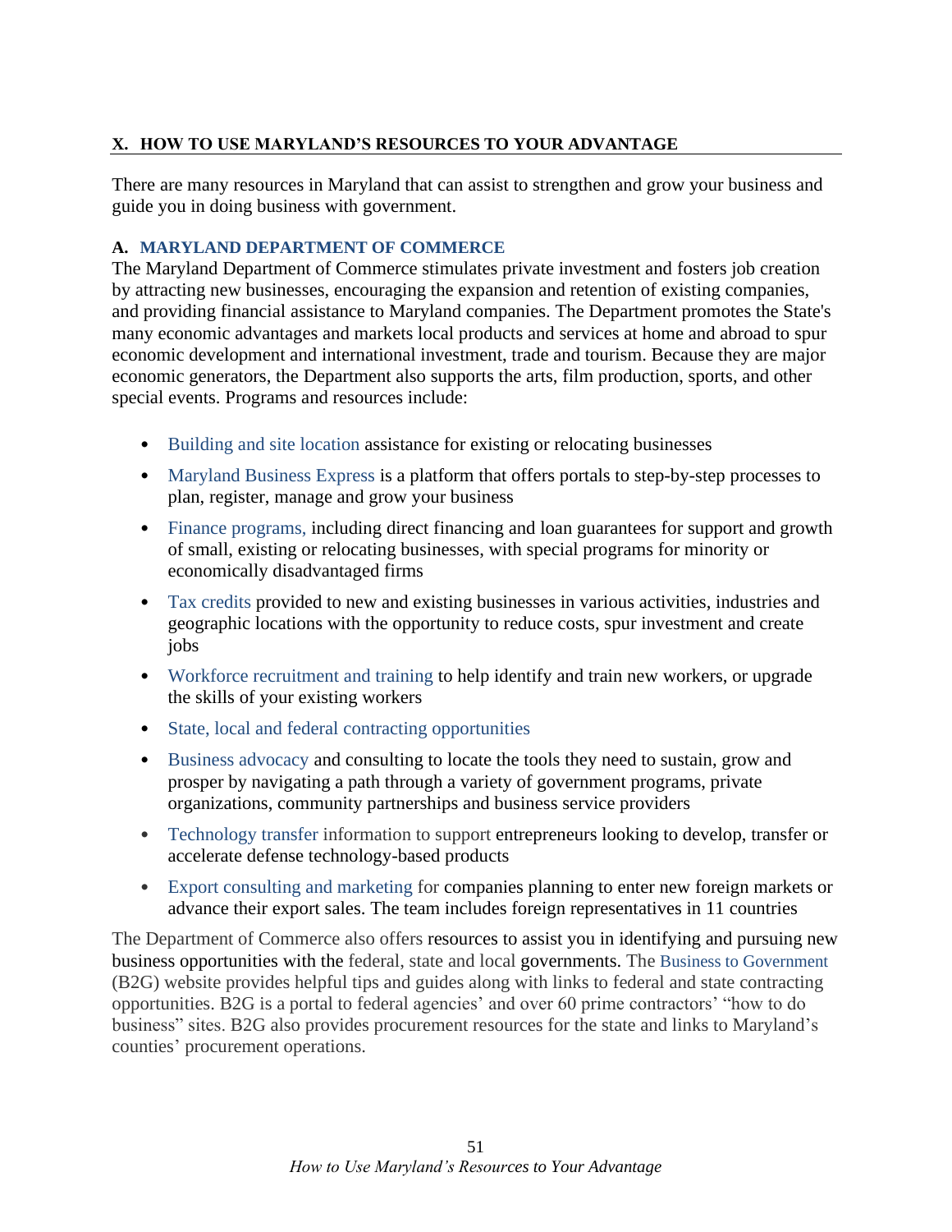## X. HOW TO USE MARYLAND'S RESOURCES TO YOUR ADVANTAGE

There are many resources in Maryland that can assist to strengthen and grow your business and guide you in doing business with government.

### A. MARYLAND DEPARTMENT OF COMMERCE

The Maryland Department of Commerce stimulates private investment and fosters job creation by attracting new businesses, encouraging the expansion and retention of existing companies, and providing financial assistance to Maryland companies. The Department promotes the State's many economic advantages and markets local products and services at home and abroad to spur economic development and international investment, trade and tourism. Because they are major economic generators, the Department also supports the arts, film production, sports, and other special events. Programs and resources include:

- Building and site location assistance for existing or relocating businesses
- Maryland Business Express is a platform that offers portals to step-by-step processes to plan, register, manage and grow your business
- Finance programs, including direct financing and loan guarantees for support and growth of small, existing or relocating businesses, with special programs for minority or economically disadvantaged firms
- Tax credits provided to new and existing businesses in various activities, industries and geographic locations with the opportunity to reduce costs, spur investment and create jobs
- Workforce recruitment and training to help identify and train new workers, or upgrade the skills of your existing workers
- State, local and federal contracting opportunities
- Business advocacy and consulting to locate the tools they need to sustain, grow and prosper by navigating a path through a variety of government programs, private organizations, community partnerships and business service providers
- Technology transfer information to support entrepreneurs looking to develop, transfer or accelerate defense technology-based products
- Export consulting and marketing for companies planning to enter new foreign markets or advance their export sales. The team includes foreign representatives in 11 countries

The Department of Commerce also offers resources to assist you in identifying and pursuing new business opportunities with the federal, state and local governments. The Business to Government (B2G) website provides helpful tips and guides along with links to federal and state contracting opportunities. B2G is a portal to federal agencies' and over 60 prime contractors' "how to do business" sites. B2G also provides procurement resources for the state and links to Maryland's counties' procurement operations.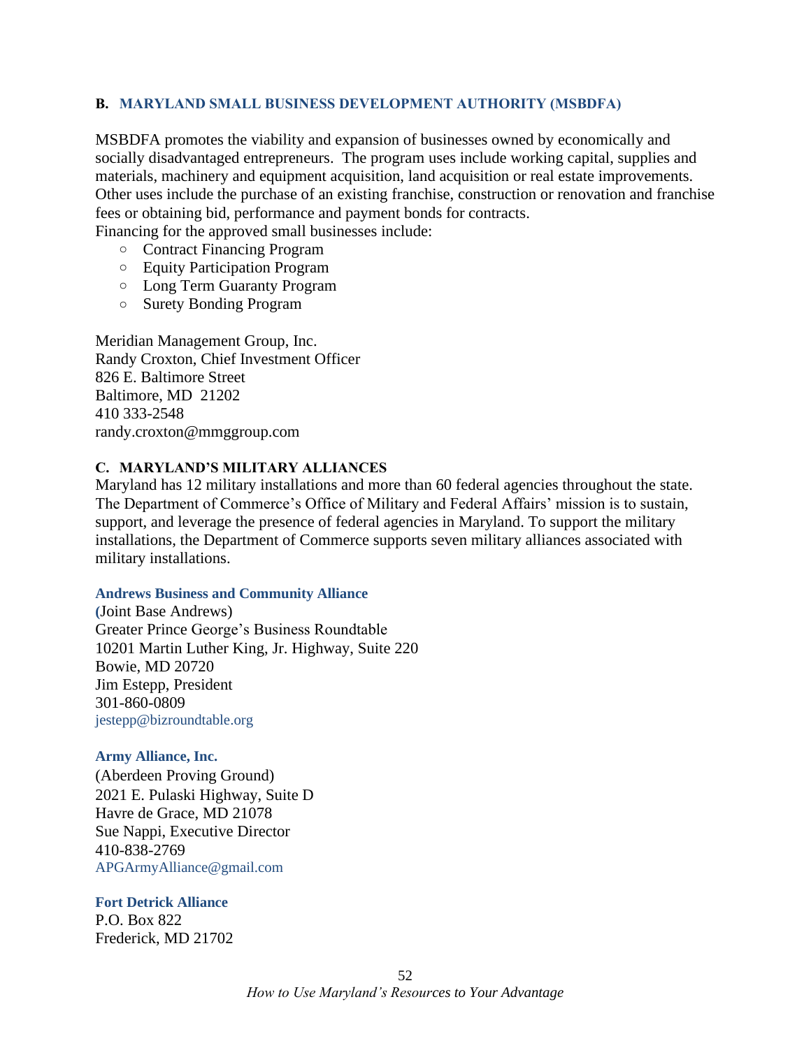### B. MARYLAND SMALL BUSINESS DEVELOPMENT AUTHORITY (MSBDFA)

MSBDFA promotes the viability and expansion of businesses owned by economically and socially disadvantaged entrepreneurs. The program uses include working capital, supplies and materials, machinery and equipment acquisition, land acquisition or real estate improvements. Other uses include the purchase of an existing franchise, construction or renovation and franchise fees or obtaining bid, performance and payment bonds for contracts.
Financing for the approved small businesses include:

- Contract Financing Program
- Equity Participation Program
- Long Term Guaranty Program
- Surety Bonding Program

Meridian Management Group, Inc.
Randy Croxton, Chief Investment Officer
826 E. Baltimore Street
Baltimore, MD 21202
410 333-2548
randy.croxton@mmggroup.com

### C. MARYLAND'S MILITARY ALLIANCES

Maryland has 12 military installations and more than 60 federal agencies throughout the state. The Department of Commerce's Office of Military and Federal Affairs' mission is to sustain, support, and leverage the presence of federal agencies in Maryland. To support the military installations, the Department of Commerce supports seven military alliances associated with military installations.

**Andrews Business and Community Alliance**
(Joint Base Andrews)
Greater Prince George's Business Roundtable
10201 Martin Luther King, Jr. Highway, Suite 220
Bowie, MD 20720
Jim Estepp, President
301-860-0809
jestepp@bizroundtable.org

**Army Alliance, Inc.**
(Aberdeen Proving Ground)
2021 E. Pulaski Highway, Suite D
Havre de Grace, MD 21078
Sue Nappi, Executive Director
410-838-2769
APGArmyAlliance@gmail.com

**Fort Detrick Alliance**
P.O. Box 822
Frederick, MD 21702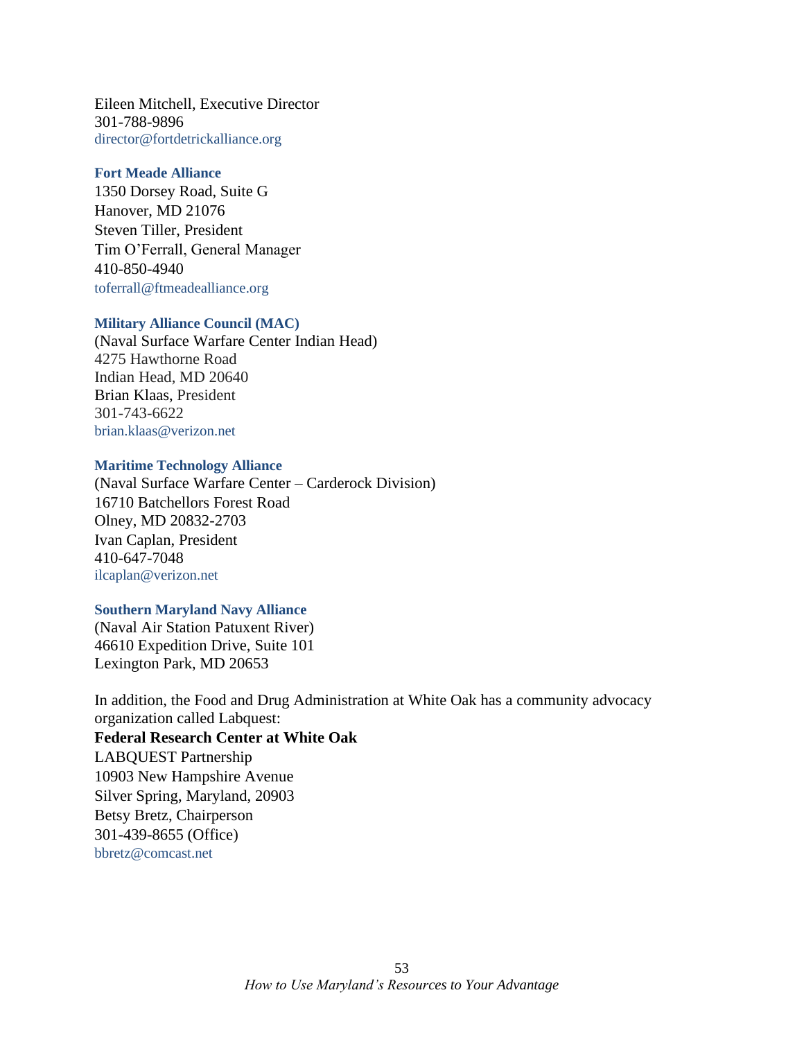Eileen Mitchell, Executive Director
301-788-9896
director@fortdetrickalliance.org

**Fort Meade Alliance**
1350 Dorsey Road, Suite G
Hanover, MD 21076
Steven Tiller, President
Tim O'Ferrall, General Manager
410-850-4940
toferrall@ftmeadealliance.org

**Military Alliance Council (MAC)**
(Naval Surface Warfare Center Indian Head)
4275 Hawthorne Road
Indian Head, MD 20640
Brian Klaas, President
301-743-6622
brian.klaas@verizon.net

**Maritime Technology Alliance**
(Naval Surface Warfare Center – Carderock Division)
16710 Batchellors Forest Road
Olney, MD 20832-2703
Ivan Caplan, President
410-647-7048
ilcaplan@verizon.net

**Southern Maryland Navy Alliance**
(Naval Air Station Patuxent River)
46610 Expedition Drive, Suite 101
Lexington Park, MD 20653

In addition, the Food and Drug Administration at White Oak has a community advocacy organization called Labquest:

**Federal Research Center at White Oak**
LABQUEST Partnership
10903 New Hampshire Avenue
Silver Spring, Maryland, 20903
Betsy Bretz, Chairperson
301-439-8655 (Office)
bbretz@comcast.net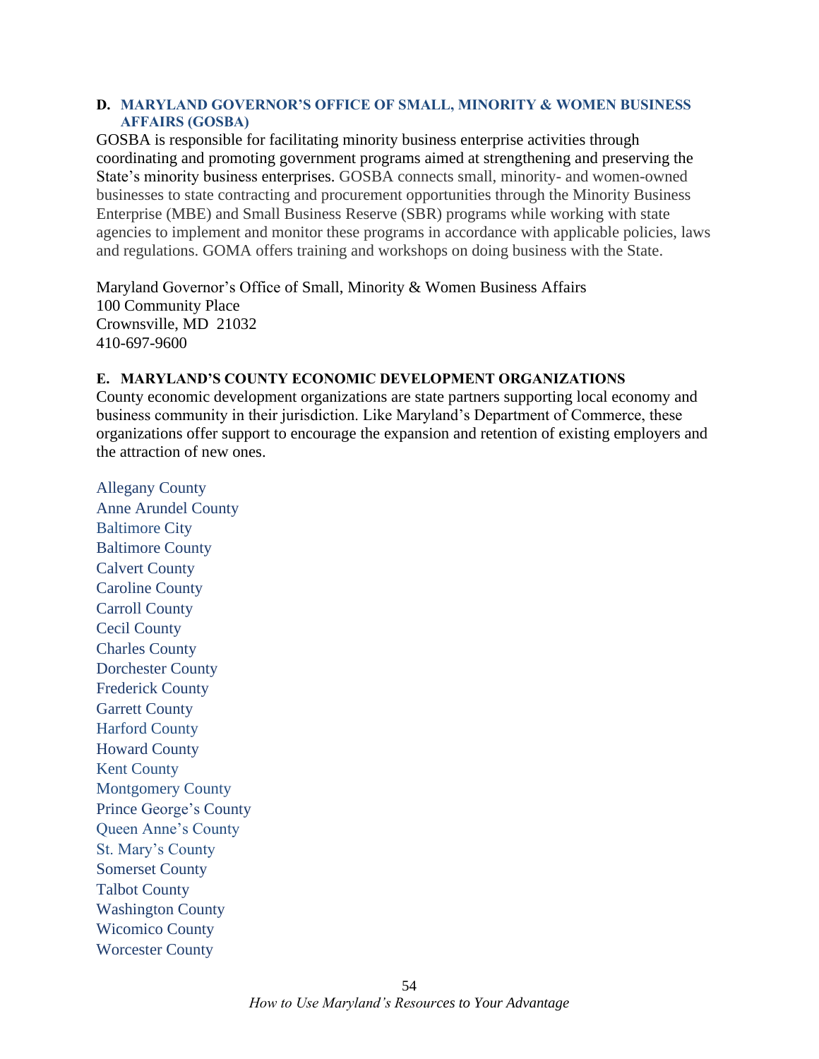### D. MARYLAND GOVERNOR'S OFFICE OF SMALL, MINORITY & WOMEN BUSINESS AFFAIRS (GOSBA)

GOSBA is responsible for facilitating minority business enterprise activities through coordinating and promoting government programs aimed at strengthening and preserving the State's minority business enterprises. GOSBA connects small, minority- and women-owned businesses to state contracting and procurement opportunities through the Minority Business Enterprise (MBE) and Small Business Reserve (SBR) programs while working with state agencies to implement and monitor these programs in accordance with applicable policies, laws and regulations. GOMA offers training and workshops on doing business with the State.

Maryland Governor's Office of Small, Minority & Women Business Affairs
100 Community Place
Crownsville, MD 21032
410-697-9600

### E. MARYLAND'S COUNTY ECONOMIC DEVELOPMENT ORGANIZATIONS

County economic development organizations are state partners supporting local economy and business community in their jurisdiction. Like Maryland's Department of Commerce, these organizations offer support to encourage the expansion and retention of existing employers and the attraction of new ones.

Allegany County
Anne Arundel County
Baltimore City
Baltimore County
Calvert County
Caroline County
Carroll County
Cecil County
Charles County
Dorchester County
Frederick County
Garrett County
Harford County
Howard County
Kent County
Montgomery County
Prince George's County
Queen Anne's County
St. Mary's County
Somerset County
Talbot County
Washington County
Wicomico County
Worcester County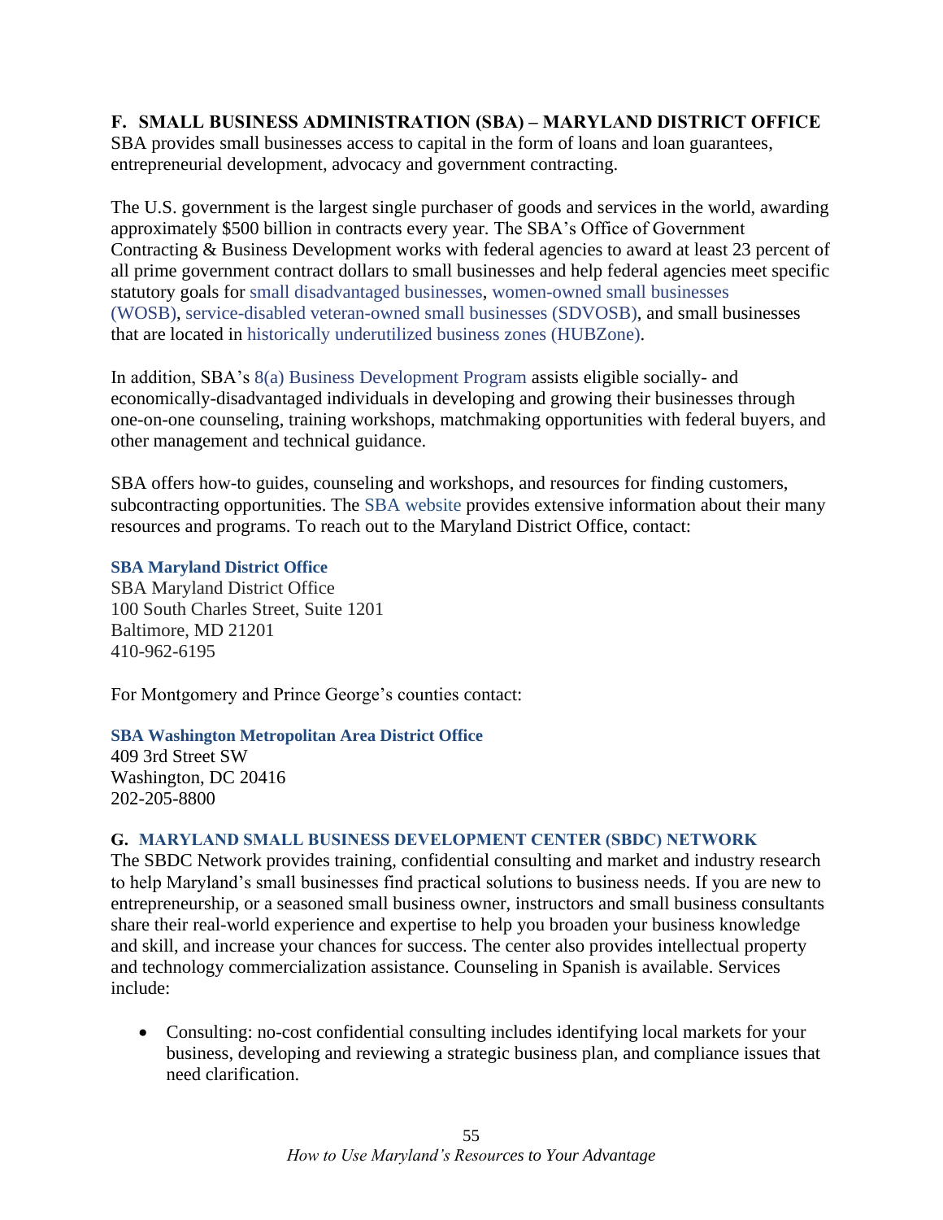## F. SMALL BUSINESS ADMINISTRATION (SBA) – MARYLAND DISTRICT OFFICE

SBA provides small businesses access to capital in the form of loans and loan guarantees, entrepreneurial development, advocacy and government contracting.

The U.S. government is the largest single purchaser of goods and services in the world, awarding approximately $500 billion in contracts every year. The SBA's Office of Government Contracting & Business Development works with federal agencies to award at least 23 percent of all prime government contract dollars to small businesses and help federal agencies meet specific statutory goals for small disadvantaged businesses, women-owned small businesses (WOSB), service-disabled veteran-owned small businesses (SDVOSB), and small businesses that are located in historically underutilized business zones (HUBZone).

In addition, SBA's 8(a) Business Development Program assists eligible socially- and economically-disadvantaged individuals in developing and growing their businesses through one-on-one counseling, training workshops, matchmaking opportunities with federal buyers, and other management and technical guidance.

SBA offers how-to guides, counseling and workshops, and resources for finding customers, subcontracting opportunities. The SBA website provides extensive information about their many resources and programs. To reach out to the Maryland District Office, contact:

**SBA Maryland District Office**
SBA Maryland District Office
100 South Charles Street, Suite 1201
Baltimore, MD 21201
410-962-6195

For Montgomery and Prince George's counties contact:

**SBA Washington Metropolitan Area District Office**
409 3rd Street SW
Washington, DC 20416
202-205-8800

## G. MARYLAND SMALL BUSINESS DEVELOPMENT CENTER (SBDC) NETWORK

The SBDC Network provides training, confidential consulting and market and industry research to help Maryland's small businesses find practical solutions to business needs. If you are new to entrepreneurship, or a seasoned small business owner, instructors and small business consultants share their real-world experience and expertise to help you broaden your business knowledge and skill, and increase your chances for success. The center also provides intellectual property and technology commercialization assistance. Counseling in Spanish is available. Services include:

- Consulting: no-cost confidential consulting includes identifying local markets for your business, developing and reviewing a strategic business plan, and compliance issues that need clarification.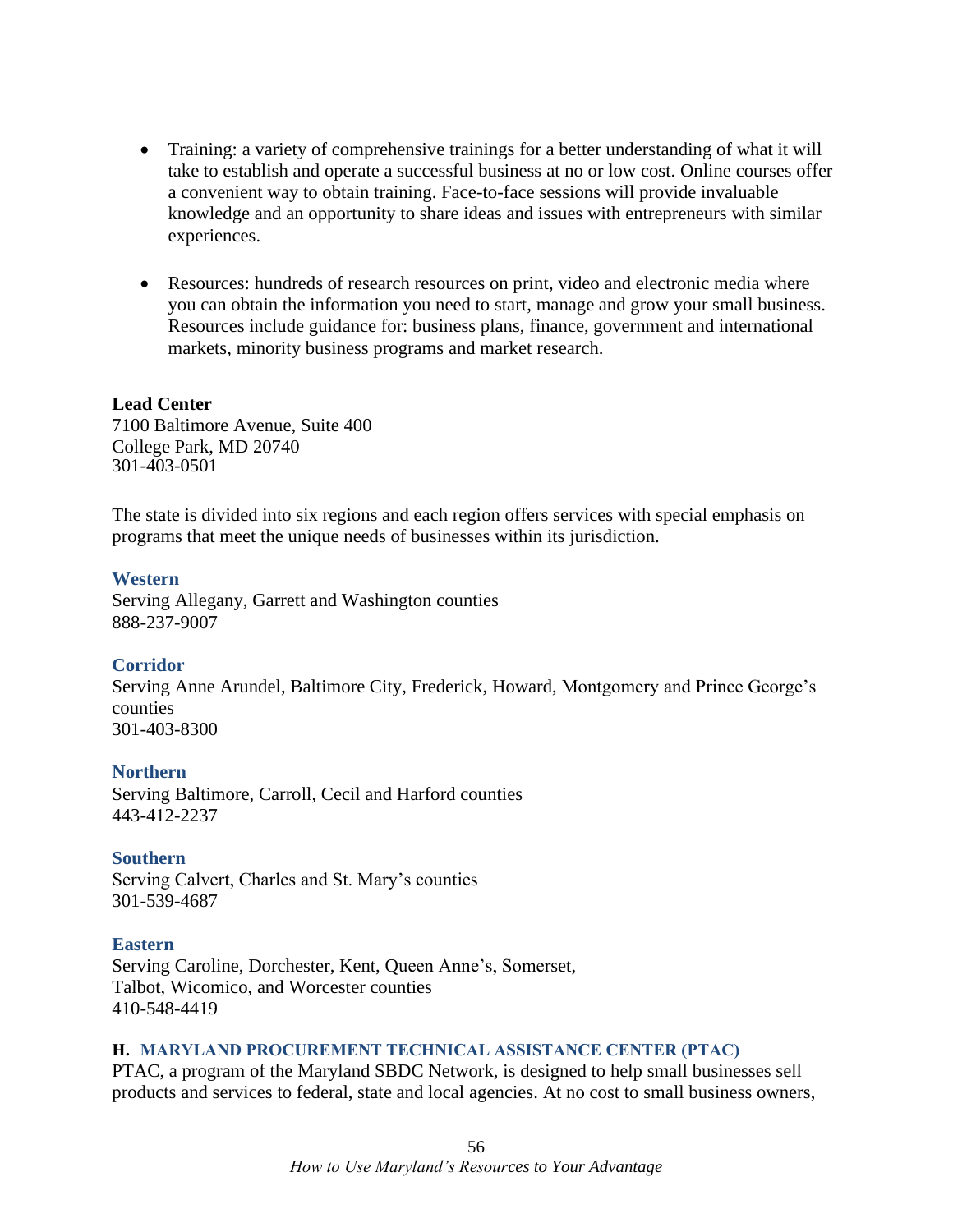- Training: a variety of comprehensive trainings for a better understanding of what it will take to establish and operate a successful business at no or low cost. Online courses offer a convenient way to obtain training. Face-to-face sessions will provide invaluable knowledge and an opportunity to share ideas and issues with entrepreneurs with similar experiences.

- Resources: hundreds of research resources on print, video and electronic media where you can obtain the information you need to start, manage and grow your small business. Resources include guidance for: business plans, finance, government and international markets, minority business programs and market research.

**Lead Center**
7100 Baltimore Avenue, Suite 400
College Park, MD 20740
301-403-0501

The state is divided into six regions and each region offers services with special emphasis on programs that meet the unique needs of businesses within its jurisdiction.

**Western**
Serving Allegany, Garrett and Washington counties
888-237-9007

**Corridor**
Serving Anne Arundel, Baltimore City, Frederick, Howard, Montgomery and Prince George's counties
301-403-8300

**Northern**
Serving Baltimore, Carroll, Cecil and Harford counties
443-412-2237

**Southern**
Serving Calvert, Charles and St. Mary's counties
301-539-4687

**Eastern**
Serving Caroline, Dorchester, Kent, Queen Anne's, Somerset, Talbot, Wicomico, and Worcester counties
410-548-4419

### H. MARYLAND PROCUREMENT TECHNICAL ASSISTANCE CENTER (PTAC)

PTAC, a program of the Maryland SBDC Network, is designed to help small businesses sell products and services to federal, state and local agencies. At no cost to small business owners,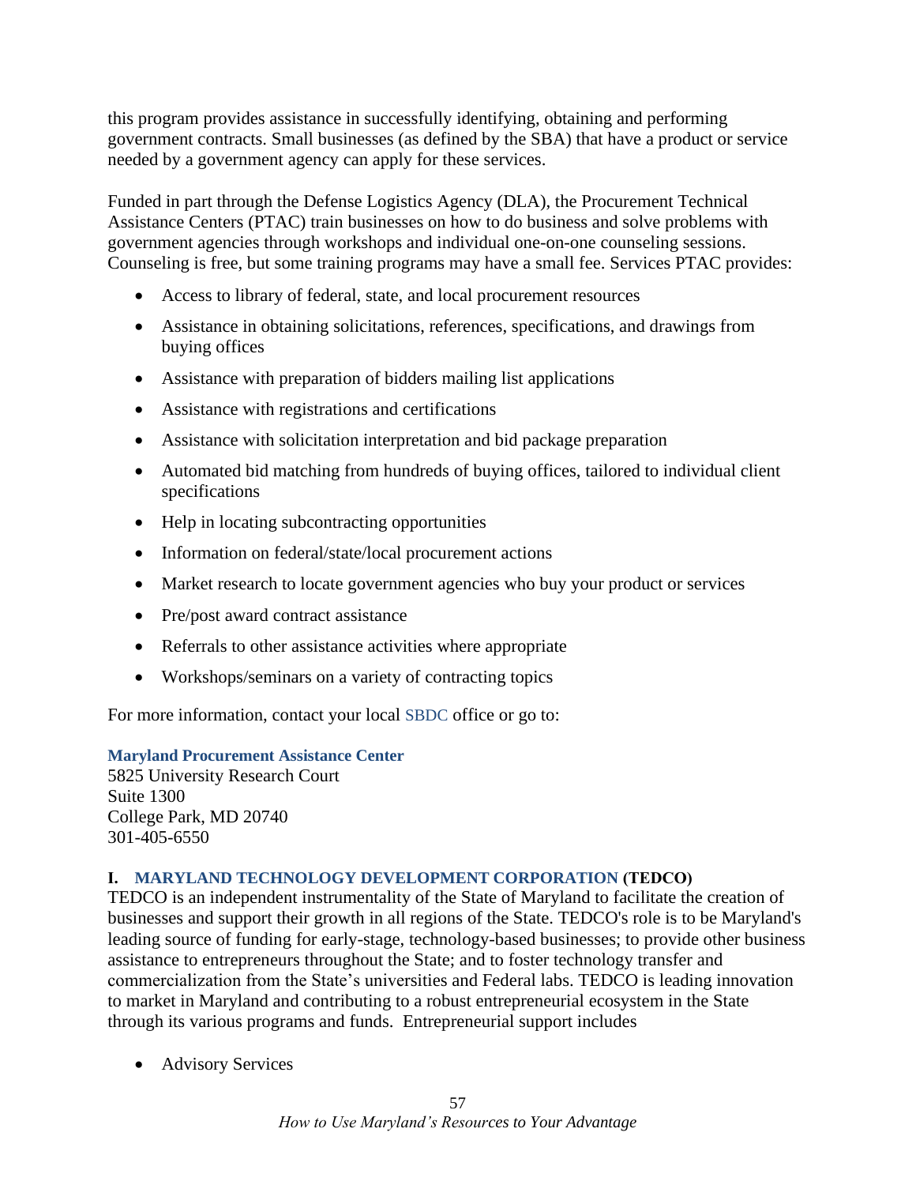this program provides assistance in successfully identifying, obtaining and performing government contracts. Small businesses (as defined by the SBA) that have a product or service needed by a government agency can apply for these services.

Funded in part through the Defense Logistics Agency (DLA), the Procurement Technical Assistance Centers (PTAC) train businesses on how to do business and solve problems with government agencies through workshops and individual one-on-one counseling sessions. Counseling is free, but some training programs may have a small fee. Services PTAC provides:

- Access to library of federal, state, and local procurement resources
- Assistance in obtaining solicitations, references, specifications, and drawings from buying offices
- Assistance with preparation of bidders mailing list applications
- Assistance with registrations and certifications
- Assistance with solicitation interpretation and bid package preparation
- Automated bid matching from hundreds of buying offices, tailored to individual client specifications
- Help in locating subcontracting opportunities
- Information on federal/state/local procurement actions
- Market research to locate government agencies who buy your product or services
- Pre/post award contract assistance
- Referrals to other assistance activities where appropriate
- Workshops/seminars on a variety of contracting topics

For more information, contact your local SBDC office or go to:

**Maryland Procurement Assistance Center**
5825 University Research Court
Suite 1300
College Park, MD 20740
301-405-6550

**I. MARYLAND TECHNOLOGY DEVELOPMENT CORPORATION (TEDCO)**

TEDCO is an independent instrumentality of the State of Maryland to facilitate the creation of businesses and support their growth in all regions of the State. TEDCO's role is to be Maryland's leading source of funding for early-stage, technology-based businesses; to provide other business assistance to entrepreneurs throughout the State; and to foster technology transfer and commercialization from the State's universities and Federal labs. TEDCO is leading innovation to market in Maryland and contributing to a robust entrepreneurial ecosystem in the State through its various programs and funds. Entrepreneurial support includes

- Advisory Services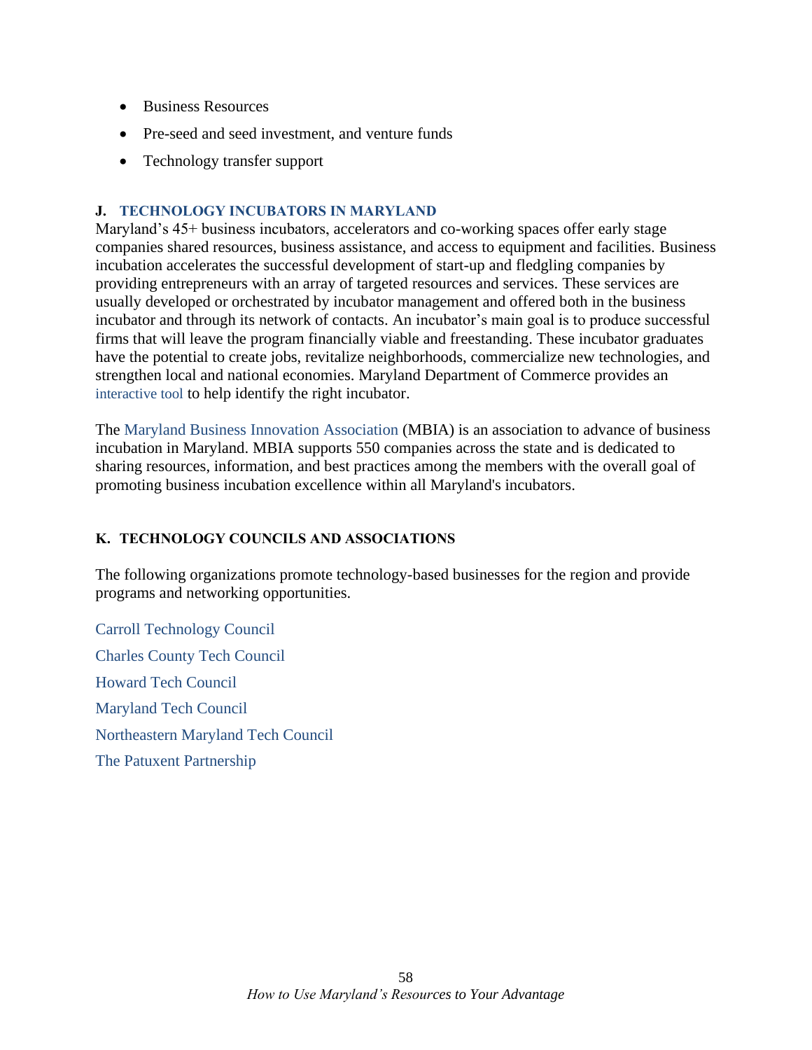- Business Resources
- Pre-seed and seed investment, and venture funds
- Technology transfer support

## J. TECHNOLOGY INCUBATORS IN MARYLAND

Maryland's 45+ business incubators, accelerators and co-working spaces offer early stage companies shared resources, business assistance, and access to equipment and facilities. Business incubation accelerates the successful development of start-up and fledgling companies by providing entrepreneurs with an array of targeted resources and services. These services are usually developed or orchestrated by incubator management and offered both in the business incubator and through its network of contacts. An incubator's main goal is to produce successful firms that will leave the program financially viable and freestanding. These incubator graduates have the potential to create jobs, revitalize neighborhoods, commercialize new technologies, and strengthen local and national economies. Maryland Department of Commerce provides an interactive tool to help identify the right incubator.

The Maryland Business Innovation Association (MBIA) is an association to advance of business incubation in Maryland. MBIA supports 550 companies across the state and is dedicated to sharing resources, information, and best practices among the members with the overall goal of promoting business incubation excellence within all Maryland's incubators.

## K. TECHNOLOGY COUNCILS AND ASSOCIATIONS

The following organizations promote technology-based businesses for the region and provide programs and networking opportunities.

Carroll Technology Council

Charles County Tech Council

Howard Tech Council

Maryland Tech Council

Northeastern Maryland Tech Council

The Patuxent Partnership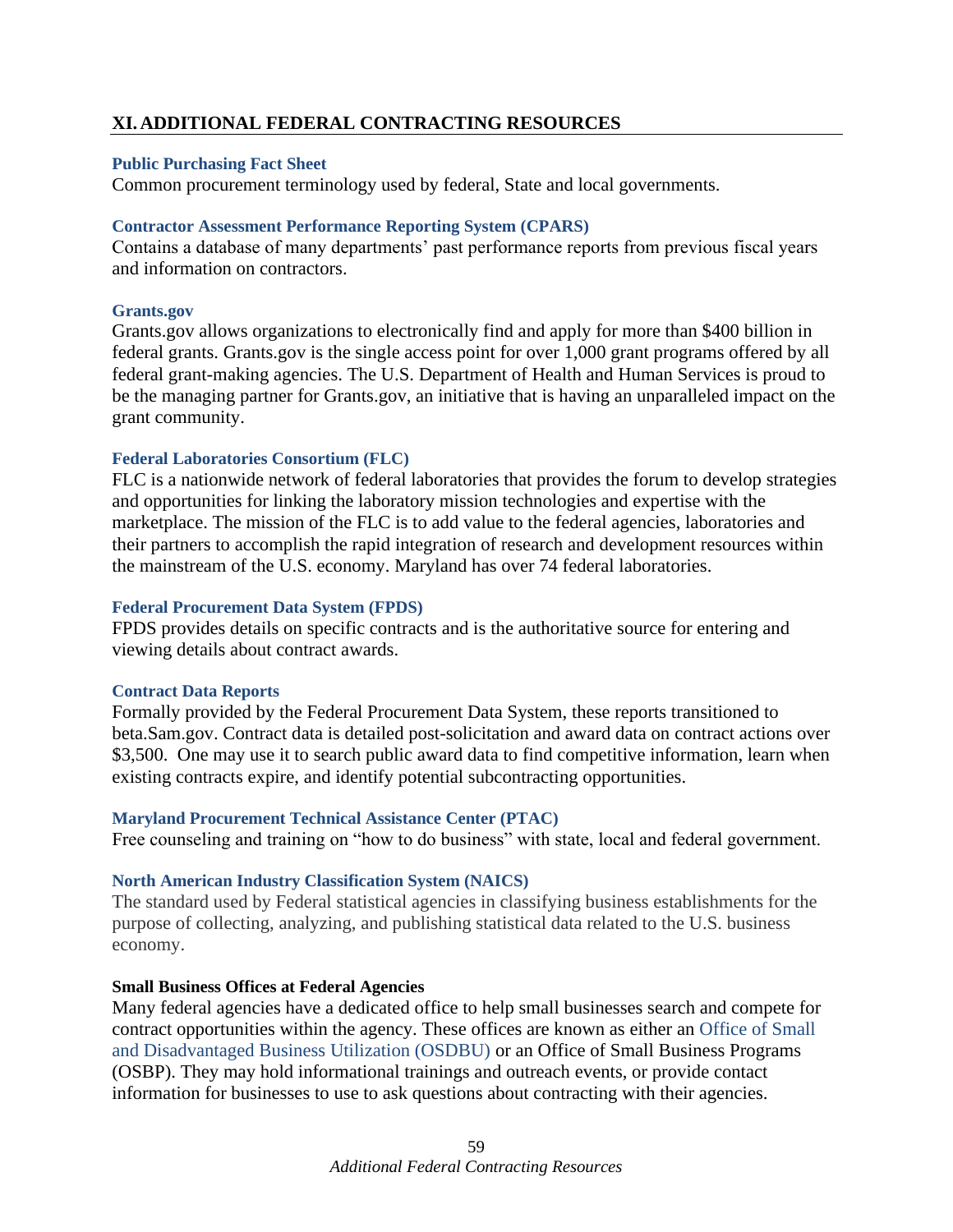## XI. ADDITIONAL FEDERAL CONTRACTING RESOURCES

**Public Purchasing Fact Sheet**
Common procurement terminology used by federal, State and local governments.

**Contractor Assessment Performance Reporting System (CPARS)**
Contains a database of many departments' past performance reports from previous fiscal years and information on contractors.

**Grants.gov**
Grants.gov allows organizations to electronically find and apply for more than $400 billion in federal grants. Grants.gov is the single access point for over 1,000 grant programs offered by all federal grant-making agencies. The U.S. Department of Health and Human Services is proud to be the managing partner for Grants.gov, an initiative that is having an unparalleled impact on the grant community.

**Federal Laboratories Consortium (FLC)**
FLC is a nationwide network of federal laboratories that provides the forum to develop strategies and opportunities for linking the laboratory mission technologies and expertise with the marketplace. The mission of the FLC is to add value to the federal agencies, laboratories and their partners to accomplish the rapid integration of research and development resources within the mainstream of the U.S. economy. Maryland has over 74 federal laboratories.

**Federal Procurement Data System (FPDS)**
FPDS provides details on specific contracts and is the authoritative source for entering and viewing details about contract awards.

**Contract Data Reports**
Formally provided by the Federal Procurement Data System, these reports transitioned to beta.Sam.gov. Contract data is detailed post-solicitation and award data on contract actions over $3,500. One may use it to search public award data to find competitive information, learn when existing contracts expire, and identify potential subcontracting opportunities.

**Maryland Procurement Technical Assistance Center (PTAC)**
Free counseling and training on "how to do business" with state, local and federal government.

**North American Industry Classification System (NAICS)**
The standard used by Federal statistical agencies in classifying business establishments for the purpose of collecting, analyzing, and publishing statistical data related to the U.S. business economy.

**Small Business Offices at Federal Agencies**
Many federal agencies have a dedicated office to help small businesses search and compete for contract opportunities within the agency. These offices are known as either an Office of Small and Disadvantaged Business Utilization (OSDBU) or an Office of Small Business Programs (OSBP). They may hold informational trainings and outreach events, or provide contact information for businesses to use to ask questions about contracting with their agencies.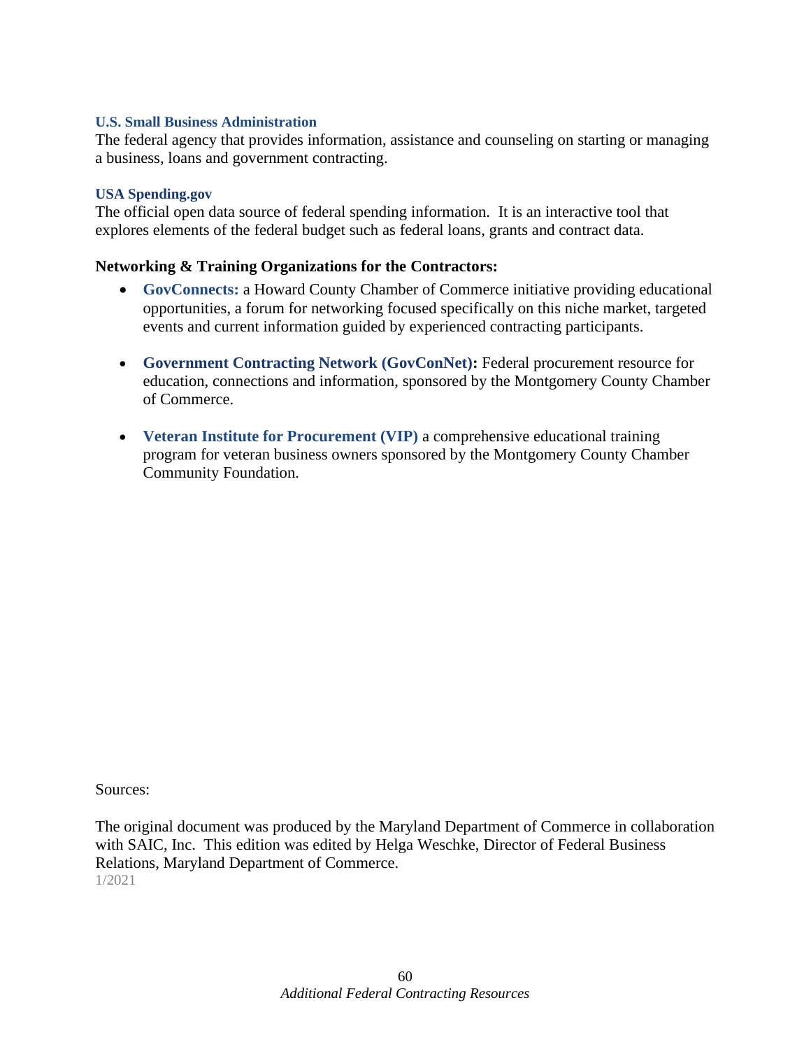### U.S. Small Business Administration

The federal agency that provides information, assistance and counseling on starting or managing a business, loans and government contracting.

### USA Spending.gov

The official open data source of federal spending information. It is an interactive tool that explores elements of the federal budget such as federal loans, grants and contract data.

**Networking & Training Organizations for the Contractors:**

- **GovConnects:** a Howard County Chamber of Commerce initiative providing educational opportunities, a forum for networking focused specifically on this niche market, targeted events and current information guided by experienced contracting participants.

- **Government Contracting Network (GovConNet):** Federal procurement resource for education, connections and information, sponsored by the Montgomery County Chamber of Commerce.

- **Veteran Institute for Procurement (VIP)** a comprehensive educational training program for veteran business owners sponsored by the Montgomery County Chamber Community Foundation.

Sources:

The original document was produced by the Maryland Department of Commerce in collaboration with SAIC, Inc. This edition was edited by Helga Weschke, Director of Federal Business Relations, Maryland Department of Commerce.
1/2021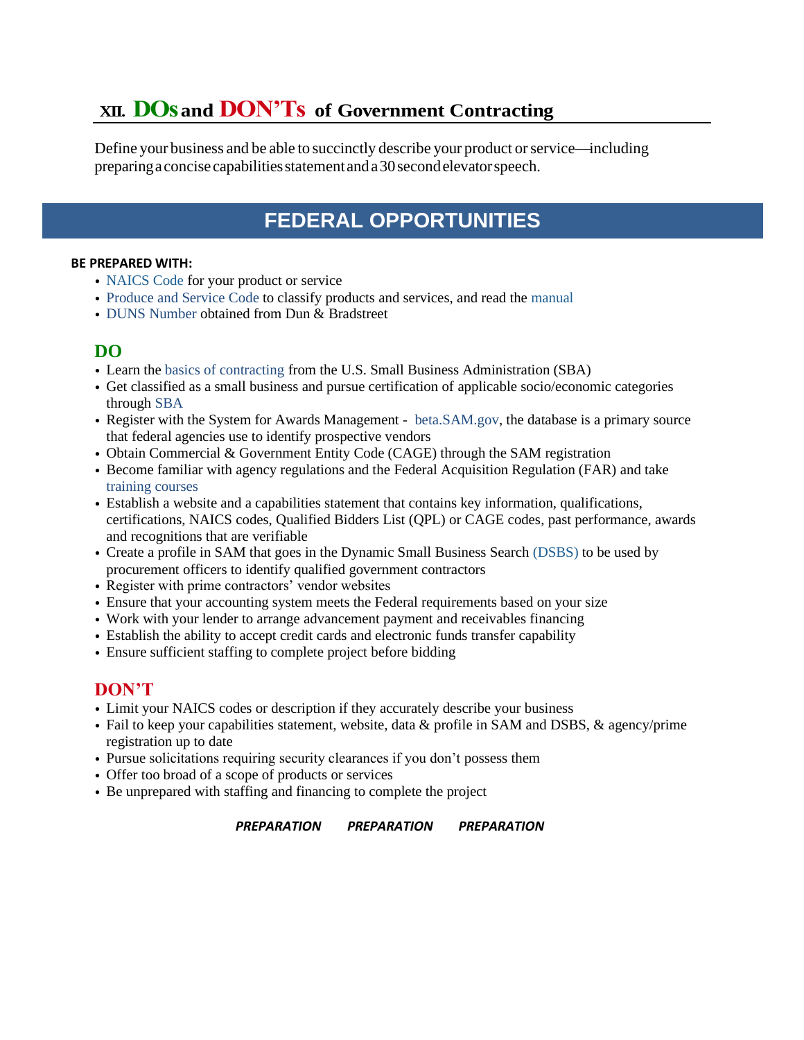## XII. DOs and DON'Ts of Government Contracting

Define your business and be able to succinctly describe your product or service—including preparing a concise capabilities statement and a 30 second elevator speech.

## FEDERAL OPPORTUNITIES

**BE PREPARED WITH:**

- NAICS Code for your product or service
- Produce and Service Code to classify products and services, and read the manual
- DUNS Number obtained from Dun & Bradstreet

### DO

- Learn the basics of contracting from the U.S. Small Business Administration (SBA)
- Get classified as a small business and pursue certification of applicable socio/economic categories through SBA
- Register with the System for Awards Management - beta.SAM.gov, the database is a primary source that federal agencies use to identify prospective vendors
- Obtain Commercial & Government Entity Code (CAGE) through the SAM registration
- Become familiar with agency regulations and the Federal Acquisition Regulation (FAR) and take training courses
- Establish a website and a capabilities statement that contains key information, qualifications, certifications, NAICS codes, Qualified Bidders List (QPL) or CAGE codes, past performance, awards and recognitions that are verifiable
- Create a profile in SAM that goes in the Dynamic Small Business Search (DSBS) to be used by procurement officers to identify qualified government contractors
- Register with prime contractors' vendor websites
- Ensure that your accounting system meets the Federal requirements based on your size
- Work with your lender to arrange advancement payment and receivables financing
- Establish the ability to accept credit cards and electronic funds transfer capability
- Ensure sufficient staffing to complete project before bidding

### DON'T

- Limit your NAICS codes or description if they accurately describe your business
- Fail to keep your capabilities statement, website, data & profile in SAM and DSBS, & agency/prime registration up to date
- Pursue solicitations requiring security clearances if you don't possess them
- Offer too broad of a scope of products or services
- Be unprepared with staffing and financing to complete the project

***PREPARATION PREPARATION PREPARATION***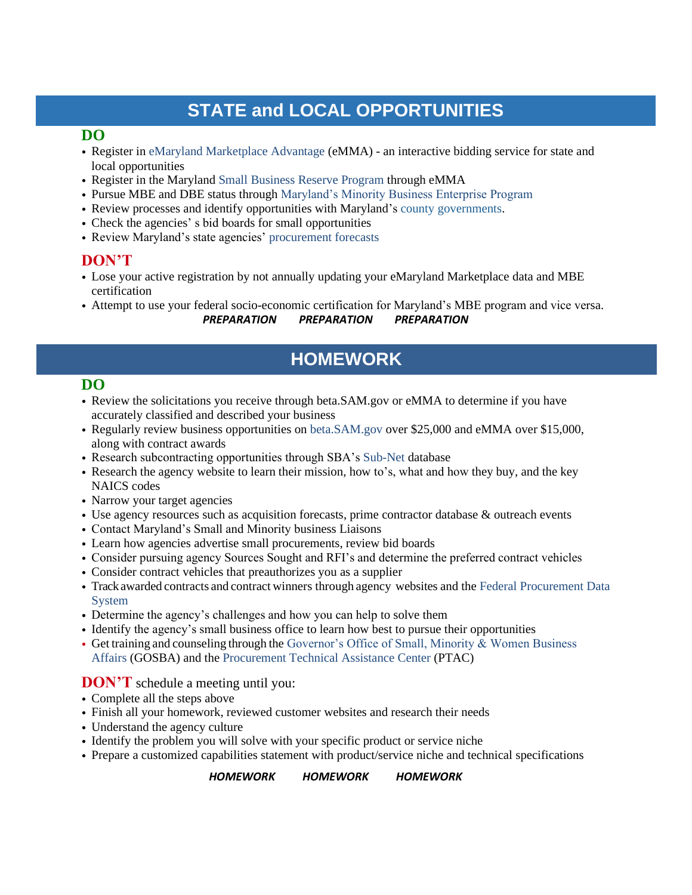## STATE and LOCAL OPPORTUNITIES

### DO

- Register in eMaryland Marketplace Advantage (eMMA) - an interactive bidding service for state and local opportunities
- Register in the Maryland Small Business Reserve Program through eMMA
- Pursue MBE and DBE status through Maryland's Minority Business Enterprise Program
- Review processes and identify opportunities with Maryland's county governments.
- Check the agencies' s bid boards for small opportunities
- Review Maryland's state agencies' procurement forecasts

### DON'T

- Lose your active registration by not annually updating your eMaryland Marketplace data and MBE certification
- Attempt to use your federal socio-economic certification for Maryland's MBE program and vice versa.

***PREPARATION PREPARATION PREPARATION***

## HOMEWORK

### DO

- Review the solicitations you receive through beta.SAM.gov or eMMA to determine if you have accurately classified and described your business
- Regularly review business opportunities on beta.SAM.gov over $25,000 and eMMA over $15,000, along with contract awards
- Research subcontracting opportunities through SBA's Sub-Net database
- Research the agency website to learn their mission, how to's, what and how they buy, and the key NAICS codes
- Narrow your target agencies
- Use agency resources such as acquisition forecasts, prime contractor database & outreach events
- Contact Maryland's Small and Minority business Liaisons
- Learn how agencies advertise small procurements, review bid boards
- Consider pursuing agency Sources Sought and RFI's and determine the preferred contract vehicles
- Consider contract vehicles that preauthorizes you as a supplier
- Track awarded contracts and contract winners through agency websites and the Federal Procurement Data System
- Determine the agency's challenges and how you can help to solve them
- Identify the agency's small business office to learn how best to pursue their opportunities
- Get training and counseling through the Governor's Office of Small, Minority & Women Business Affairs (GOSBA) and the Procurement Technical Assistance Center (PTAC)

**DON'T** schedule a meeting until you:

- Complete all the steps above
- Finish all your homework, reviewed customer websites and research their needs
- Understand the agency culture
- Identify the problem you will solve with your specific product or service niche
- Prepare a customized capabilities statement with product/service niche and technical specifications

***HOMEWORK HOMEWORK HOMEWORK***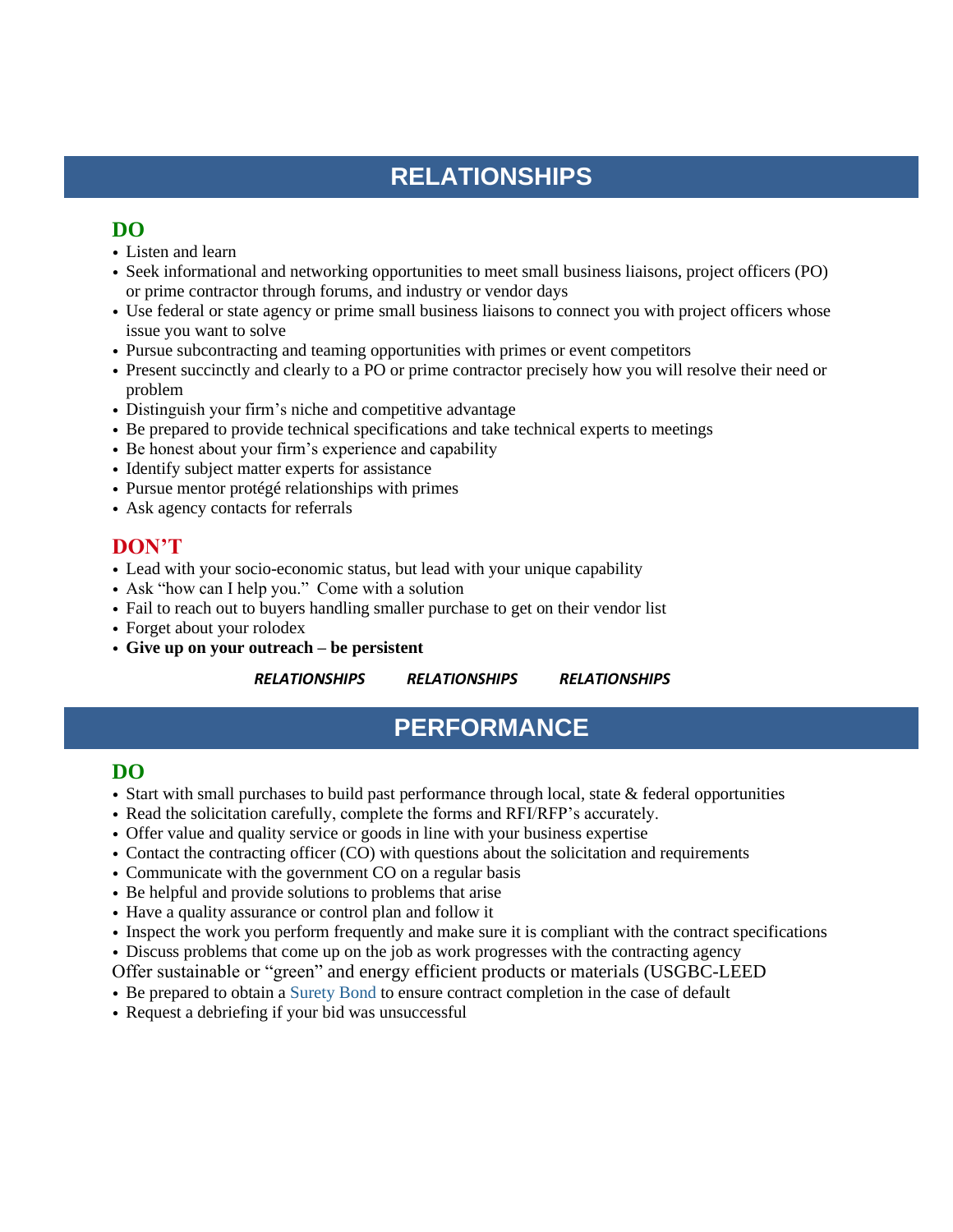## RELATIONSHIPS

### DO

- Listen and learn
- Seek informational and networking opportunities to meet small business liaisons, project officers (PO) or prime contractor through forums, and industry or vendor days
- Use federal or state agency or prime small business liaisons to connect you with project officers whose issue you want to solve
- Pursue subcontracting and teaming opportunities with primes or event competitors
- Present succinctly and clearly to a PO or prime contractor precisely how you will resolve their need or problem
- Distinguish your firm's niche and competitive advantage
- Be prepared to provide technical specifications and take technical experts to meetings
- Be honest about your firm's experience and capability
- Identify subject matter experts for assistance
- Pursue mentor protégé relationships with primes
- Ask agency contacts for referrals

### DON'T

- Lead with your socio-economic status, but lead with your unique capability
- Ask "how can I help you." Come with a solution
- Fail to reach out to buyers handling smaller purchase to get on their vendor list
- Forget about your rolodex
- **Give up on your outreach – be persistent**

***RELATIONSHIPS*** ***RELATIONSHIPS*** ***RELATIONSHIPS***

## PERFORMANCE

### DO

- Start with small purchases to build past performance through local, state & federal opportunities
- Read the solicitation carefully, complete the forms and RFI/RFP's accurately.
- Offer value and quality service or goods in line with your business expertise
- Contact the contracting officer (CO) with questions about the solicitation and requirements
- Communicate with the government CO on a regular basis
- Be helpful and provide solutions to problems that arise
- Have a quality assurance or control plan and follow it
- Inspect the work you perform frequently and make sure it is compliant with the contract specifications
- Discuss problems that come up on the job as work progresses with the contracting agency

Offer sustainable or "green" and energy efficient products or materials (USGBC-LEED

- Be prepared to obtain a Surety Bond to ensure contract completion in the case of default
- Request a debriefing if your bid was unsuccessful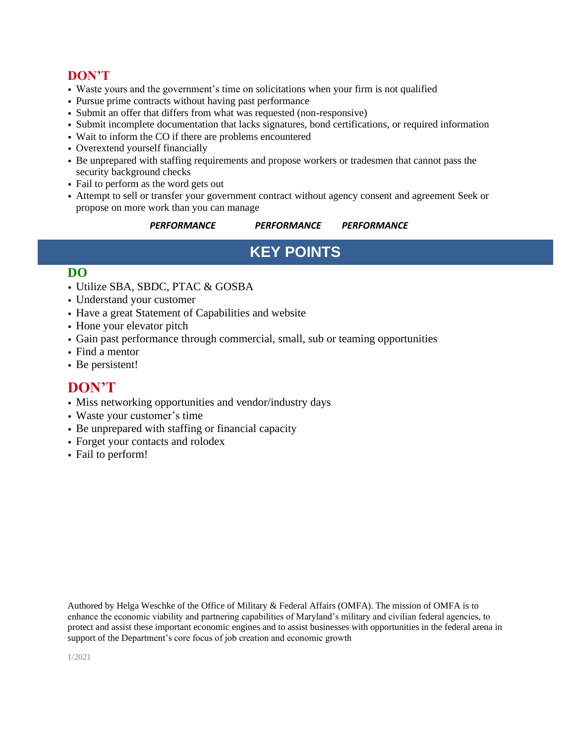## DON'T

- Waste yours and the government's time on solicitations when your firm is not qualified
- Pursue prime contracts without having past performance
- Submit an offer that differs from what was requested (non-responsive)
- Submit incomplete documentation that lacks signatures, bond certifications, or required information
- Wait to inform the CO if there are problems encountered
- Overextend yourself financially
- Be unprepared with staffing requirements and propose workers or tradesmen that cannot pass the security background checks
- Fail to perform as the word gets out
- Attempt to sell or transfer your government contract without agency consent and agreement Seek or propose on more work than you can manage

***PERFORMANCE PERFORMANCE PERFORMANCE***

# KEY POINTS

## DO

- Utilize SBA, SBDC, PTAC & GOSBA
- Understand your customer
- Have a great Statement of Capabilities and website
- Hone your elevator pitch
- Gain past performance through commercial, small, sub or teaming opportunities
- Find a mentor
- Be persistent!

## DON'T

- Miss networking opportunities and vendor/industry days
- Waste your customer's time
- Be unprepared with staffing or financial capacity
- Forget your contacts and rolodex
- Fail to perform!

Authored by Helga Weschke of the Office of Military & Federal Affairs (OMFA). The mission of OMFA is to enhance the economic viability and partnering capabilities of Maryland's military and civilian federal agencies, to protect and assist these important economic engines and to assist businesses with opportunities in the federal arena in support of the Department's core focus of job creation and economic growth

1/2021